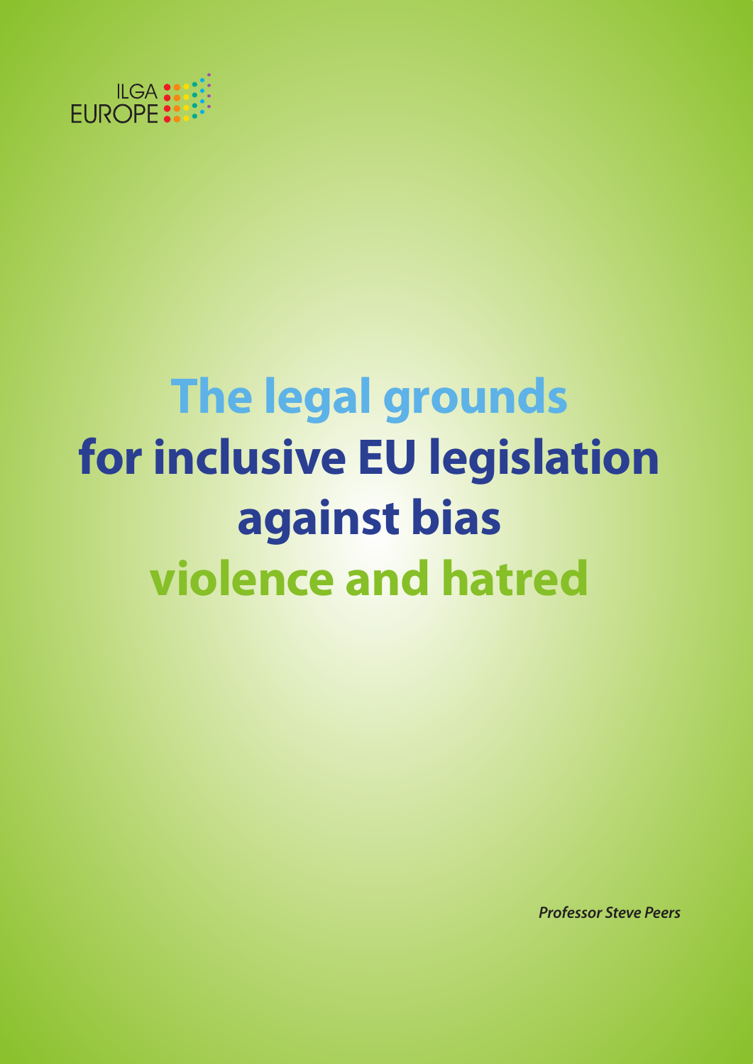ILGA EUROPE

# The legal grounds for inclusive EU legislation against bias violence and hatred

***Professor Steve Peers***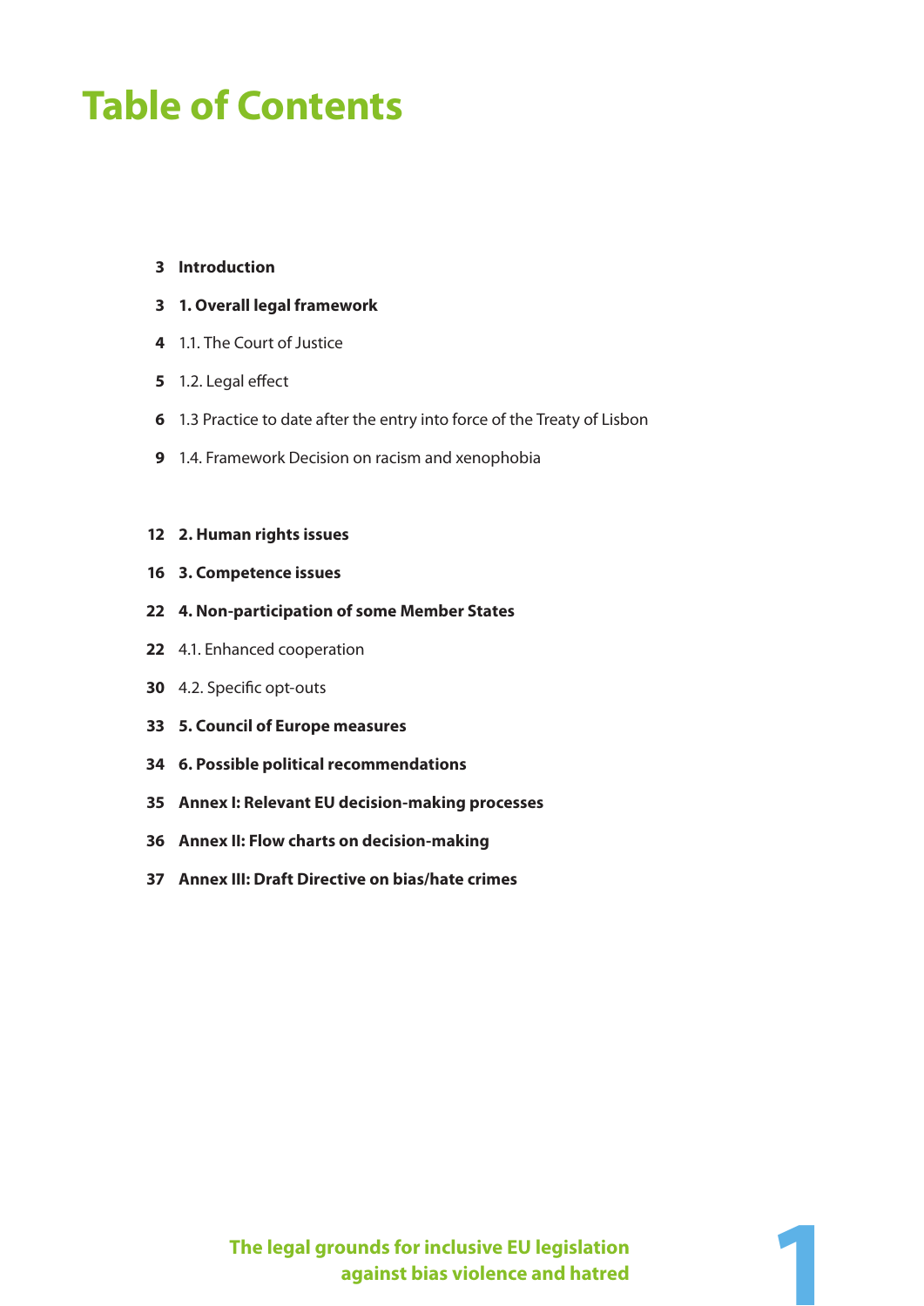# Table of Contents

| | |
|---|---|
| 3 | **Introduction** |
| 3 | **1. Overall legal framework** |
| 4 | 1.1. The Court of Justice |
| 5 | 1.2. Legal effect |
| 6 | 1.3 Practice to date after the entry into force of the Treaty of Lisbon |
| 9 | 1.4. Framework Decision on racism and xenophobia |
| 12 | **2. Human rights issues** |
| 16 | **3. Competence issues** |
| 22 | **4. Non-participation of some Member States** |
| 22 | 4.1. Enhanced cooperation |
| 30 | 4.2. Specific opt-outs |
| 33 | **5. Council of Europe measures** |
| 34 | **6. Possible political recommendations** |
| 35 | **Annex I: Relevant EU decision-making processes** |
| 36 | **Annex II: Flow charts on decision-making** |
| 37 | **Annex III: Draft Directive on bias/hate crimes** |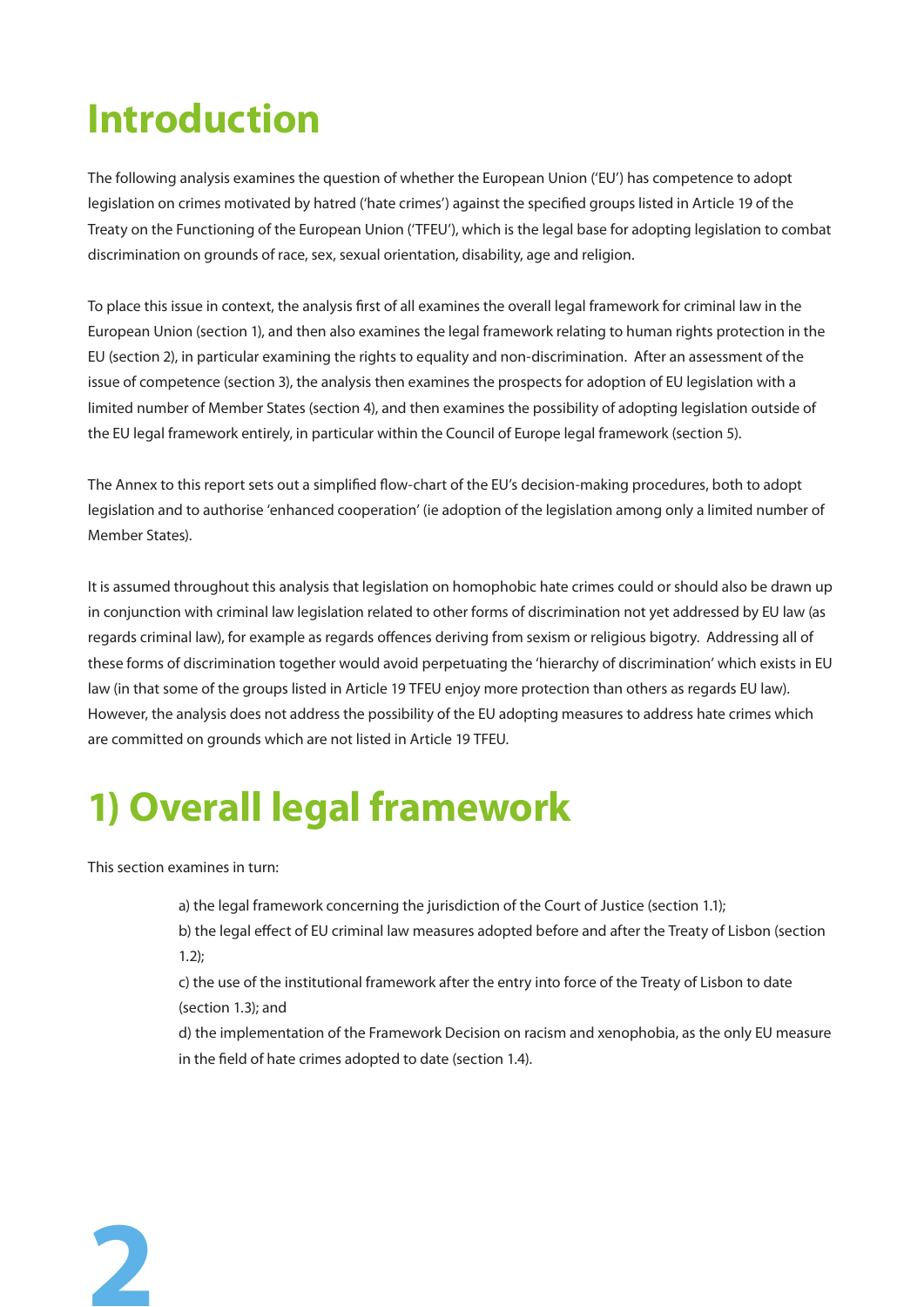# Introduction

The following analysis examines the question of whether the European Union ('EU') has competence to adopt legislation on crimes motivated by hatred ('hate crimes') against the specified groups listed in Article 19 of the Treaty on the Functioning of the European Union ('TFEU'), which is the legal base for adopting legislation to combat discrimination on grounds of race, sex, sexual orientation, disability, age and religion.

To place this issue in context, the analysis first of all examines the overall legal framework for criminal law in the European Union (section 1), and then also examines the legal framework relating to human rights protection in the EU (section 2), in particular examining the rights to equality and non-discrimination. After an assessment of the issue of competence (section 3), the analysis then examines the prospects for adoption of EU legislation with a limited number of Member States (section 4), and then examines the possibility of adopting legislation outside of the EU legal framework entirely, in particular within the Council of Europe legal framework (section 5).

The Annex to this report sets out a simplified flow-chart of the EU's decision-making procedures, both to adopt legislation and to authorise 'enhanced cooperation' (ie adoption of the legislation among only a limited number of Member States).

It is assumed throughout this analysis that legislation on homophobic hate crimes could or should also be drawn up in conjunction with criminal law legislation related to other forms of discrimination not yet addressed by EU law (as regards criminal law), for example as regards offences deriving from sexism or religious bigotry. Addressing all of these forms of discrimination together would avoid perpetuating the 'hierarchy of discrimination' which exists in EU law (in that some of the groups listed in Article 19 TFEU enjoy more protection than others as regards EU law). However, the analysis does not address the possibility of the EU adopting measures to address hate crimes which are committed on grounds which are not listed in Article 19 TFEU.

# 1) Overall legal framework

This section examines in turn:

a) the legal framework concerning the jurisdiction of the Court of Justice (section 1.1);
b) the legal effect of EU criminal law measures adopted before and after the Treaty of Lisbon (section 1.2);
c) the use of the institutional framework after the entry into force of the Treaty of Lisbon to date (section 1.3); and
d) the implementation of the Framework Decision on racism and xenophobia, as the only EU measure in the field of hate crimes adopted to date (section 1.4).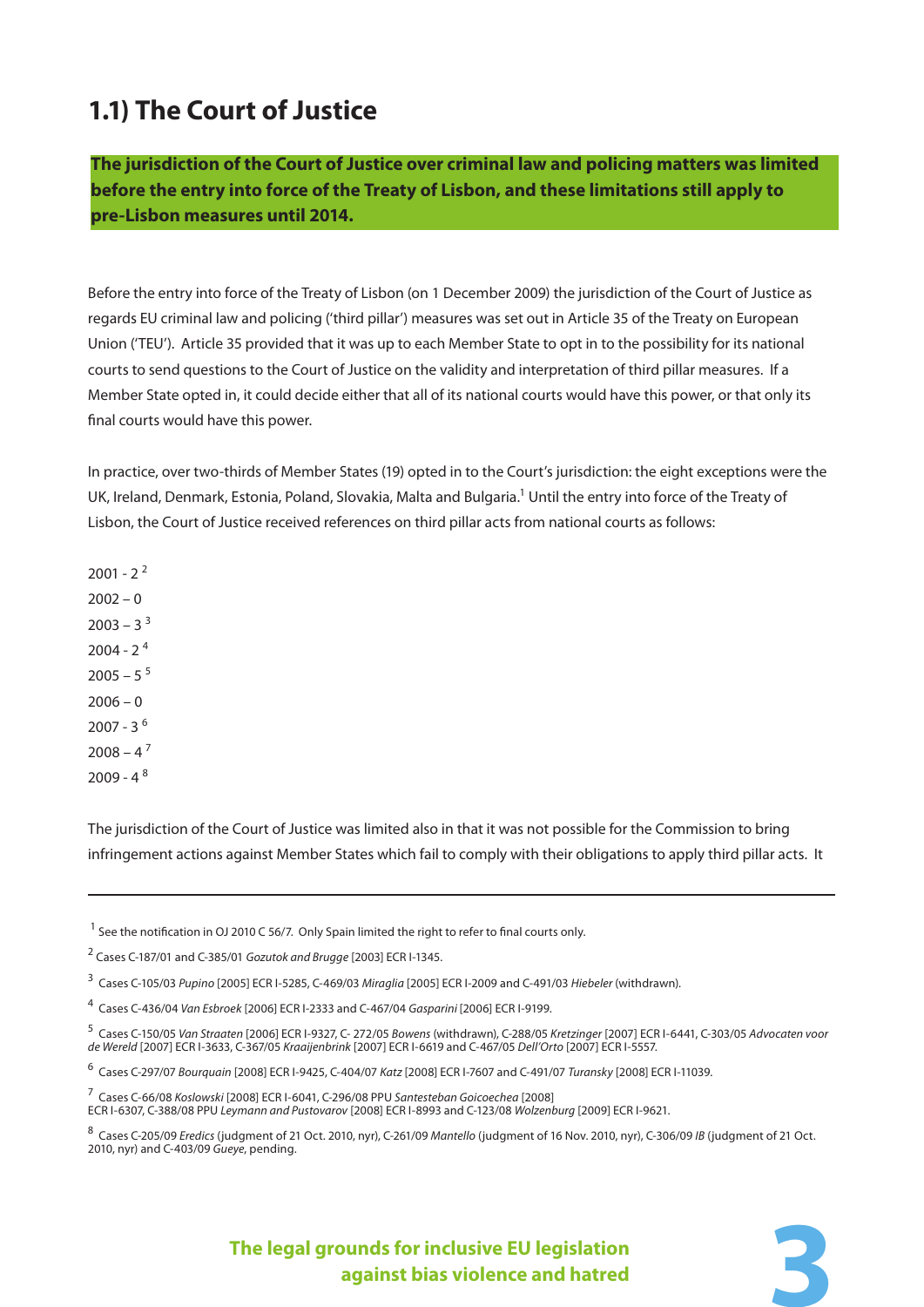## 1.1) The Court of Justice

**The jurisdiction of the Court of Justice over criminal law and policing matters was limited before the entry into force of the Treaty of Lisbon, and these limitations still apply to pre-Lisbon measures until 2014.**

Before the entry into force of the Treaty of Lisbon (on 1 December 2009) the jurisdiction of the Court of Justice as regards EU criminal law and policing ('third pillar') measures was set out in Article 35 of the Treaty on European Union ('TEU'). Article 35 provided that it was up to each Member State to opt in to the possibility for its national courts to send questions to the Court of Justice on the validity and interpretation of third pillar measures. If a Member State opted in, it could decide either that all of its national courts would have this power, or that only its final courts would have this power.

In practice, over two-thirds of Member States (19) opted in to the Court's jurisdiction: the eight exceptions were the UK, Ireland, Denmark, Estonia, Poland, Slovakia, Malta and Bulgaria.[1] Until the entry into force of the Treaty of Lisbon, the Court of Justice received references on third pillar acts from national courts as follows:

2001 - 2 [2]
2002 – 0
2003 – 3 [3]
2004 - 2 [4]
2005 – 5 [5]
2006 – 0
2007 - 3 [6]
2008 – 4 [7]
2009 - 4 [8]

The jurisdiction of the Court of Justice was limited also in that it was not possible for the Commission to bring infringement actions against Member States which fail to comply with their obligations to apply third pillar acts. It

---

[1] See the notification in OJ 2010 C 56/7. Only Spain limited the right to refer to final courts only.

[2] Cases C-187/01 and C-385/01 *Gozutok and Brugge* [2003] ECR I-1345.

[3] Cases C-105/03 *Pupino* [2005] ECR I-5285, C-469/03 *Miraglia* [2005] ECR I-2009 and C-491/03 *Hiebeler* (withdrawn).

[4] Cases C-436/04 *Van Esbroek* [2006] ECR I-2333 and C-467/04 *Gasparini* [2006] ECR I-9199.

[5] Cases C-150/05 *Van Straaten* [2006] ECR I-9327, C- 272/05 *Bowens* (withdrawn), C-288/05 *Kretzinger* [2007] ECR I-6441, C-303/05 *Advocaten voor de Wereld* [2007] ECR I-3633, C-367/05 *Kraaijenbrink* [2007] ECR I-6619 and C-467/05 *Dell'Orto* [2007] ECR I-5557.

[6] Cases C-297/07 *Bourquain* [2008] ECR I-9425, C-404/07 *Katz* [2008] ECR I-7607 and C-491/07 *Turansky* [2008] ECR I-11039.

[7] Cases C-66/08 *Koslowski* [2008] ECR I-6041, C-296/08 PPU *Santesteban Goicoechea* [2008] ECR I-6307, C-388/08 PPU *Leymann and Pustovarov* [2008] ECR I-8993 and C-123/08 *Wolzenburg* [2009] ECR I-9621.

[8] Cases C-205/09 *Eredics* (judgment of 21 Oct. 2010, nyr), C-261/09 *Mantello* (judgment of 16 Nov. 2010, nyr), C-306/09 *IB* (judgment of 21 Oct. 2010, nyr) and C-403/09 *Gueye*, pending.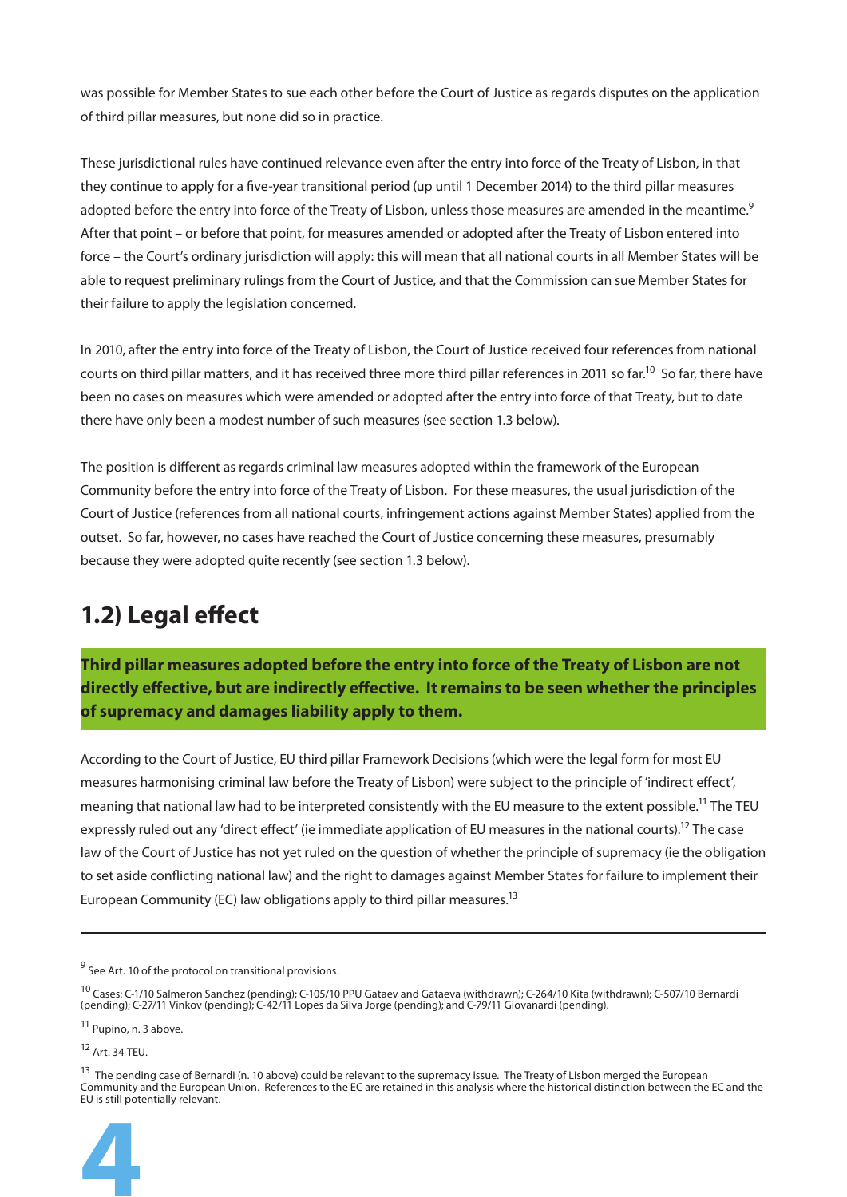was possible for Member States to sue each other before the Court of Justice as regards disputes on the application of third pillar measures, but none did so in practice.

These jurisdictional rules have continued relevance even after the entry into force of the Treaty of Lisbon, in that they continue to apply for a five-year transitional period (up until 1 December 2014) to the third pillar measures adopted before the entry into force of the Treaty of Lisbon, unless those measures are amended in the meantime.[9] After that point – or before that point, for measures amended or adopted after the Treaty of Lisbon entered into force – the Court's ordinary jurisdiction will apply: this will mean that all national courts in all Member States will be able to request preliminary rulings from the Court of Justice, and that the Commission can sue Member States for their failure to apply the legislation concerned.

In 2010, after the entry into force of the Treaty of Lisbon, the Court of Justice received four references from national courts on third pillar matters, and it has received three more third pillar references in 2011 so far.[10] So far, there have been no cases on measures which were amended or adopted after the entry into force of that Treaty, but to date there have only been a modest number of such measures (see section 1.3 below).

The position is different as regards criminal law measures adopted within the framework of the European Community before the entry into force of the Treaty of Lisbon. For these measures, the usual jurisdiction of the Court of Justice (references from all national courts, infringement actions against Member States) applied from the outset. So far, however, no cases have reached the Court of Justice concerning these measures, presumably because they were adopted quite recently (see section 1.3 below).

## 1.2) Legal effect

**Third pillar measures adopted before the entry into force of the Treaty of Lisbon are not directly effective, but are indirectly effective. It remains to be seen whether the principles of supremacy and damages liability apply to them.**

According to the Court of Justice, EU third pillar Framework Decisions (which were the legal form for most EU measures harmonising criminal law before the Treaty of Lisbon) were subject to the principle of 'indirect effect', meaning that national law had to be interpreted consistently with the EU measure to the extent possible.[11] The TEU expressly ruled out any 'direct effect' (ie immediate application of EU measures in the national courts).[12] The case law of the Court of Justice has not yet ruled on the question of whether the principle of supremacy (ie the obligation to set aside conflicting national law) and the right to damages against Member States for failure to implement their European Community (EC) law obligations apply to third pillar measures.[13]

---

[9] See Art. 10 of the protocol on transitional provisions.

[10] Cases: C-1/10 Salmeron Sanchez (pending); C-105/10 PPU Gataev and Gataeva (withdrawn); C-264/10 Kita (withdrawn); C-507/10 Bernardi (pending); C-27/11 Vinkov (pending); C-42/11 Lopes da Silva Jorge (pending); and C-79/11 Giovanardi (pending).

[11] Pupino, n. 3 above.

[12] Art. 34 TEU.

[13] The pending case of Bernardi (n. 10 above) could be relevant to the supremacy issue. The Treaty of Lisbon merged the European Community and the European Union. References to the EC are retained in this analysis where the historical distinction between the EC and the EU is still potentially relevant.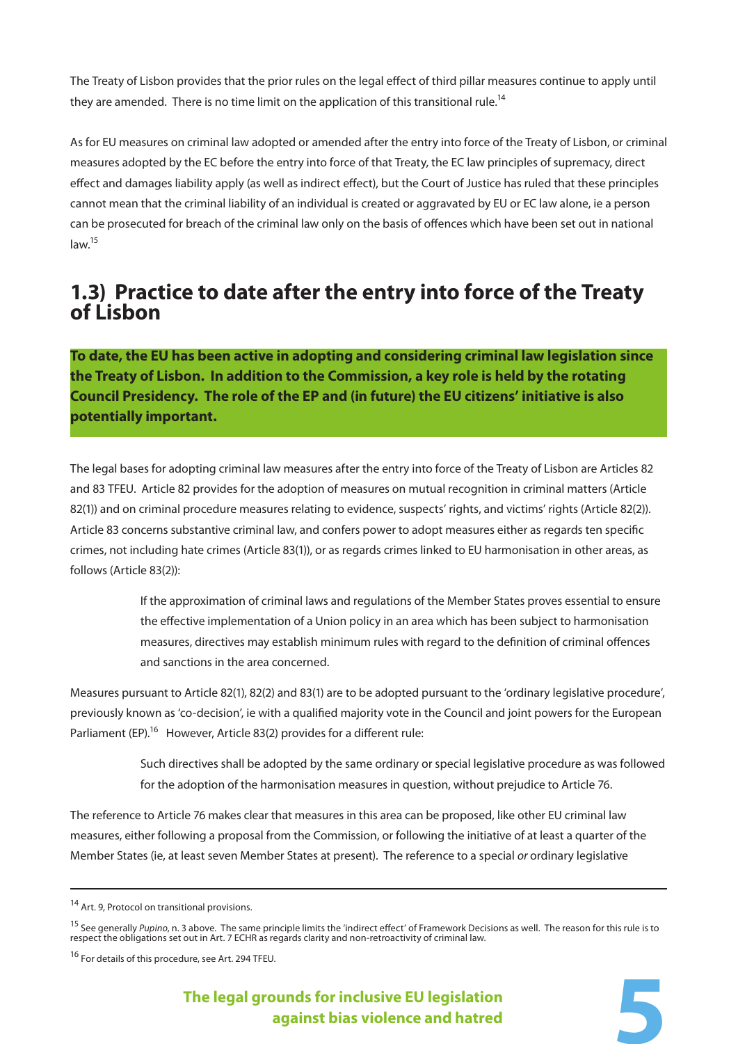The Treaty of Lisbon provides that the prior rules on the legal effect of third pillar measures continue to apply until they are amended. There is no time limit on the application of this transitional rule.[14]

As for EU measures on criminal law adopted or amended after the entry into force of the Treaty of Lisbon, or criminal measures adopted by the EC before the entry into force of that Treaty, the EC law principles of supremacy, direct effect and damages liability apply (as well as indirect effect), but the Court of Justice has ruled that these principles cannot mean that the criminal liability of an individual is created or aggravated by EU or EC law alone, ie a person can be prosecuted for breach of the criminal law only on the basis of offences which have been set out in national law.[15]

## 1.3) Practice to date after the entry into force of the Treaty of Lisbon

**To date, the EU has been active in adopting and considering criminal law legislation since the Treaty of Lisbon. In addition to the Commission, a key role is held by the rotating Council Presidency. The role of the EP and (in future) the EU citizens' initiative is also potentially important.**

The legal bases for adopting criminal law measures after the entry into force of the Treaty of Lisbon are Articles 82 and 83 TFEU. Article 82 provides for the adoption of measures on mutual recognition in criminal matters (Article 82(1)) and on criminal procedure measures relating to evidence, suspects' rights, and victims' rights (Article 82(2)). Article 83 concerns substantive criminal law, and confers power to adopt measures either as regards ten specific crimes, not including hate crimes (Article 83(1)), or as regards crimes linked to EU harmonisation in other areas, as follows (Article 83(2)):

> If the approximation of criminal laws and regulations of the Member States proves essential to ensure the effective implementation of a Union policy in an area which has been subject to harmonisation measures, directives may establish minimum rules with regard to the definition of criminal offences and sanctions in the area concerned.

Measures pursuant to Article 82(1), 82(2) and 83(1) are to be adopted pursuant to the 'ordinary legislative procedure', previously known as 'co-decision', ie with a qualified majority vote in the Council and joint powers for the European Parliament (EP).[16] However, Article 83(2) provides for a different rule:

> Such directives shall be adopted by the same ordinary or special legislative procedure as was followed for the adoption of the harmonisation measures in question, without prejudice to Article 76.

The reference to Article 76 makes clear that measures in this area can be proposed, like other EU criminal law measures, either following a proposal from the Commission, or following the initiative of at least a quarter of the Member States (ie, at least seven Member States at present). The reference to a special *or* ordinary legislative

---

[14] Art. 9, Protocol on transitional provisions.

[15] See generally *Pupino*, n. 3 above. The same principle limits the 'indirect effect' of Framework Decisions as well. The reason for this rule is to respect the obligations set out in Art. 7 ECHR as regards clarity and non-retroactivity of criminal law.

[16] For details of this procedure, see Art. 294 TFEU.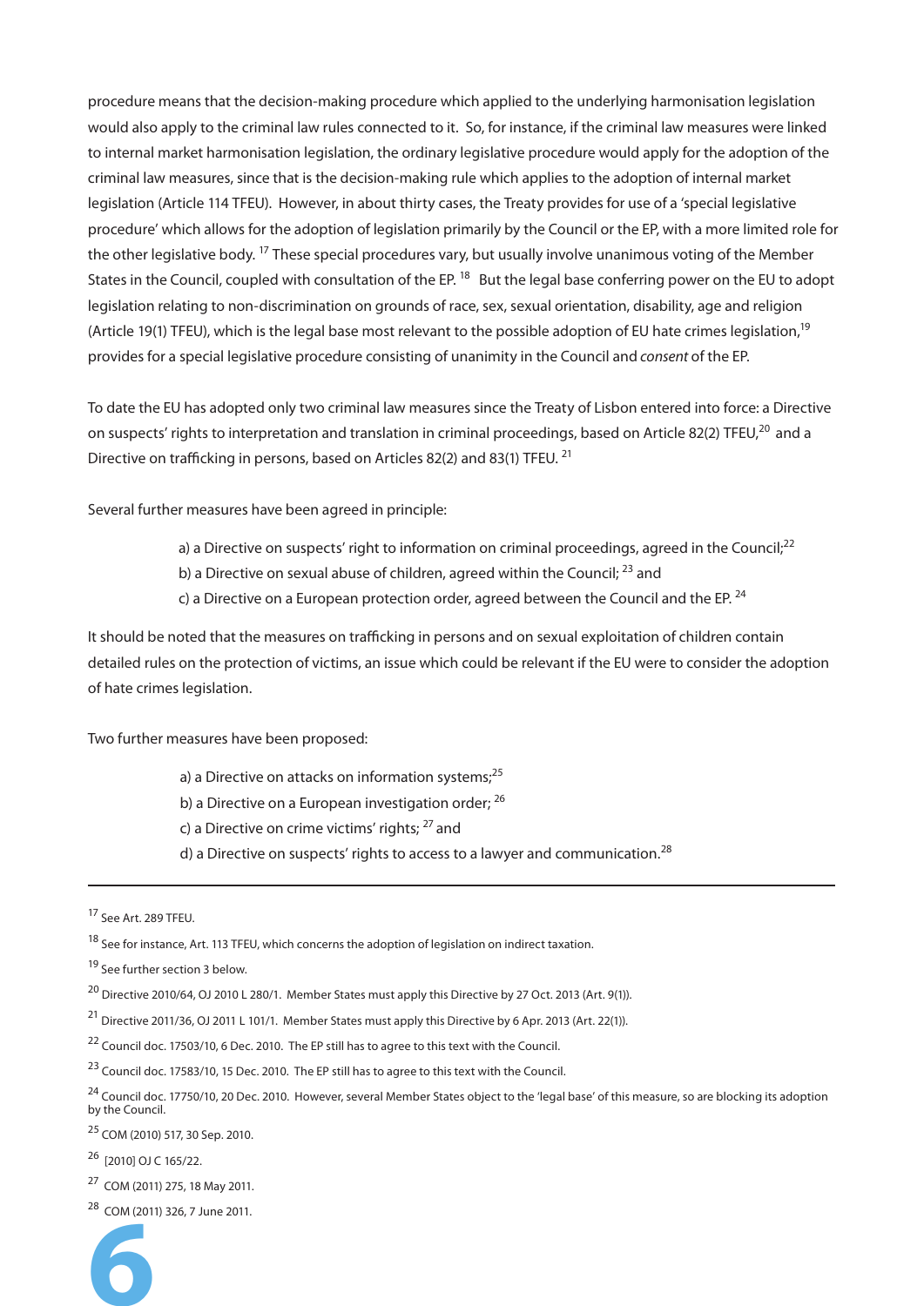procedure means that the decision-making procedure which applied to the underlying harmonisation legislation would also apply to the criminal law rules connected to it. So, for instance, if the criminal law measures were linked to internal market harmonisation legislation, the ordinary legislative procedure would apply for the adoption of the criminal law measures, since that is the decision-making rule which applies to the adoption of internal market legislation (Article 114 TFEU). However, in about thirty cases, the Treaty provides for use of a 'special legislative procedure' which allows for the adoption of legislation primarily by the Council or the EP, with a more limited role for the other legislative body. [17] These special procedures vary, but usually involve unanimous voting of the Member States in the Council, coupled with consultation of the EP. [18] But the legal base conferring power on the EU to adopt legislation relating to non-discrimination on grounds of race, sex, sexual orientation, disability, age and religion (Article 19(1) TFEU), which is the legal base most relevant to the possible adoption of EU hate crimes legislation,[19] provides for a special legislative procedure consisting of unanimity in the Council and *consent* of the EP.

To date the EU has adopted only two criminal law measures since the Treaty of Lisbon entered into force: a Directive on suspects' rights to interpretation and translation in criminal proceedings, based on Article 82(2) TFEU,[20] and a Directive on trafficking in persons, based on Articles 82(2) and 83(1) TFEU. [21]

Several further measures have been agreed in principle:

a) a Directive on suspects' right to information on criminal proceedings, agreed in the Council;[22]
b) a Directive on sexual abuse of children, agreed within the Council; [23] and
c) a Directive on a European protection order, agreed between the Council and the EP. [24]

It should be noted that the measures on trafficking in persons and on sexual exploitation of children contain detailed rules on the protection of victims, an issue which could be relevant if the EU were to consider the adoption of hate crimes legislation.

Two further measures have been proposed:

a) a Directive on attacks on information systems;[25]
b) a Directive on a European investigation order; [26]
c) a Directive on crime victims' rights; [27] and
d) a Directive on suspects' rights to access to a lawyer and communication.[28]

---

[17] See Art. 289 TFEU.

[18] See for instance, Art. 113 TFEU, which concerns the adoption of legislation on indirect taxation.

[19] See further section 3 below.

[20] Directive 2010/64, OJ 2010 L 280/1. Member States must apply this Directive by 27 Oct. 2013 (Art. 9(1)).

[21] Directive 2011/36, OJ 2011 L 101/1. Member States must apply this Directive by 6 Apr. 2013 (Art. 22(1)).

[22] Council doc. 17503/10, 6 Dec. 2010. The EP still has to agree to this text with the Council.

[23] Council doc. 17583/10, 15 Dec. 2010. The EP still has to agree to this text with the Council.

[24] Council doc. 17750/10, 20 Dec. 2010. However, several Member States object to the 'legal base' of this measure, so are blocking its adoption by the Council.

[25] COM (2010) 517, 30 Sep. 2010.

[26] [2010] OJ C 165/22.

[27] COM (2011) 275, 18 May 2011.

[28] COM (2011) 326, 7 June 2011.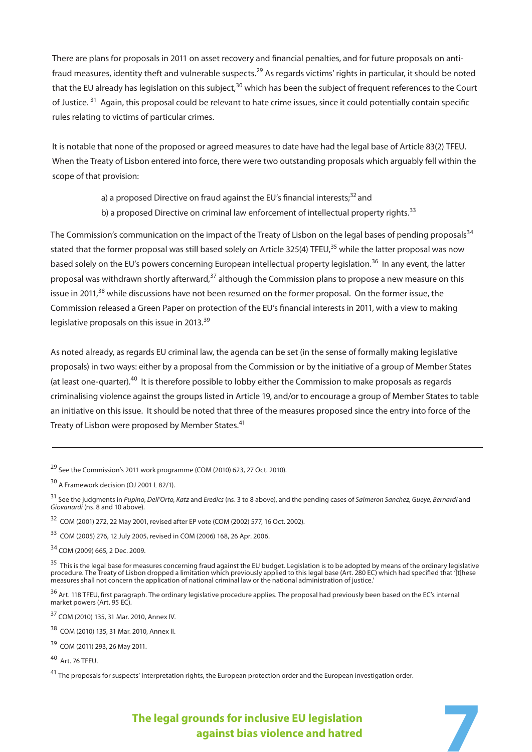There are plans for proposals in 2011 on asset recovery and financial penalties, and for future proposals on anti-fraud measures, identity theft and vulnerable suspects.[29] As regards victims' rights in particular, it should be noted that the EU already has legislation on this subject,[30] which has been the subject of frequent references to the Court of Justice.[31] Again, this proposal could be relevant to hate crime issues, since it could potentially contain specific rules relating to victims of particular crimes.

It is notable that none of the proposed or agreed measures to date have had the legal base of Article 83(2) TFEU. When the Treaty of Lisbon entered into force, there were two outstanding proposals which arguably fell within the scope of that provision:

a) a proposed Directive on fraud against the EU's financial interests;[32] and
b) a proposed Directive on criminal law enforcement of intellectual property rights.[33]

The Commission's communication on the impact of the Treaty of Lisbon on the legal bases of pending proposals[34] stated that the former proposal was still based solely on Article 325(4) TFEU,[35] while the latter proposal was now based solely on the EU's powers concerning European intellectual property legislation.[36] In any event, the latter proposal was withdrawn shortly afterward,[37] although the Commission plans to propose a new measure on this issue in 2011,[38] while discussions have not been resumed on the former proposal. On the former issue, the Commission released a Green Paper on protection of the EU's financial interests in 2011, with a view to making legislative proposals on this issue in 2013.[39]

As noted already, as regards EU criminal law, the agenda can be set (in the sense of formally making legislative proposals) in two ways: either by a proposal from the Commission or by the initiative of a group of Member States (at least one-quarter).[40] It is therefore possible to lobby either the Commission to make proposals as regards criminalising violence against the groups listed in Article 19, and/or to encourage a group of Member States to table an initiative on this issue. It should be noted that three of the measures proposed since the entry into force of the Treaty of Lisbon were proposed by Member States.[41]

---

[29] See the Commission's 2011 work programme (COM (2010) 623, 27 Oct. 2010).

[30] A Framework decision (OJ 2001 L 82/1).

[31] See the judgments in *Pupino, Dell'Orto, Katz* and *Eredics* (ns. 3 to 8 above), and the pending cases of *Salmeron Sanchez, Gueye, Bernardi* and *Giovanardi* (ns. 8 and 10 above).

[32] COM (2001) 272, 22 May 2001, revised after EP vote (COM (2002) 577, 16 Oct. 2002).

[33] COM (2005) 276, 12 July 2005, revised in COM (2006) 168, 26 Apr. 2006.

[34] COM (2009) 665, 2 Dec. 2009.

[35] This is the legal base for measures concerning fraud against the EU budget. Legislation is to be adopted by means of the ordinary legislative procedure. The Treaty of Lisbon dropped a limitation which previously applied to this legal base (Art. 280 EC) which had specified that '[t]hese measures shall not concern the application of national criminal law or the national administration of justice.'

[36] Art. 118 TFEU, first paragraph. The ordinary legislative procedure applies. The proposal had previously been based on the EC's internal market powers (Art. 95 EC).

[37] COM (2010) 135, 31 Mar. 2010, Annex IV.

[38] COM (2010) 135, 31 Mar. 2010, Annex II.

[39] COM (2011) 293, 26 May 2011.

[40] Art. 76 TFEU.

[41] The proposals for suspects' interpretation rights, the European protection order and the European investigation order.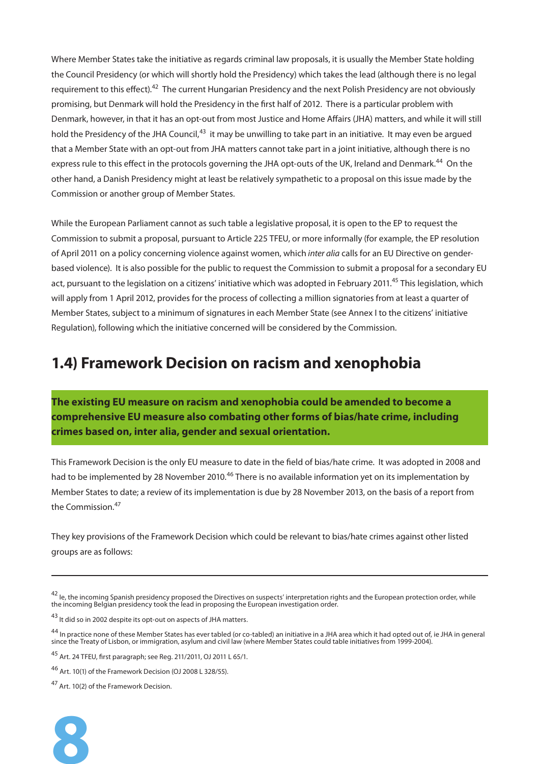Where Member States take the initiative as regards criminal law proposals, it is usually the Member State holding the Council Presidency (or which will shortly hold the Presidency) which takes the lead (although there is no legal requirement to this effect).[42] The current Hungarian Presidency and the next Polish Presidency are not obviously promising, but Denmark will hold the Presidency in the first half of 2012. There is a particular problem with Denmark, however, in that it has an opt-out from most Justice and Home Affairs (JHA) matters, and while it will still hold the Presidency of the JHA Council,[43] it may be unwilling to take part in an initiative. It may even be argued that a Member State with an opt-out from JHA matters cannot take part in a joint initiative, although there is no express rule to this effect in the protocols governing the JHA opt-outs of the UK, Ireland and Denmark.[44] On the other hand, a Danish Presidency might at least be relatively sympathetic to a proposal on this issue made by the Commission or another group of Member States.

While the European Parliament cannot as such table a legislative proposal, it is open to the EP to request the Commission to submit a proposal, pursuant to Article 225 TFEU, or more informally (for example, the EP resolution of April 2011 on a policy concerning violence against women, which *inter alia* calls for an EU Directive on gender-based violence). It is also possible for the public to request the Commission to submit a proposal for a secondary EU act, pursuant to the legislation on a citizens' initiative which was adopted in February 2011.[45] This legislation, which will apply from 1 April 2012, provides for the process of collecting a million signatories from at least a quarter of Member States, subject to a minimum of signatures in each Member State (see Annex I to the citizens' initiative Regulation), following which the initiative concerned will be considered by the Commission.

## 1.4) Framework Decision on racism and xenophobia

**The existing EU measure on racism and xenophobia could be amended to become a comprehensive EU measure also combating other forms of bias/hate crime, including crimes based on, inter alia, gender and sexual orientation.**

This Framework Decision is the only EU measure to date in the field of bias/hate crime. It was adopted in 2008 and had to be implemented by 28 November 2010.[46] There is no available information yet on its implementation by Member States to date; a review of its implementation is due by 28 November 2013, on the basis of a report from the Commission.[47]

They key provisions of the Framework Decision which could be relevant to bias/hate crimes against other listed groups are as follows:

---

[42] Ie, the incoming Spanish presidency proposed the Directives on suspects' interpretation rights and the European protection order, while the incoming Belgian presidency took the lead in proposing the European investigation order.

[43] It did so in 2002 despite its opt-out on aspects of JHA matters.

[44] In practice none of these Member States has ever tabled (or co-tabled) an initiative in a JHA area which it had opted out of, ie JHA in general since the Treaty of Lisbon, or immigration, asylum and civil law (where Member States could table initiatives from 1999-2004).

[45] Art. 24 TFEU, first paragraph; see Reg. 211/2011, OJ 2011 L 65/1.

[46] Art. 10(1) of the Framework Decision (OJ 2008 L 328/55).

[47] Art. 10(2) of the Framework Decision.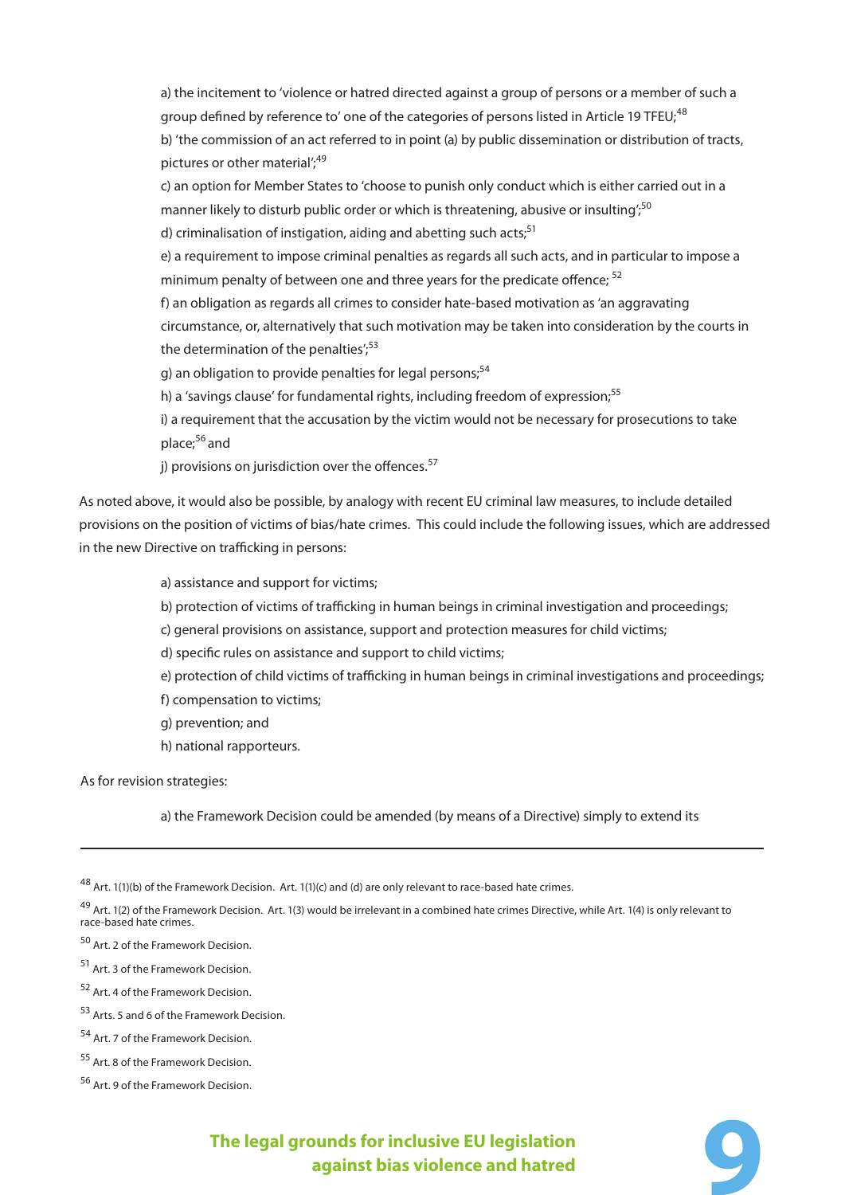a) the incitement to 'violence or hatred directed against a group of persons or a member of such a group defined by reference to' one of the categories of persons listed in Article 19 TFEU;[48]

b) 'the commission of an act referred to in point (a) by public dissemination or distribution of tracts, pictures or other material';[49]

c) an option for Member States to 'choose to punish only conduct which is either carried out in a manner likely to disturb public order or which is threatening, abusive or insulting';[50]

d) criminalisation of instigation, aiding and abetting such acts;[51]

e) a requirement to impose criminal penalties as regards all such acts, and in particular to impose a minimum penalty of between one and three years for the predicate offence; [52]

f) an obligation as regards all crimes to consider hate-based motivation as 'an aggravating circumstance, or, alternatively that such motivation may be taken into consideration by the courts in the determination of the penalties';[53]

g) an obligation to provide penalties for legal persons;[54]

h) a 'savings clause' for fundamental rights, including freedom of expression;[55]

i) a requirement that the accusation by the victim would not be necessary for prosecutions to take place;[56] and

j) provisions on jurisdiction over the offences.[57]

As noted above, it would also be possible, by analogy with recent EU criminal law measures, to include detailed provisions on the position of victims of bias/hate crimes. This could include the following issues, which are addressed in the new Directive on trafficking in persons:

a) assistance and support for victims;

b) protection of victims of trafficking in human beings in criminal investigation and proceedings;

c) general provisions on assistance, support and protection measures for child victims;

d) specific rules on assistance and support to child victims;

e) protection of child victims of trafficking in human beings in criminal investigations and proceedings;

f) compensation to victims;

g) prevention; and

h) national rapporteurs.

As for revision strategies:

a) the Framework Decision could be amended (by means of a Directive) simply to extend its

---

[48] Art. 1(1)(b) of the Framework Decision. Art. 1(1)(c) and (d) are only relevant to race-based hate crimes.

[49] Art. 1(2) of the Framework Decision. Art. 1(3) would be irrelevant in a combined hate crimes Directive, while Art. 1(4) is only relevant to race-based hate crimes.

[50] Art. 2 of the Framework Decision.

[51] Art. 3 of the Framework Decision.

[52] Art. 4 of the Framework Decision.

[53] Arts. 5 and 6 of the Framework Decision.

[54] Art. 7 of the Framework Decision.

[55] Art. 8 of the Framework Decision.

[56] Art. 9 of the Framework Decision.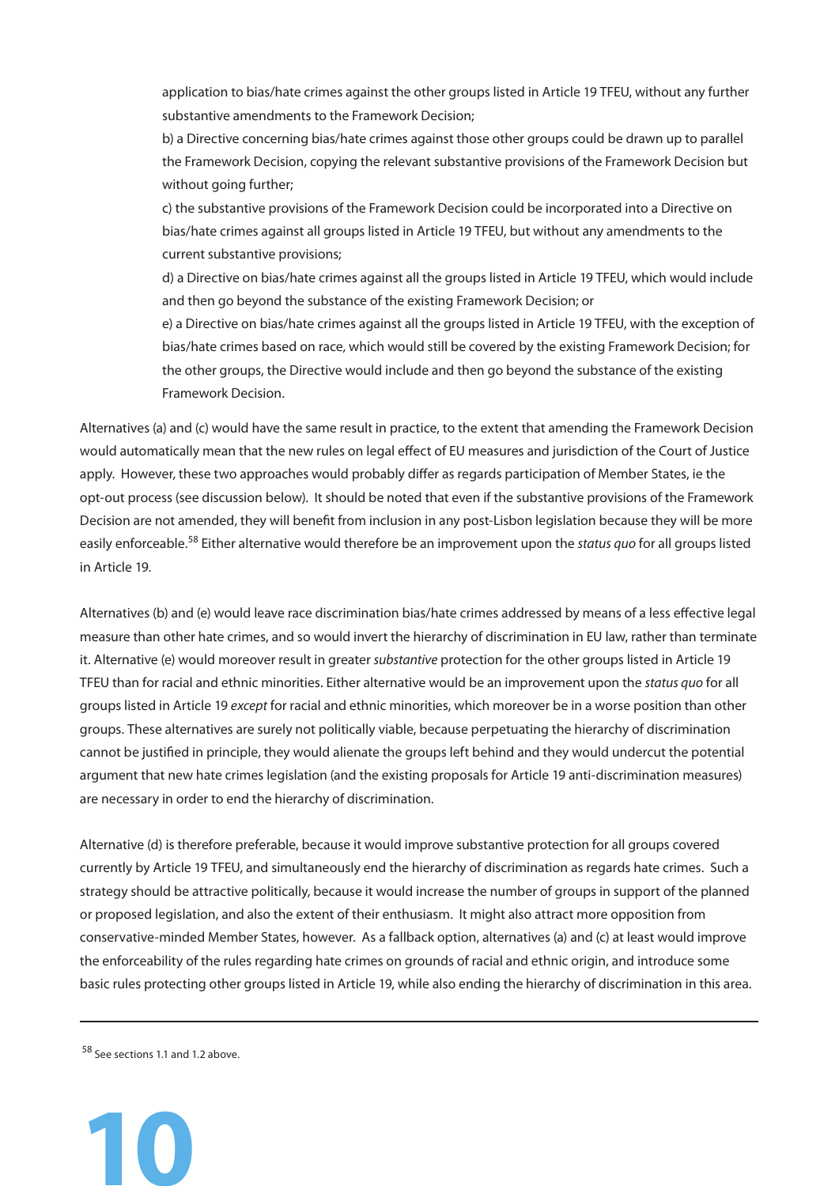application to bias/hate crimes against the other groups listed in Article 19 TFEU, without any further substantive amendments to the Framework Decision;

b) a Directive concerning bias/hate crimes against those other groups could be drawn up to parallel the Framework Decision, copying the relevant substantive provisions of the Framework Decision but without going further;

c) the substantive provisions of the Framework Decision could be incorporated into a Directive on bias/hate crimes against all groups listed in Article 19 TFEU, but without any amendments to the current substantive provisions;

d) a Directive on bias/hate crimes against all the groups listed in Article 19 TFEU, which would include and then go beyond the substance of the existing Framework Decision; or

e) a Directive on bias/hate crimes against all the groups listed in Article 19 TFEU, with the exception of bias/hate crimes based on race, which would still be covered by the existing Framework Decision; for the other groups, the Directive would include and then go beyond the substance of the existing Framework Decision.

Alternatives (a) and (c) would have the same result in practice, to the extent that amending the Framework Decision would automatically mean that the new rules on legal effect of EU measures and jurisdiction of the Court of Justice apply. However, these two approaches would probably differ as regards participation of Member States, ie the opt-out process (see discussion below). It should be noted that even if the substantive provisions of the Framework Decision are not amended, they will benefit from inclusion in any post-Lisbon legislation because they will be more easily enforceable.[58] Either alternative would therefore be an improvement upon the *status quo* for all groups listed in Article 19.

Alternatives (b) and (e) would leave race discrimination bias/hate crimes addressed by means of a less effective legal measure than other hate crimes, and so would invert the hierarchy of discrimination in EU law, rather than terminate it. Alternative (e) would moreover result in greater *substantive* protection for the other groups listed in Article 19 TFEU than for racial and ethnic minorities. Either alternative would be an improvement upon the *status quo* for all groups listed in Article 19 *except* for racial and ethnic minorities, which moreover be in a worse position than other groups. These alternatives are surely not politically viable, because perpetuating the hierarchy of discrimination cannot be justified in principle, they would alienate the groups left behind and they would undercut the potential argument that new hate crimes legislation (and the existing proposals for Article 19 anti-discrimination measures) are necessary in order to end the hierarchy of discrimination.

Alternative (d) is therefore preferable, because it would improve substantive protection for all groups covered currently by Article 19 TFEU, and simultaneously end the hierarchy of discrimination as regards hate crimes. Such a strategy should be attractive politically, because it would increase the number of groups in support of the planned or proposed legislation, and also the extent of their enthusiasm. It might also attract more opposition from conservative-minded Member States, however. As a fallback option, alternatives (a) and (c) at least would improve the enforceability of the rules regarding hate crimes on grounds of racial and ethnic origin, and introduce some basic rules protecting other groups listed in Article 19, while also ending the hierarchy of discrimination in this area.

---

[58] See sections 1.1 and 1.2 above.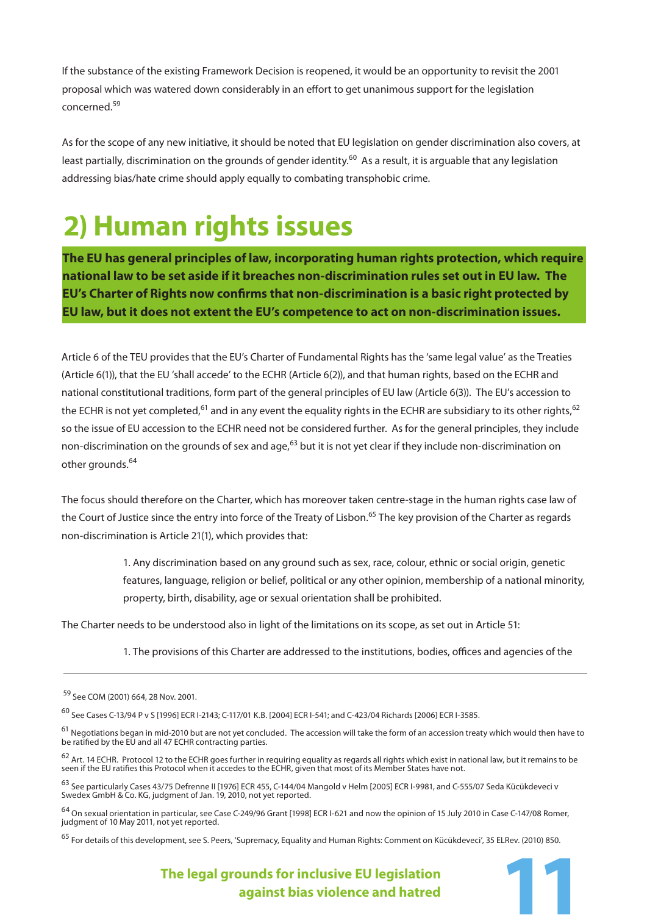If the substance of the existing Framework Decision is reopened, it would be an opportunity to revisit the 2001 proposal which was watered down considerably in an effort to get unanimous support for the legislation concerned.[59]

As for the scope of any new initiative, it should be noted that EU legislation on gender discrimination also covers, at least partially, discrimination on the grounds of gender identity.[60] As a result, it is arguable that any legislation addressing bias/hate crime should apply equally to combating transphobic crime.

# 2) Human rights issues

**The EU has general principles of law, incorporating human rights protection, which require national law to be set aside if it breaches non-discrimination rules set out in EU law. The EU's Charter of Rights now confirms that non-discrimination is a basic right protected by EU law, but it does not extent the EU's competence to act on non-discrimination issues.**

Article 6 of the TEU provides that the EU's Charter of Fundamental Rights has the 'same legal value' as the Treaties (Article 6(1)), that the EU 'shall accede' to the ECHR (Article 6(2)), and that human rights, based on the ECHR and national constitutional traditions, form part of the general principles of EU law (Article 6(3)). The EU's accession to the ECHR is not yet completed,[61] and in any event the equality rights in the ECHR are subsidiary to its other rights,[62] so the issue of EU accession to the ECHR need not be considered further. As for the general principles, they include non-discrimination on the grounds of sex and age,[63] but it is not yet clear if they include non-discrimination on other grounds.[64]

The focus should therefore on the Charter, which has moreover taken centre-stage in the human rights case law of the Court of Justice since the entry into force of the Treaty of Lisbon.[65] The key provision of the Charter as regards non-discrimination is Article 21(1), which provides that:

> 1. Any discrimination based on any ground such as sex, race, colour, ethnic or social origin, genetic features, language, religion or belief, political or any other opinion, membership of a national minority, property, birth, disability, age or sexual orientation shall be prohibited.

The Charter needs to be understood also in light of the limitations on its scope, as set out in Article 51:

> 1. The provisions of this Charter are addressed to the institutions, bodies, offices and agencies of the

---

[59] See COM (2001) 664, 28 Nov. 2001.

[60] See Cases C-13/94 P v S [1996] ECR I-2143; C-117/01 K.B. [2004] ECR I-541; and C-423/04 Richards [2006] ECR I-3585.

[61] Negotiations began in mid-2010 but are not yet concluded. The accession will take the form of an accession treaty which would then have to be ratified by the EU and all 47 ECHR contracting parties.

[62] Art. 14 ECHR. Protocol 12 to the ECHR goes further in requiring equality as regards all rights which exist in national law, but it remains to be seen if the EU ratifies this Protocol when it accedes to the ECHR, given that most of its Member States have not.

[63] See particularly Cases 43/75 Defrenne II [1976] ECR 455, C-144/04 Mangold v Helm [2005] ECR I-9981, and C-555/07 Seda Kücükdeveci v Swedex GmbH & Co. KG, judgment of Jan. 19, 2010, not yet reported.

[64] On sexual orientation in particular, see Case C-249/96 Grant [1998] ECR I-621 and now the opinion of 15 July 2010 in Case C-147/08 Romer, judgment of 10 May 2011, not yet reported.

[65] For details of this development, see S. Peers, 'Supremacy, Equality and Human Rights: Comment on Kücükdeveci', 35 ELRev. (2010) 850.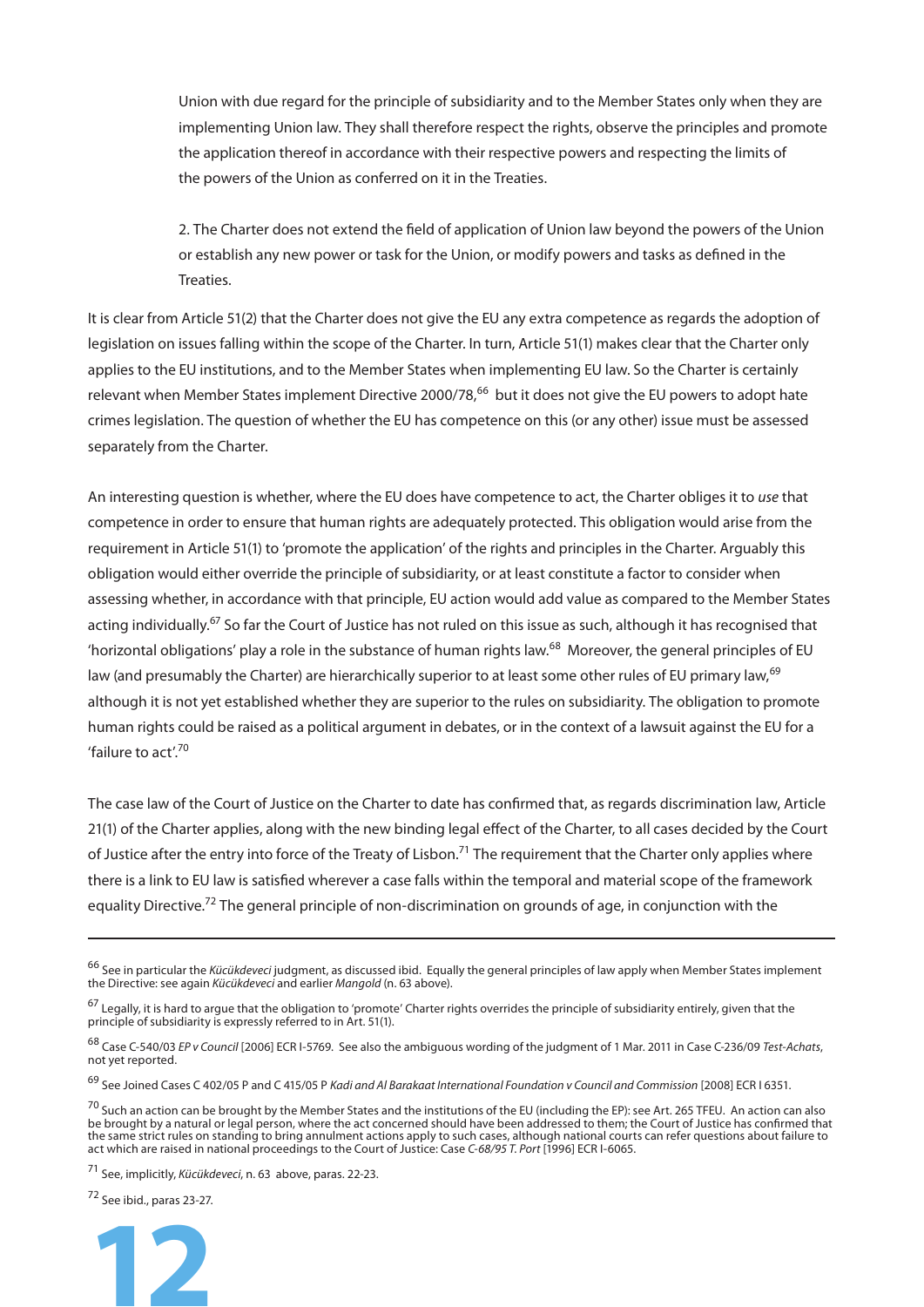Union with due regard for the principle of subsidiarity and to the Member States only when they are implementing Union law. They shall therefore respect the rights, observe the principles and promote the application thereof in accordance with their respective powers and respecting the limits of the powers of the Union as conferred on it in the Treaties.

2. The Charter does not extend the field of application of Union law beyond the powers of the Union or establish any new power or task for the Union, or modify powers and tasks as defined in the Treaties.

It is clear from Article 51(2) that the Charter does not give the EU any extra competence as regards the adoption of legislation on issues falling within the scope of the Charter. In turn, Article 51(1) makes clear that the Charter only applies to the EU institutions, and to the Member States when implementing EU law. So the Charter is certainly relevant when Member States implement Directive 2000/78,[66] but it does not give the EU powers to adopt hate crimes legislation. The question of whether the EU has competence on this (or any other) issue must be assessed separately from the Charter.

An interesting question is whether, where the EU does have competence to act, the Charter obliges it to *use* that competence in order to ensure that human rights are adequately protected. This obligation would arise from the requirement in Article 51(1) to 'promote the application' of the rights and principles in the Charter. Arguably this obligation would either override the principle of subsidiarity, or at least constitute a factor to consider when assessing whether, in accordance with that principle, EU action would add value as compared to the Member States acting individually.[67] So far the Court of Justice has not ruled on this issue as such, although it has recognised that 'horizontal obligations' play a role in the substance of human rights law.[68] Moreover, the general principles of EU law (and presumably the Charter) are hierarchically superior to at least some other rules of EU primary law,[69] although it is not yet established whether they are superior to the rules on subsidiarity. The obligation to promote human rights could be raised as a political argument in debates, or in the context of a lawsuit against the EU for a 'failure to act'.[70]

The case law of the Court of Justice on the Charter to date has confirmed that, as regards discrimination law, Article 21(1) of the Charter applies, along with the new binding legal effect of the Charter, to all cases decided by the Court of Justice after the entry into force of the Treaty of Lisbon.[71] The requirement that the Charter only applies where there is a link to EU law is satisfied wherever a case falls within the temporal and material scope of the framework equality Directive.[72] The general principle of non-discrimination on grounds of age, in conjunction with the

---

[66] See in particular the *Kücükdeveci* judgment, as discussed ibid. Equally the general principles of law apply when Member States implement the Directive: see again *Kücükdeveci* and earlier *Mangold* (n. 63 above).

[67] Legally, it is hard to argue that the obligation to 'promote' Charter rights overrides the principle of subsidiarity entirely, given that the principle of subsidiarity is expressly referred to in Art. 51(1).

[68] Case C-540/03 *EP v Council* [2006] ECR I-5769. See also the ambiguous wording of the judgment of 1 Mar. 2011 in Case C-236/09 *Test-Achats*, not yet reported.

[69] See Joined Cases C 402/05 P and C 415/05 P *Kadi and Al Barakaat International Foundation v Council and Commission* [2008] ECR I 6351.

[70] Such an action can be brought by the Member States and the institutions of the EU (including the EP): see Art. 265 TFEU. An action can also be brought by a natural or legal person, where the act concerned should have been addressed to them; the Court of Justice has confirmed that the same strict rules on standing to bring annulment actions apply to such cases, although national courts can refer questions about failure to act which are raised in national proceedings to the Court of Justice: Case *C-68/95 T. Port* [1996] ECR I-6065.

[71] See, implicitly, *Kücükdeveci*, n. 63 above, paras. 22-23.

[72] See ibid., paras 23-27.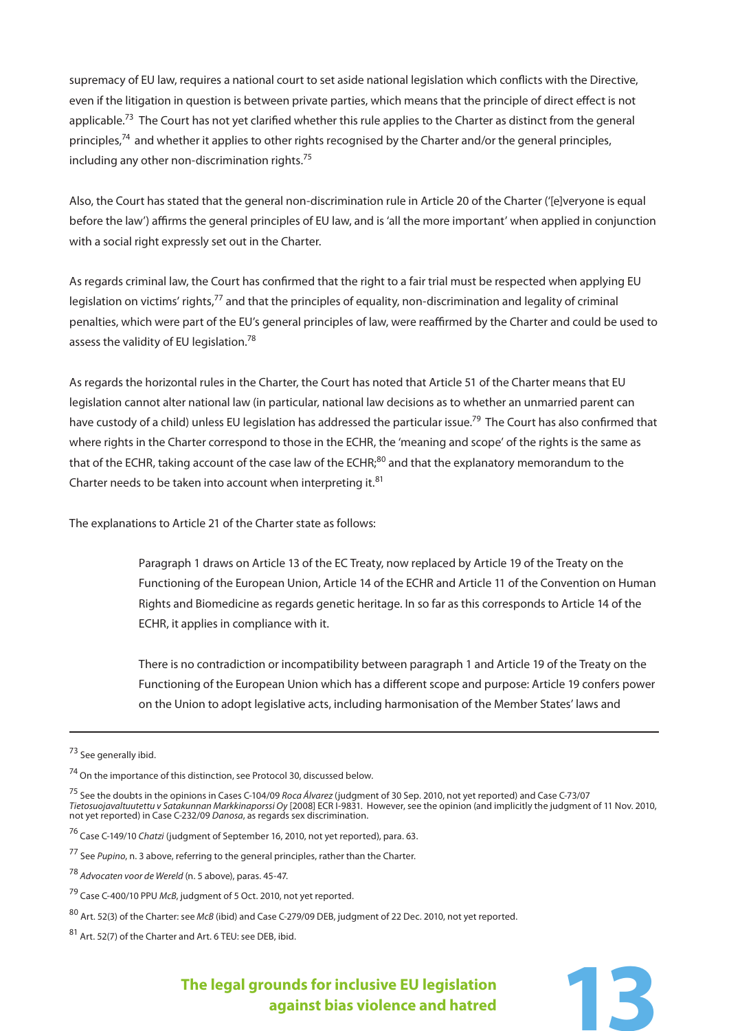supremacy of EU law, requires a national court to set aside national legislation which conflicts with the Directive, even if the litigation in question is between private parties, which means that the principle of direct effect is not applicable.[73] The Court has not yet clarified whether this rule applies to the Charter as distinct from the general principles,[74] and whether it applies to other rights recognised by the Charter and/or the general principles, including any other non-discrimination rights.[75]

Also, the Court has stated that the general non-discrimination rule in Article 20 of the Charter ('[e]veryone is equal before the law') affirms the general principles of EU law, and is 'all the more important' when applied in conjunction with a social right expressly set out in the Charter.

As regards criminal law, the Court has confirmed that the right to a fair trial must be respected when applying EU legislation on victims' rights,[77] and that the principles of equality, non-discrimination and legality of criminal penalties, which were part of the EU's general principles of law, were reaffirmed by the Charter and could be used to assess the validity of EU legislation.[78]

As regards the horizontal rules in the Charter, the Court has noted that Article 51 of the Charter means that EU legislation cannot alter national law (in particular, national law decisions as to whether an unmarried parent can have custody of a child) unless EU legislation has addressed the particular issue.[79] The Court has also confirmed that where rights in the Charter correspond to those in the ECHR, the 'meaning and scope' of the rights is the same as that of the ECHR, taking account of the case law of the ECHR;[80] and that the explanatory memorandum to the Charter needs to be taken into account when interpreting it.[81]

The explanations to Article 21 of the Charter state as follows:

> Paragraph 1 draws on Article 13 of the EC Treaty, now replaced by Article 19 of the Treaty on the Functioning of the European Union, Article 14 of the ECHR and Article 11 of the Convention on Human Rights and Biomedicine as regards genetic heritage. In so far as this corresponds to Article 14 of the ECHR, it applies in compliance with it.
>
> There is no contradiction or incompatibility between paragraph 1 and Article 19 of the Treaty on the Functioning of the European Union which has a different scope and purpose: Article 19 confers power on the Union to adopt legislative acts, including harmonisation of the Member States' laws and

---

[73] See generally ibid.

[74] On the importance of this distinction, see Protocol 30, discussed below.

[75] See the doubts in the opinions in Cases C-104/09 *Roca Álvarez* (judgment of 30 Sep. 2010, not yet reported) and Case C-73/07 *Tietosuojavaltuutettu v Satakunnan Markkinaporssi Oy* [2008] ECR I-9831. However, see the opinion (and implicitly the judgment of 11 Nov. 2010, not yet reported) in Case C-232/09 *Danosa*, as regards sex discrimination.

[76] Case C-149/10 *Chatzi* (judgment of September 16, 2010, not yet reported), para. 63.

[77] See *Pupino*, n. 3 above, referring to the general principles, rather than the Charter.

[78] *Advocaten voor de Wereld* (n. 5 above), paras. 45-47.

[79] Case C-400/10 PPU *McB*, judgment of 5 Oct. 2010, not yet reported.

[80] Art. 52(3) of the Charter: see *McB* (ibid) and Case C-279/09 DEB, judgment of 22 Dec. 2010, not yet reported.

[81] Art. 52(7) of the Charter and Art. 6 TEU: see DEB, ibid.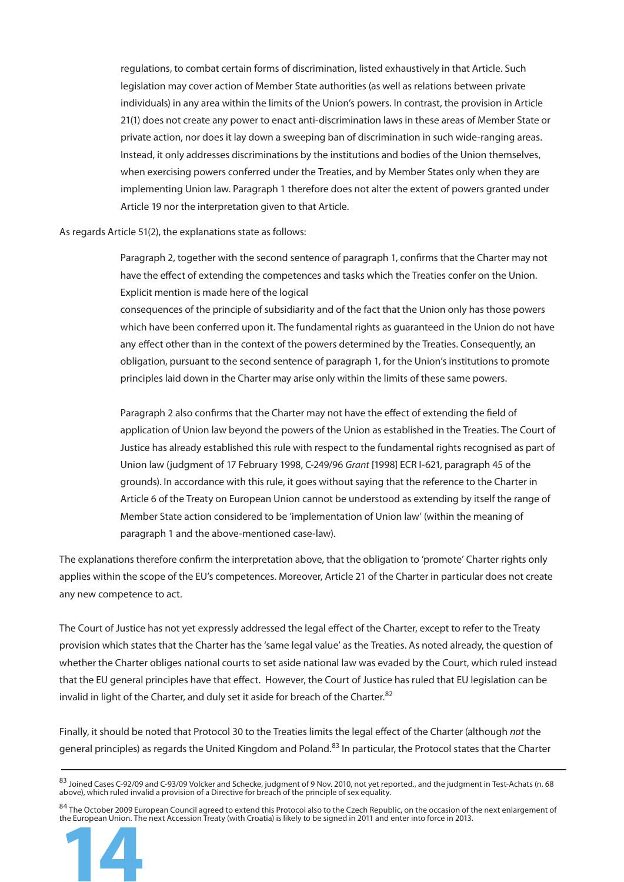> regulations, to combat certain forms of discrimination, listed exhaustively in that Article. Such legislation may cover action of Member State authorities (as well as relations between private individuals) in any area within the limits of the Union's powers. In contrast, the provision in Article 21(1) does not create any power to enact anti-discrimination laws in these areas of Member State or private action, nor does it lay down a sweeping ban of discrimination in such wide-ranging areas. Instead, it only addresses discriminations by the institutions and bodies of the Union themselves, when exercising powers conferred under the Treaties, and by Member States only when they are implementing Union law. Paragraph 1 therefore does not alter the extent of powers granted under Article 19 nor the interpretation given to that Article.

As regards Article 51(2), the explanations state as follows:

> Paragraph 2, together with the second sentence of paragraph 1, confirms that the Charter may not have the effect of extending the competences and tasks which the Treaties confer on the Union. Explicit mention is made here of the logical consequences of the principle of subsidiarity and of the fact that the Union only has those powers which have been conferred upon it. The fundamental rights as guaranteed in the Union do not have any effect other than in the context of the powers determined by the Treaties. Consequently, an obligation, pursuant to the second sentence of paragraph 1, for the Union's institutions to promote principles laid down in the Charter may arise only within the limits of these same powers.
>
> Paragraph 2 also confirms that the Charter may not have the effect of extending the field of application of Union law beyond the powers of the Union as established in the Treaties. The Court of Justice has already established this rule with respect to the fundamental rights recognised as part of Union law (judgment of 17 February 1998, C-249/96 *Grant* [1998] ECR I-621, paragraph 45 of the grounds). In accordance with this rule, it goes without saying that the reference to the Charter in Article 6 of the Treaty on European Union cannot be understood as extending by itself the range of Member State action considered to be 'implementation of Union law' (within the meaning of paragraph 1 and the above-mentioned case-law).

The explanations therefore confirm the interpretation above, that the obligation to 'promote' Charter rights only applies within the scope of the EU's competences. Moreover, Article 21 of the Charter in particular does not create any new competence to act.

The Court of Justice has not yet expressly addressed the legal effect of the Charter, except to refer to the Treaty provision which states that the Charter has the 'same legal value' as the Treaties. As noted already, the question of whether the Charter obliges national courts to set aside national law was evaded by the Court, which ruled instead that the EU general principles have that effect. However, the Court of Justice has ruled that EU legislation can be invalid in light of the Charter, and duly set it aside for breach of the Charter.[82]

Finally, it should be noted that Protocol 30 to the Treaties limits the legal effect of the Charter (although *not* the general principles) as regards the United Kingdom and Poland.[83] In particular, the Protocol states that the Charter

---

[83] Joined Cases C-92/09 and C-93/09 Volcker and Schecke, judgment of 9 Nov. 2010, not yet reported., and the judgment in Test-Achats (n. 68 above), which ruled invalid a provision of a Directive for breach of the principle of sex equality.

[84] The October 2009 European Council agreed to extend this Protocol also to the Czech Republic, on the occasion of the next enlargement of the European Union. The next Accession Treaty (with Croatia) is likely to be signed in 2011 and enter into force in 2013.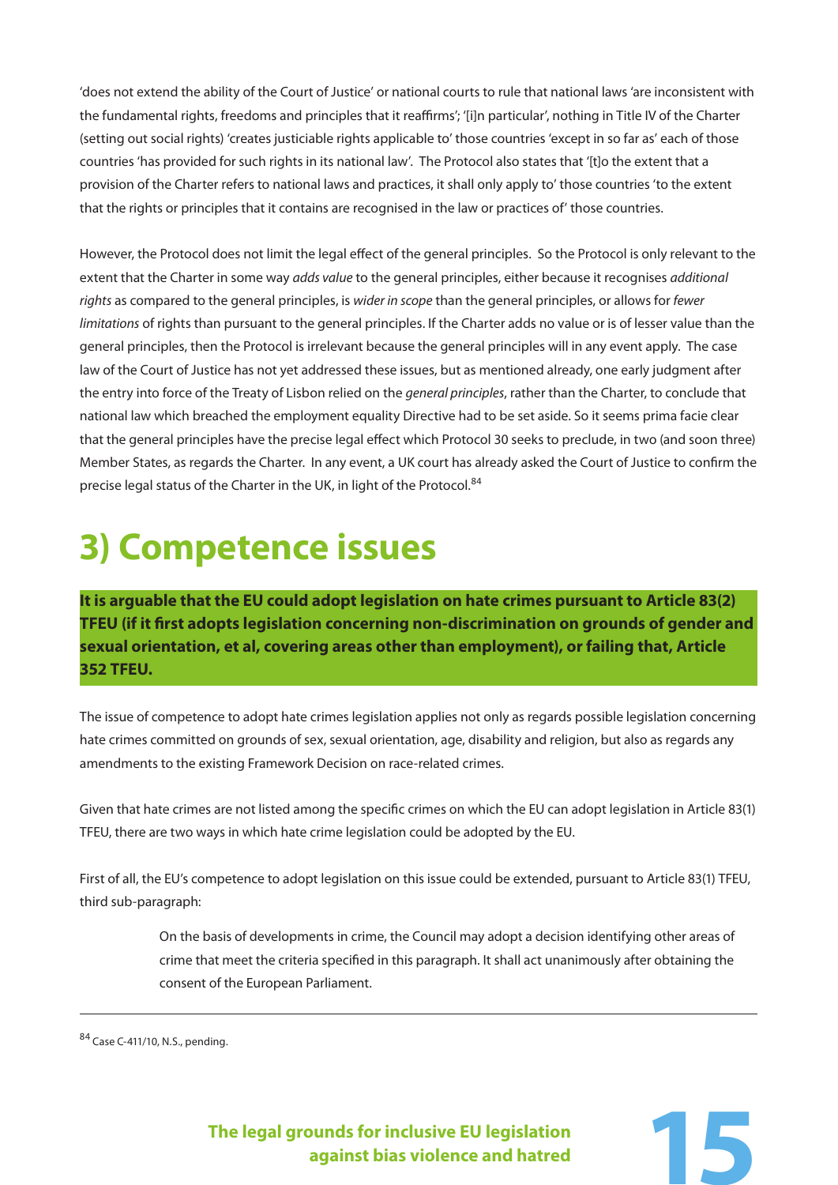'does not extend the ability of the Court of Justice' or national courts to rule that national laws 'are inconsistent with the fundamental rights, freedoms and principles that it reaffirms'; '[i]n particular', nothing in Title IV of the Charter (setting out social rights) 'creates justiciable rights applicable to' those countries 'except in so far as' each of those countries 'has provided for such rights in its national law'. The Protocol also states that '[t]o the extent that a provision of the Charter refers to national laws and practices, it shall only apply to' those countries 'to the extent that the rights or principles that it contains are recognised in the law or practices of' those countries.

However, the Protocol does not limit the legal effect of the general principles. So the Protocol is only relevant to the extent that the Charter in some way *adds value* to the general principles, either because it recognises *additional rights* as compared to the general principles, is *wider in scope* than the general principles, or allows for *fewer limitations* of rights than pursuant to the general principles. If the Charter adds no value or is of lesser value than the general principles, then the Protocol is irrelevant because the general principles will in any event apply. The case law of the Court of Justice has not yet addressed these issues, but as mentioned already, one early judgment after the entry into force of the Treaty of Lisbon relied on the *general principles*, rather than the Charter, to conclude that national law which breached the employment equality Directive had to be set aside. So it seems prima facie clear that the general principles have the precise legal effect which Protocol 30 seeks to preclude, in two (and soon three) Member States, as regards the Charter. In any event, a UK court has already asked the Court of Justice to confirm the precise legal status of the Charter in the UK, in light of the Protocol.[84]

# 3) Competence issues

**It is arguable that the EU could adopt legislation on hate crimes pursuant to Article 83(2) TFEU (if it first adopts legislation concerning non-discrimination on grounds of gender and sexual orientation, et al, covering areas other than employment), or failing that, Article 352 TFEU.**

The issue of competence to adopt hate crimes legislation applies not only as regards possible legislation concerning hate crimes committed on grounds of sex, sexual orientation, age, disability and religion, but also as regards any amendments to the existing Framework Decision on race-related crimes.

Given that hate crimes are not listed among the specific crimes on which the EU can adopt legislation in Article 83(1) TFEU, there are two ways in which hate crime legislation could be adopted by the EU.

First of all, the EU's competence to adopt legislation on this issue could be extended, pursuant to Article 83(1) TFEU, third sub-paragraph:

> On the basis of developments in crime, the Council may adopt a decision identifying other areas of crime that meet the criteria specified in this paragraph. It shall act unanimously after obtaining the consent of the European Parliament.

---

[84] Case C-411/10, N.S., pending.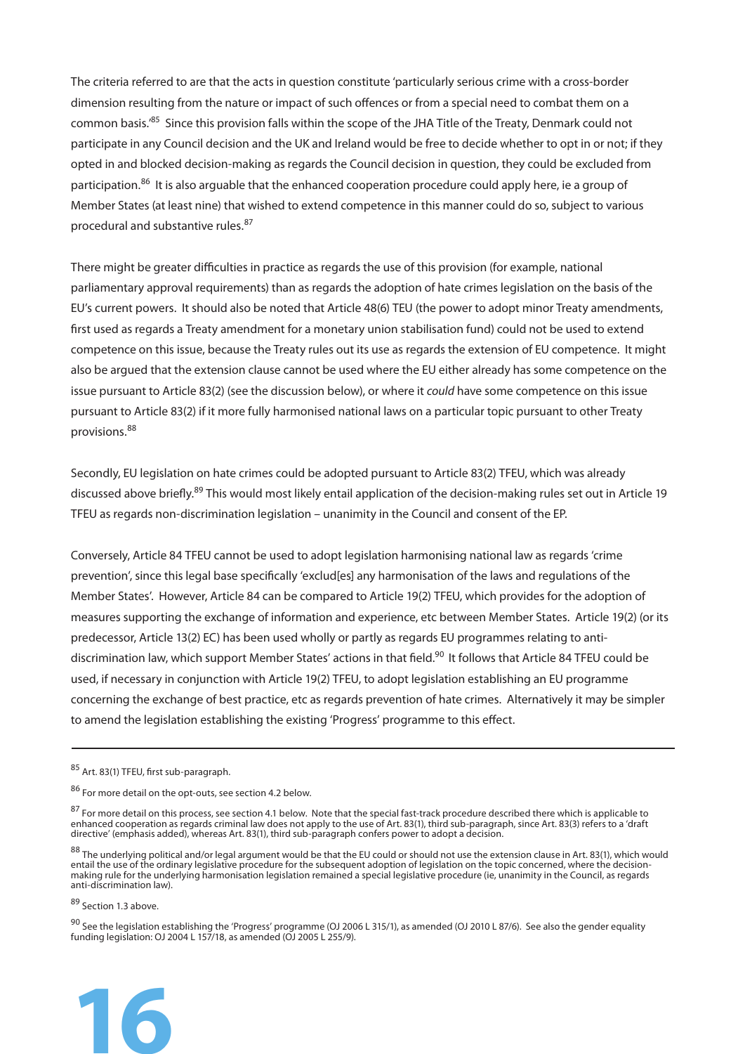The criteria referred to are that the acts in question constitute 'particularly serious crime with a cross-border dimension resulting from the nature or impact of such offences or from a special need to combat them on a common basis.'[85] Since this provision falls within the scope of the JHA Title of the Treaty, Denmark could not participate in any Council decision and the UK and Ireland would be free to decide whether to opt in or not; if they opted in and blocked decision-making as regards the Council decision in question, they could be excluded from participation.[86] It is also arguable that the enhanced cooperation procedure could apply here, ie a group of Member States (at least nine) that wished to extend competence in this manner could do so, subject to various procedural and substantive rules.[87]

There might be greater difficulties in practice as regards the use of this provision (for example, national parliamentary approval requirements) than as regards the adoption of hate crimes legislation on the basis of the EU's current powers. It should also be noted that Article 48(6) TEU (the power to adopt minor Treaty amendments, first used as regards a Treaty amendment for a monetary union stabilisation fund) could not be used to extend competence on this issue, because the Treaty rules out its use as regards the extension of EU competence. It might also be argued that the extension clause cannot be used where the EU either already has some competence on the issue pursuant to Article 83(2) (see the discussion below), or where it *could* have some competence on this issue pursuant to Article 83(2) if it more fully harmonised national laws on a particular topic pursuant to other Treaty provisions.[88]

Secondly, EU legislation on hate crimes could be adopted pursuant to Article 83(2) TFEU, which was already discussed above briefly.[89] This would most likely entail application of the decision-making rules set out in Article 19 TFEU as regards non-discrimination legislation – unanimity in the Council and consent of the EP.

Conversely, Article 84 TFEU cannot be used to adopt legislation harmonising national law as regards 'crime prevention', since this legal base specifically 'exclud[es] any harmonisation of the laws and regulations of the Member States'. However, Article 84 can be compared to Article 19(2) TFEU, which provides for the adoption of measures supporting the exchange of information and experience, etc between Member States. Article 19(2) (or its predecessor, Article 13(2) EC) has been used wholly or partly as regards EU programmes relating to anti-discrimination law, which support Member States' actions in that field.[90] It follows that Article 84 TFEU could be used, if necessary in conjunction with Article 19(2) TFEU, to adopt legislation establishing an EU programme concerning the exchange of best practice, etc as regards prevention of hate crimes. Alternatively it may be simpler to amend the legislation establishing the existing 'Progress' programme to this effect.

---

[85] Art. 83(1) TFEU, first sub-paragraph.

[86] For more detail on the opt-outs, see section 4.2 below.

[87] For more detail on this process, see section 4.1 below. Note that the special fast-track procedure described there which is applicable to enhanced cooperation as regards criminal law does not apply to the use of Art. 83(1), third sub-paragraph, since Art. 83(3) refers to a 'draft directive' (emphasis added), whereas Art. 83(1), third sub-paragraph confers power to adopt a decision.

[88] The underlying political and/or legal argument would be that the EU could or should not use the extension clause in Art. 83(1), which would entail the use of the ordinary legislative procedure for the subsequent adoption of legislation on the topic concerned, where the decision-making rule for the underlying harmonisation legislation remained a special legislative procedure (ie, unanimity in the Council, as regards anti-discrimination law).

[89] Section 1.3 above.

[90] See the legislation establishing the 'Progress' programme (OJ 2006 L 315/1), as amended (OJ 2010 L 87/6). See also the gender equality funding legislation: OJ 2004 L 157/18, as amended (OJ 2005 L 255/9).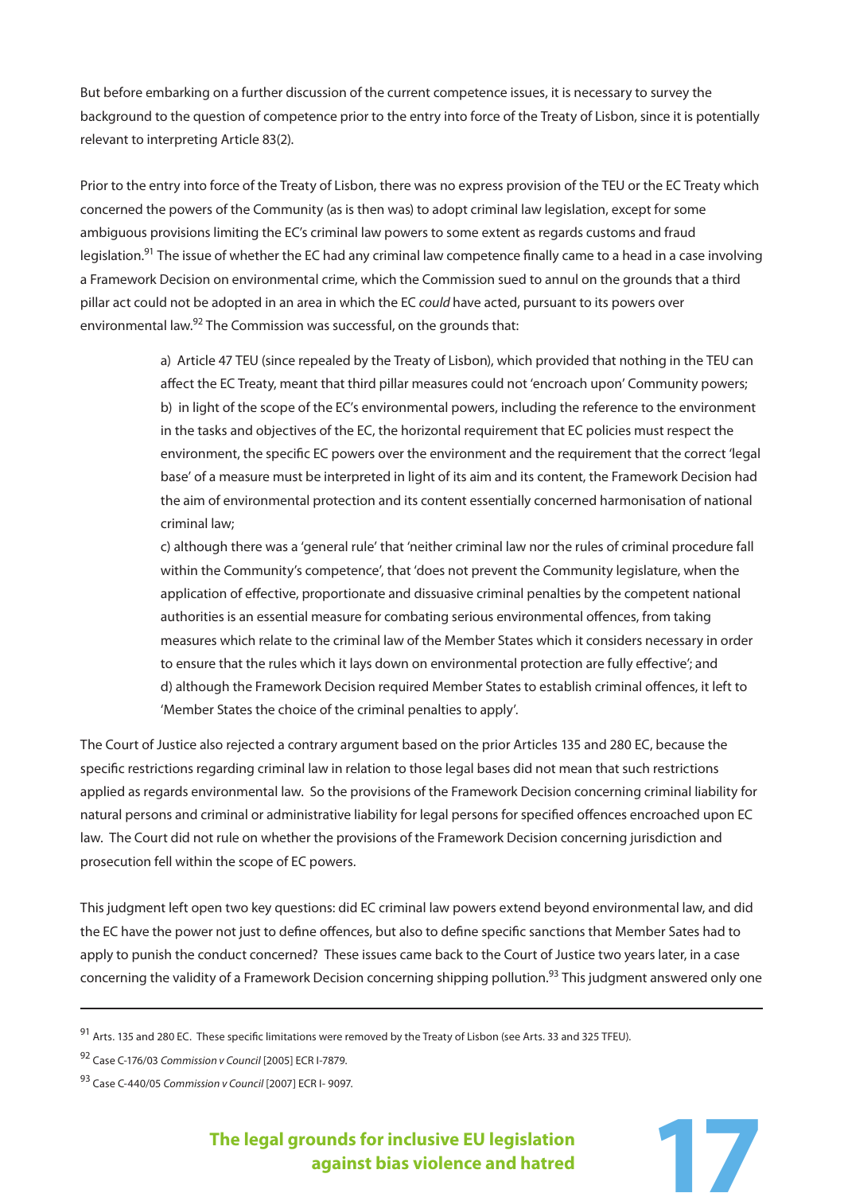But before embarking on a further discussion of the current competence issues, it is necessary to survey the background to the question of competence prior to the entry into force of the Treaty of Lisbon, since it is potentially relevant to interpreting Article 83(2).

Prior to the entry into force of the Treaty of Lisbon, there was no express provision of the TEU or the EC Treaty which concerned the powers of the Community (as is then was) to adopt criminal law legislation, except for some ambiguous provisions limiting the EC's criminal law powers to some extent as regards customs and fraud legislation.[91] The issue of whether the EC had any criminal law competence finally came to a head in a case involving a Framework Decision on environmental crime, which the Commission sued to annul on the grounds that a third pillar act could not be adopted in an area in which the EC *could* have acted, pursuant to its powers over environmental law.[92] The Commission was successful, on the grounds that:

> a) Article 47 TEU (since repealed by the Treaty of Lisbon), which provided that nothing in the TEU can affect the EC Treaty, meant that third pillar measures could not 'encroach upon' Community powers;
> b) in light of the scope of the EC's environmental powers, including the reference to the environment in the tasks and objectives of the EC, the horizontal requirement that EC policies must respect the environment, the specific EC powers over the environment and the requirement that the correct 'legal base' of a measure must be interpreted in light of its aim and its content, the Framework Decision had the aim of environmental protection and its content essentially concerned harmonisation of national criminal law;
> c) although there was a 'general rule' that 'neither criminal law nor the rules of criminal procedure fall within the Community's competence', that 'does not prevent the Community legislature, when the application of effective, proportionate and dissuasive criminal penalties by the competent national authorities is an essential measure for combating serious environmental offences, from taking measures which relate to the criminal law of the Member States which it considers necessary in order to ensure that the rules which it lays down on environmental protection are fully effective'; and
> d) although the Framework Decision required Member States to establish criminal offences, it left to 'Member States the choice of the criminal penalties to apply'.

The Court of Justice also rejected a contrary argument based on the prior Articles 135 and 280 EC, because the specific restrictions regarding criminal law in relation to those legal bases did not mean that such restrictions applied as regards environmental law. So the provisions of the Framework Decision concerning criminal liability for natural persons and criminal or administrative liability for legal persons for specified offences encroached upon EC law. The Court did not rule on whether the provisions of the Framework Decision concerning jurisdiction and prosecution fell within the scope of EC powers.

This judgment left open two key questions: did EC criminal law powers extend beyond environmental law, and did the EC have the power not just to define offences, but also to define specific sanctions that Member Sates had to apply to punish the conduct concerned? These issues came back to the Court of Justice two years later, in a case concerning the validity of a Framework Decision concerning shipping pollution.[93] This judgment answered only one

---

[91] Arts. 135 and 280 EC. These specific limitations were removed by the Treaty of Lisbon (see Arts. 33 and 325 TFEU).

[92] Case C-176/03 *Commission v Council* [2005] ECR I-7879.

[93] Case C-440/05 *Commission v Council* [2007] ECR I- 9097.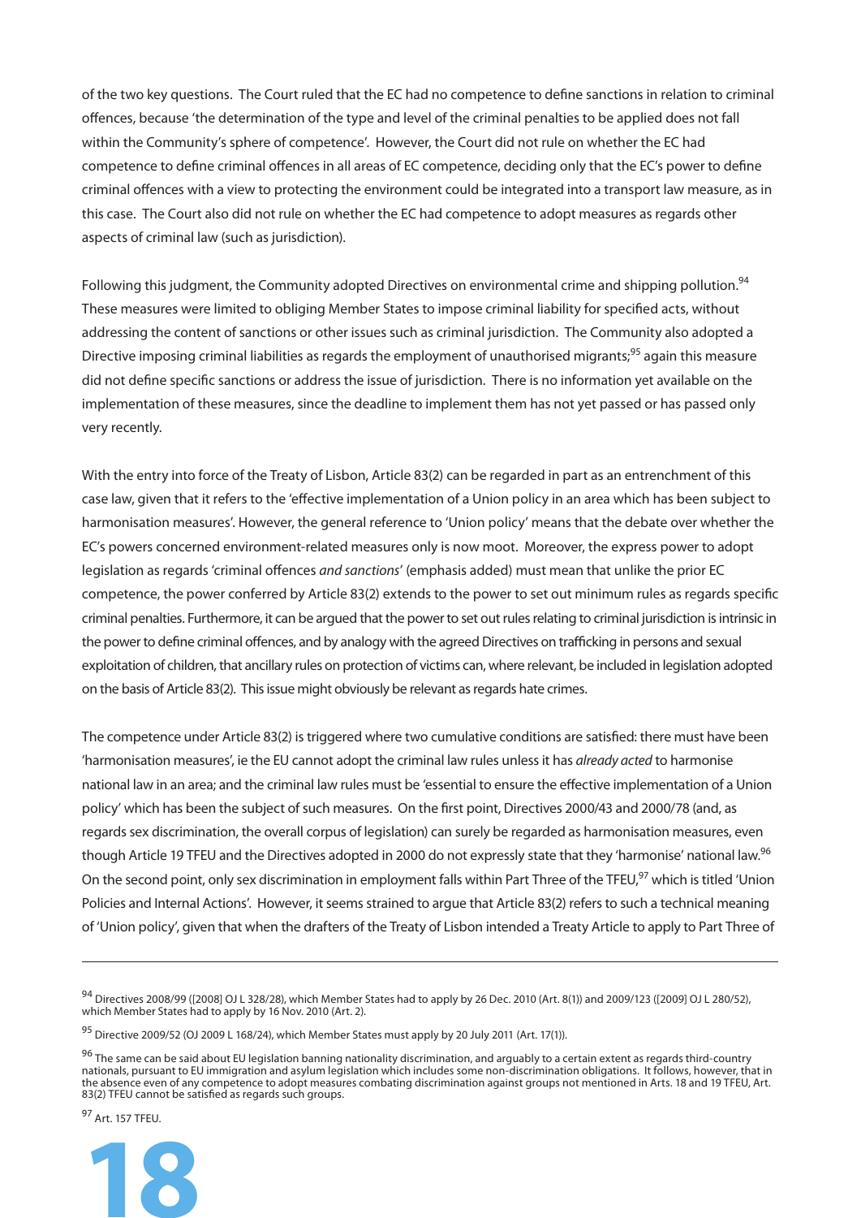of the two key questions. The Court ruled that the EC had no competence to define sanctions in relation to criminal offences, because 'the determination of the type and level of the criminal penalties to be applied does not fall within the Community's sphere of competence'. However, the Court did not rule on whether the EC had competence to define criminal offences in all areas of EC competence, deciding only that the EC's power to define criminal offences with a view to protecting the environment could be integrated into a transport law measure, as in this case. The Court also did not rule on whether the EC had competence to adopt measures as regards other aspects of criminal law (such as jurisdiction).

Following this judgment, the Community adopted Directives on environmental crime and shipping pollution.[94] These measures were limited to obliging Member States to impose criminal liability for specified acts, without addressing the content of sanctions or other issues such as criminal jurisdiction. The Community also adopted a Directive imposing criminal liabilities as regards the employment of unauthorised migrants;[95] again this measure did not define specific sanctions or address the issue of jurisdiction. There is no information yet available on the implementation of these measures, since the deadline to implement them has not yet passed or has passed only very recently.

With the entry into force of the Treaty of Lisbon, Article 83(2) can be regarded in part as an entrenchment of this case law, given that it refers to the 'effective implementation of a Union policy in an area which has been subject to harmonisation measures'. However, the general reference to 'Union policy' means that the debate over whether the EC's powers concerned environment-related measures only is now moot. Moreover, the express power to adopt legislation as regards 'criminal offences *and sanctions*' (emphasis added) must mean that unlike the prior EC competence, the power conferred by Article 83(2) extends to the power to set out minimum rules as regards specific criminal penalties. Furthermore, it can be argued that the power to set out rules relating to criminal jurisdiction is intrinsic in the power to define criminal offences, and by analogy with the agreed Directives on trafficking in persons and sexual exploitation of children, that ancillary rules on protection of victims can, where relevant, be included in legislation adopted on the basis of Article 83(2). This issue might obviously be relevant as regards hate crimes.

The competence under Article 83(2) is triggered where two cumulative conditions are satisfied: there must have been 'harmonisation measures', ie the EU cannot adopt the criminal law rules unless it has *already acted* to harmonise national law in an area; and the criminal law rules must be 'essential to ensure the effective implementation of a Union policy' which has been the subject of such measures. On the first point, Directives 2000/43 and 2000/78 (and, as regards sex discrimination, the overall corpus of legislation) can surely be regarded as harmonisation measures, even though Article 19 TFEU and the Directives adopted in 2000 do not expressly state that they 'harmonise' national law.[96] On the second point, only sex discrimination in employment falls within Part Three of the TFEU,[97] which is titled 'Union Policies and Internal Actions'. However, it seems strained to argue that Article 83(2) refers to such a technical meaning of 'Union policy', given that when the drafters of the Treaty of Lisbon intended a Treaty Article to apply to Part Three of

---

[94] Directives 2008/99 ([2008] OJ L 328/28), which Member States had to apply by 26 Dec. 2010 (Art. 8(1)) and 2009/123 ([2009] OJ L 280/52), which Member States had to apply by 16 Nov. 2010 (Art. 2).

[95] Directive 2009/52 (OJ 2009 L 168/24), which Member States must apply by 20 July 2011 (Art. 17(1)).

[96] The same can be said about EU legislation banning nationality discrimination, and arguably to a certain extent as regards third-country nationals, pursuant to EU immigration and asylum legislation which includes some non-discrimination obligations. It follows, however, that in the absence even of any competence to adopt measures combating discrimination against groups not mentioned in Arts. 18 and 19 TFEU, Art. 83(2) TFEU cannot be satisfied as regards such groups.

[97] Art. 157 TFEU.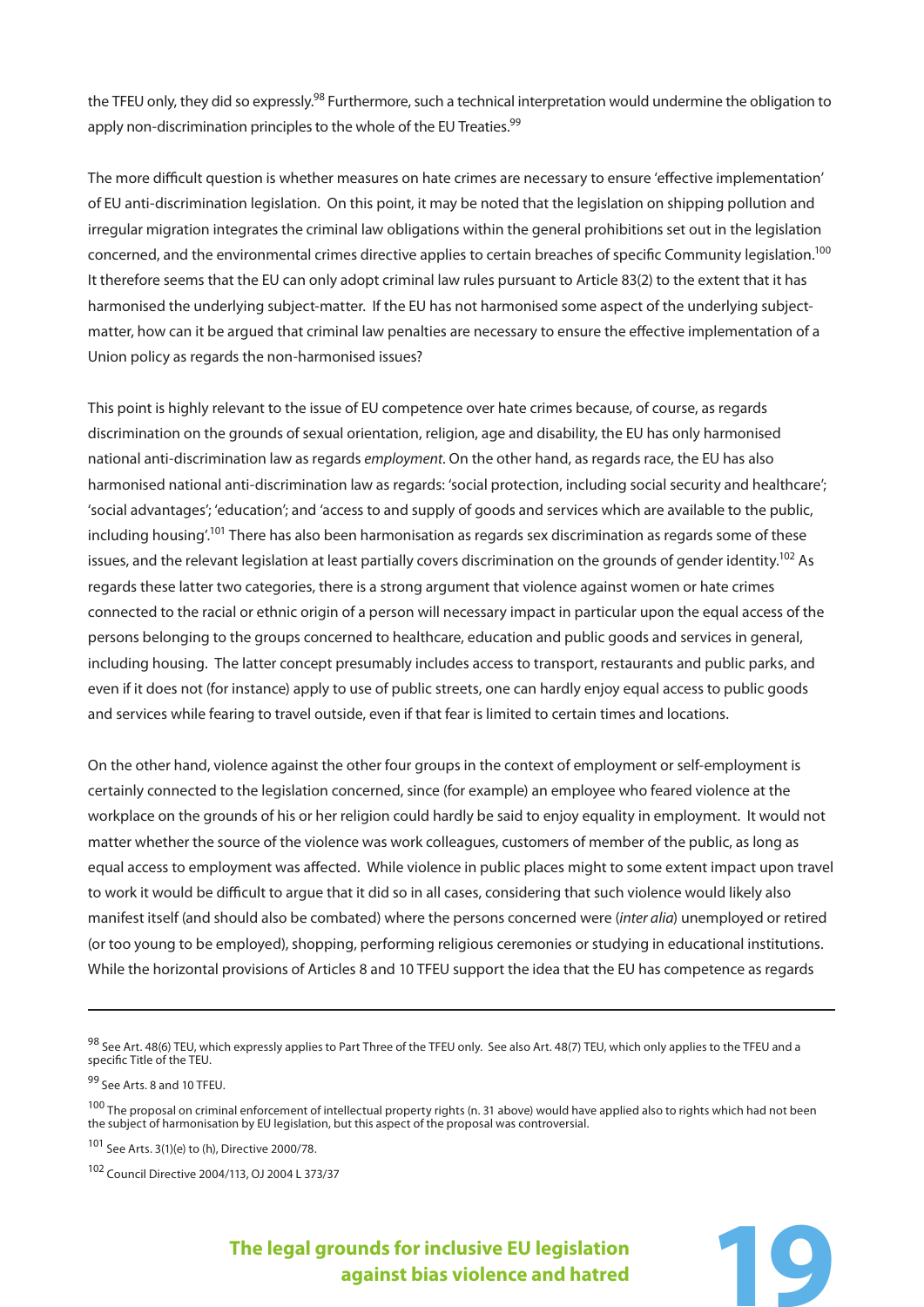the TFEU only, they did so expressly.[98] Furthermore, such a technical interpretation would undermine the obligation to apply non-discrimination principles to the whole of the EU Treaties.[99]

The more difficult question is whether measures on hate crimes are necessary to ensure 'effective implementation' of EU anti-discrimination legislation. On this point, it may be noted that the legislation on shipping pollution and irregular migration integrates the criminal law obligations within the general prohibitions set out in the legislation concerned, and the environmental crimes directive applies to certain breaches of specific Community legislation.[100] It therefore seems that the EU can only adopt criminal law rules pursuant to Article 83(2) to the extent that it has harmonised the underlying subject-matter. If the EU has not harmonised some aspect of the underlying subject-matter, how can it be argued that criminal law penalties are necessary to ensure the effective implementation of a Union policy as regards the non-harmonised issues?

This point is highly relevant to the issue of EU competence over hate crimes because, of course, as regards discrimination on the grounds of sexual orientation, religion, age and disability, the EU has only harmonised national anti-discrimination law as regards *employment*. On the other hand, as regards race, the EU has also harmonised national anti-discrimination law as regards: 'social protection, including social security and healthcare'; 'social advantages'; 'education'; and 'access to and supply of goods and services which are available to the public, including housing'.[101] There has also been harmonisation as regards sex discrimination as regards some of these issues, and the relevant legislation at least partially covers discrimination on the grounds of gender identity.[102] As regards these latter two categories, there is a strong argument that violence against women or hate crimes connected to the racial or ethnic origin of a person will necessary impact in particular upon the equal access of the persons belonging to the groups concerned to healthcare, education and public goods and services in general, including housing. The latter concept presumably includes access to transport, restaurants and public parks, and even if it does not (for instance) apply to use of public streets, one can hardly enjoy equal access to public goods and services while fearing to travel outside, even if that fear is limited to certain times and locations.

On the other hand, violence against the other four groups in the context of employment or self-employment is certainly connected to the legislation concerned, since (for example) an employee who feared violence at the workplace on the grounds of his or her religion could hardly be said to enjoy equality in employment. It would not matter whether the source of the violence was work colleagues, customers of member of the public, as long as equal access to employment was affected. While violence in public places might to some extent impact upon travel to work it would be difficult to argue that it did so in all cases, considering that such violence would likely also manifest itself (and should also be combated) where the persons concerned were (*inter alia*) unemployed or retired (or too young to be employed), shopping, performing religious ceremonies or studying in educational institutions. While the horizontal provisions of Articles 8 and 10 TFEU support the idea that the EU has competence as regards

---

[98] See Art. 48(6) TEU, which expressly applies to Part Three of the TFEU only. See also Art. 48(7) TEU, which only applies to the TFEU and a specific Title of the TEU.

[99] See Arts. 8 and 10 TFEU.

[100] The proposal on criminal enforcement of intellectual property rights (n. 31 above) would have applied also to rights which had not been the subject of harmonisation by EU legislation, but this aspect of the proposal was controversial.

[101] See Arts. 3(1)(e) to (h), Directive 2000/78.

[102] Council Directive 2004/113, OJ 2004 L 373/37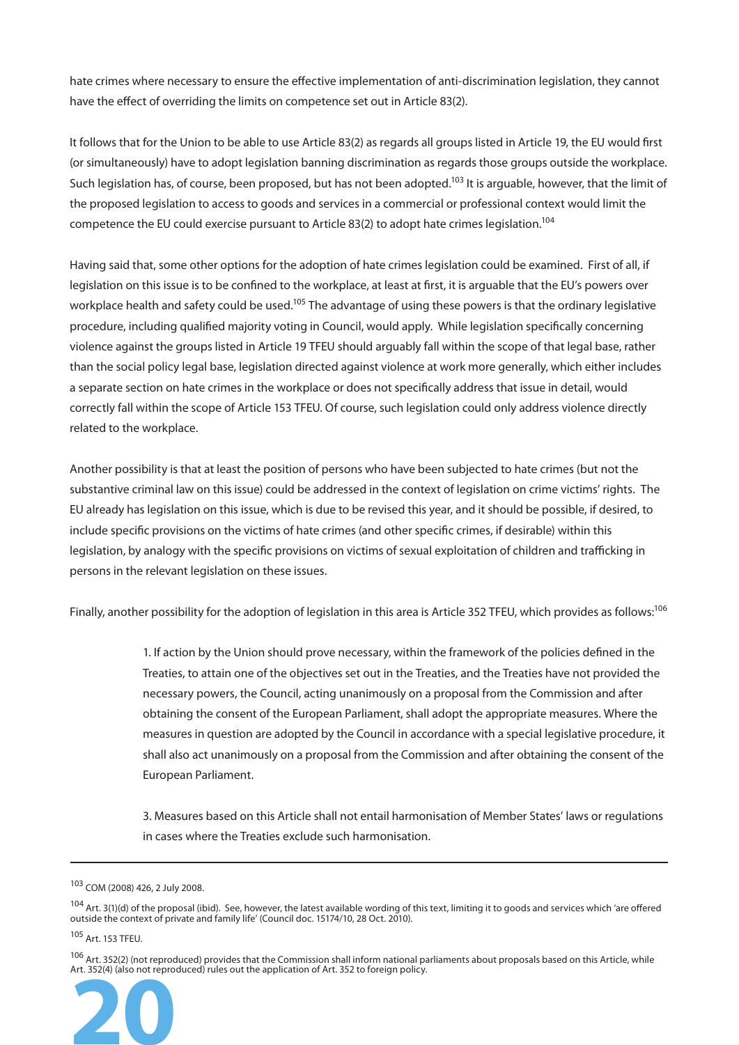hate crimes where necessary to ensure the effective implementation of anti-discrimination legislation, they cannot have the effect of overriding the limits on competence set out in Article 83(2).

It follows that for the Union to be able to use Article 83(2) as regards all groups listed in Article 19, the EU would first (or simultaneously) have to adopt legislation banning discrimination as regards those groups outside the workplace. Such legislation has, of course, been proposed, but has not been adopted.[103] It is arguable, however, that the limit of the proposed legislation to access to goods and services in a commercial or professional context would limit the competence the EU could exercise pursuant to Article 83(2) to adopt hate crimes legislation.[104]

Having said that, some other options for the adoption of hate crimes legislation could be examined. First of all, if legislation on this issue is to be confined to the workplace, at least at first, it is arguable that the EU's powers over workplace health and safety could be used.[105] The advantage of using these powers is that the ordinary legislative procedure, including qualified majority voting in Council, would apply. While legislation specifically concerning violence against the groups listed in Article 19 TFEU should arguably fall within the scope of that legal base, rather than the social policy legal base, legislation directed against violence at work more generally, which either includes a separate section on hate crimes in the workplace or does not specifically address that issue in detail, would correctly fall within the scope of Article 153 TFEU. Of course, such legislation could only address violence directly related to the workplace.

Another possibility is that at least the position of persons who have been subjected to hate crimes (but not the substantive criminal law on this issue) could be addressed in the context of legislation on crime victims' rights. The EU already has legislation on this issue, which is due to be revised this year, and it should be possible, if desired, to include specific provisions on the victims of hate crimes (and other specific crimes, if desirable) within this legislation, by analogy with the specific provisions on victims of sexual exploitation of children and trafficking in persons in the relevant legislation on these issues.

Finally, another possibility for the adoption of legislation in this area is Article 352 TFEU, which provides as follows:[106]

> 1. If action by the Union should prove necessary, within the framework of the policies defined in the Treaties, to attain one of the objectives set out in the Treaties, and the Treaties have not provided the necessary powers, the Council, acting unanimously on a proposal from the Commission and after obtaining the consent of the European Parliament, shall adopt the appropriate measures. Where the measures in question are adopted by the Council in accordance with a special legislative procedure, it shall also act unanimously on a proposal from the Commission and after obtaining the consent of the European Parliament.
>
> 3. Measures based on this Article shall not entail harmonisation of Member States' laws or regulations in cases where the Treaties exclude such harmonisation.

---

[103] COM (2008) 426, 2 July 2008.

[104] Art. 3(1)(d) of the proposal (ibid). See, however, the latest available wording of this text, limiting it to goods and services which 'are offered outside the context of private and family life' (Council doc. 15174/10, 28 Oct. 2010).

[105] Art. 153 TFEU.

[106] Art. 352(2) (not reproduced) provides that the Commission shall inform national parliaments about proposals based on this Article, while Art. 352(4) (also not reproduced) rules out the application of Art. 352 to foreign policy.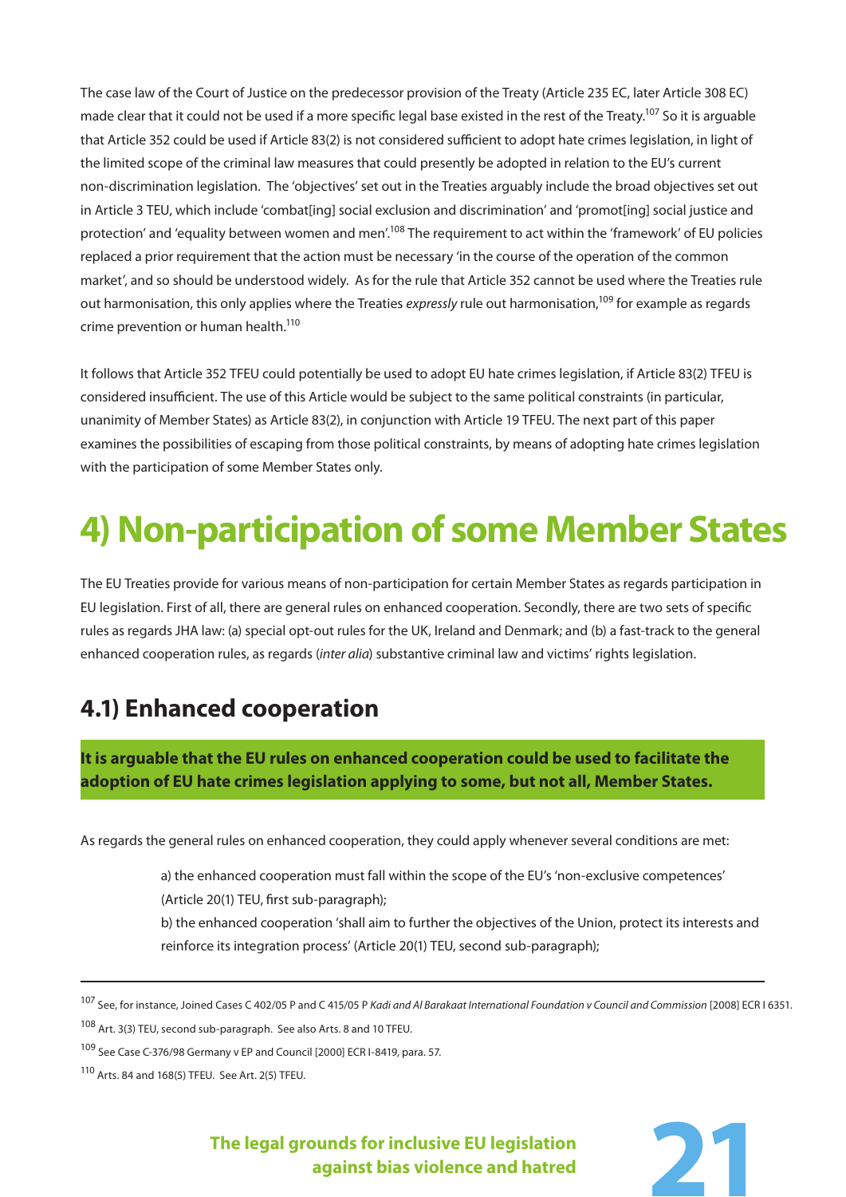The case law of the Court of Justice on the predecessor provision of the Treaty (Article 235 EC, later Article 308 EC) made clear that it could not be used if a more specific legal base existed in the rest of the Treaty.[107] So it is arguable that Article 352 could be used if Article 83(2) is not considered sufficient to adopt hate crimes legislation, in light of the limited scope of the criminal law measures that could presently be adopted in relation to the EU's current non-discrimination legislation. The 'objectives' set out in the Treaties arguably include the broad objectives set out in Article 3 TEU, which include 'combat[ing] social exclusion and discrimination' and 'promot[ing] social justice and protection' and 'equality between women and men'.[108] The requirement to act within the 'framework' of EU policies replaced a prior requirement that the action must be necessary 'in the course of the operation of the common market', and so should be understood widely. As for the rule that Article 352 cannot be used where the Treaties rule out harmonisation, this only applies where the Treaties *expressly* rule out harmonisation,[109] for example as regards crime prevention or human health.[110]

It follows that Article 352 TFEU could potentially be used to adopt EU hate crimes legislation, if Article 83(2) TFEU is considered insufficient. The use of this Article would be subject to the same political constraints (in particular, unanimity of Member States) as Article 83(2), in conjunction with Article 19 TFEU. The next part of this paper examines the possibilities of escaping from those political constraints, by means of adopting hate crimes legislation with the participation of some Member States only.

# 4) Non-participation of some Member States

The EU Treaties provide for various means of non-participation for certain Member States as regards participation in EU legislation. First of all, there are general rules on enhanced cooperation. Secondly, there are two sets of specific rules as regards JHA law: (a) special opt-out rules for the UK, Ireland and Denmark; and (b) a fast-track to the general enhanced cooperation rules, as regards (*inter alia*) substantive criminal law and victims' rights legislation.

## 4.1) Enhanced cooperation

**It is arguable that the EU rules on enhanced cooperation could be used to facilitate the adoption of EU hate crimes legislation applying to some, but not all, Member States.**

As regards the general rules on enhanced cooperation, they could apply whenever several conditions are met:

a) the enhanced cooperation must fall within the scope of the EU's 'non-exclusive competences' (Article 20(1) TEU, first sub-paragraph);

b) the enhanced cooperation 'shall aim to further the objectives of the Union, protect its interests and reinforce its integration process' (Article 20(1) TEU, second sub-paragraph);

---

[107] See, for instance, Joined Cases C 402/05 P and C 415/05 P *Kadi and Al Barakaat International Foundation v Council and Commission* [2008] ECR I 6351.

[108] Art. 3(3) TEU, second sub-paragraph. See also Arts. 8 and 10 TFEU.

[109] See Case C-376/98 Germany v EP and Council [2000] ECR I-8419, para. 57.

[110] Arts. 84 and 168(5) TFEU. See Art. 2(5) TFEU.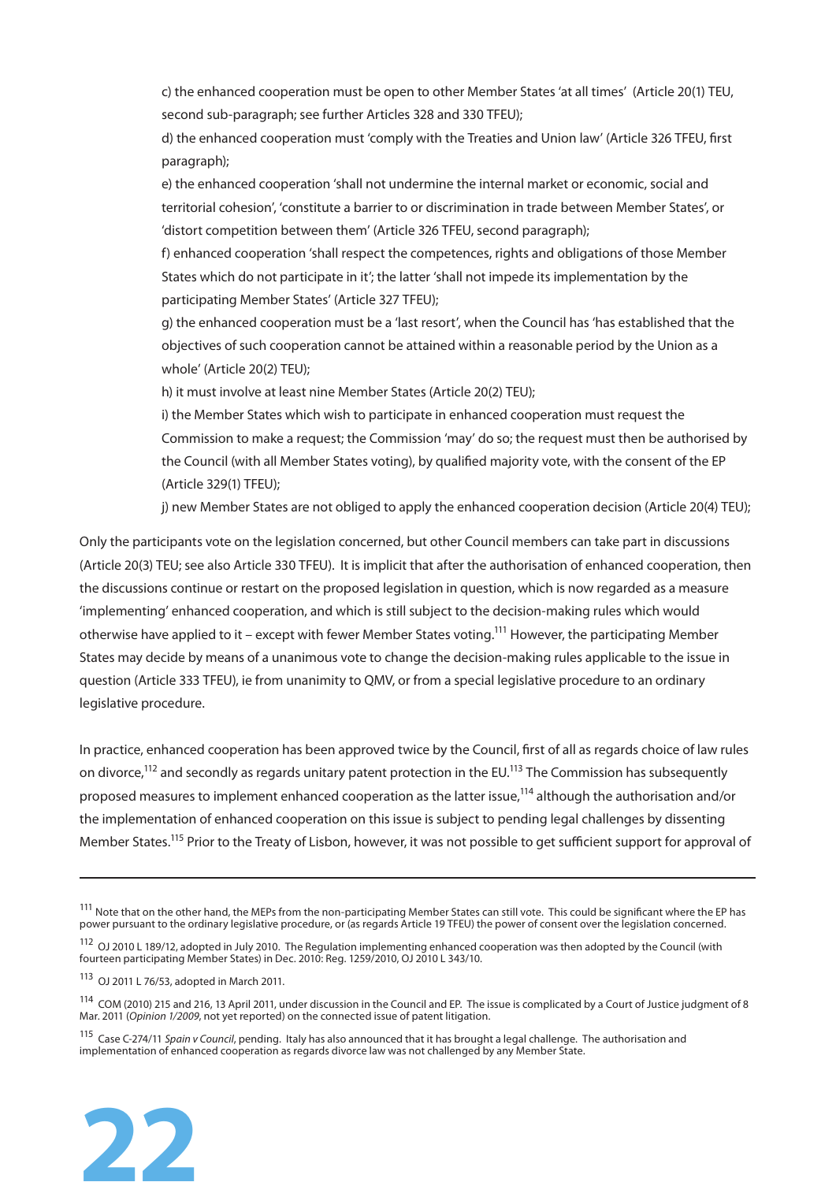c) the enhanced cooperation must be open to other Member States 'at all times' (Article 20(1) TEU, second sub-paragraph; see further Articles 328 and 330 TFEU);

d) the enhanced cooperation must 'comply with the Treaties and Union law' (Article 326 TFEU, first paragraph);

e) the enhanced cooperation 'shall not undermine the internal market or economic, social and territorial cohesion', 'constitute a barrier to or discrimination in trade between Member States', or 'distort competition between them' (Article 326 TFEU, second paragraph);

f) enhanced cooperation 'shall respect the competences, rights and obligations of those Member States which do not participate in it'; the latter 'shall not impede its implementation by the participating Member States' (Article 327 TFEU);

g) the enhanced cooperation must be a 'last resort', when the Council has 'has established that the objectives of such cooperation cannot be attained within a reasonable period by the Union as a whole' (Article 20(2) TEU);

h) it must involve at least nine Member States (Article 20(2) TEU);

i) the Member States which wish to participate in enhanced cooperation must request the Commission to make a request; the Commission 'may' do so; the request must then be authorised by the Council (with all Member States voting), by qualified majority vote, with the consent of the EP (Article 329(1) TFEU);

j) new Member States are not obliged to apply the enhanced cooperation decision (Article 20(4) TEU);

Only the participants vote on the legislation concerned, but other Council members can take part in discussions (Article 20(3) TEU; see also Article 330 TFEU). It is implicit that after the authorisation of enhanced cooperation, then the discussions continue or restart on the proposed legislation in question, which is now regarded as a measure 'implementing' enhanced cooperation, and which is still subject to the decision-making rules which would otherwise have applied to it – except with fewer Member States voting.[111] However, the participating Member States may decide by means of a unanimous vote to change the decision-making rules applicable to the issue in question (Article 333 TFEU), ie from unanimity to QMV, or from a special legislative procedure to an ordinary legislative procedure.

In practice, enhanced cooperation has been approved twice by the Council, first of all as regards choice of law rules on divorce,[112] and secondly as regards unitary patent protection in the EU.[113] The Commission has subsequently proposed measures to implement enhanced cooperation as the latter issue,[114] although the authorisation and/or the implementation of enhanced cooperation on this issue is subject to pending legal challenges by dissenting Member States.[115] Prior to the Treaty of Lisbon, however, it was not possible to get sufficient support for approval of

---

[111] Note that on the other hand, the MEPs from the non-participating Member States can still vote. This could be significant where the EP has power pursuant to the ordinary legislative procedure, or (as regards Article 19 TFEU) the power of consent over the legislation concerned.

[112] OJ 2010 L 189/12, adopted in July 2010. The Regulation implementing enhanced cooperation was then adopted by the Council (with fourteen participating Member States) in Dec. 2010: Reg. 1259/2010, OJ 2010 L 343/10.

[113] OJ 2011 L 76/53, adopted in March 2011.

[114] COM (2010) 215 and 216, 13 April 2011, under discussion in the Council and EP. The issue is complicated by a Court of Justice judgment of 8 Mar. 2011 (*Opinion 1/2009*, not yet reported) on the connected issue of patent litigation.

[115] Case C-274/11 *Spain v Council*, pending. Italy has also announced that it has brought a legal challenge. The authorisation and implementation of enhanced cooperation as regards divorce law was not challenged by any Member State.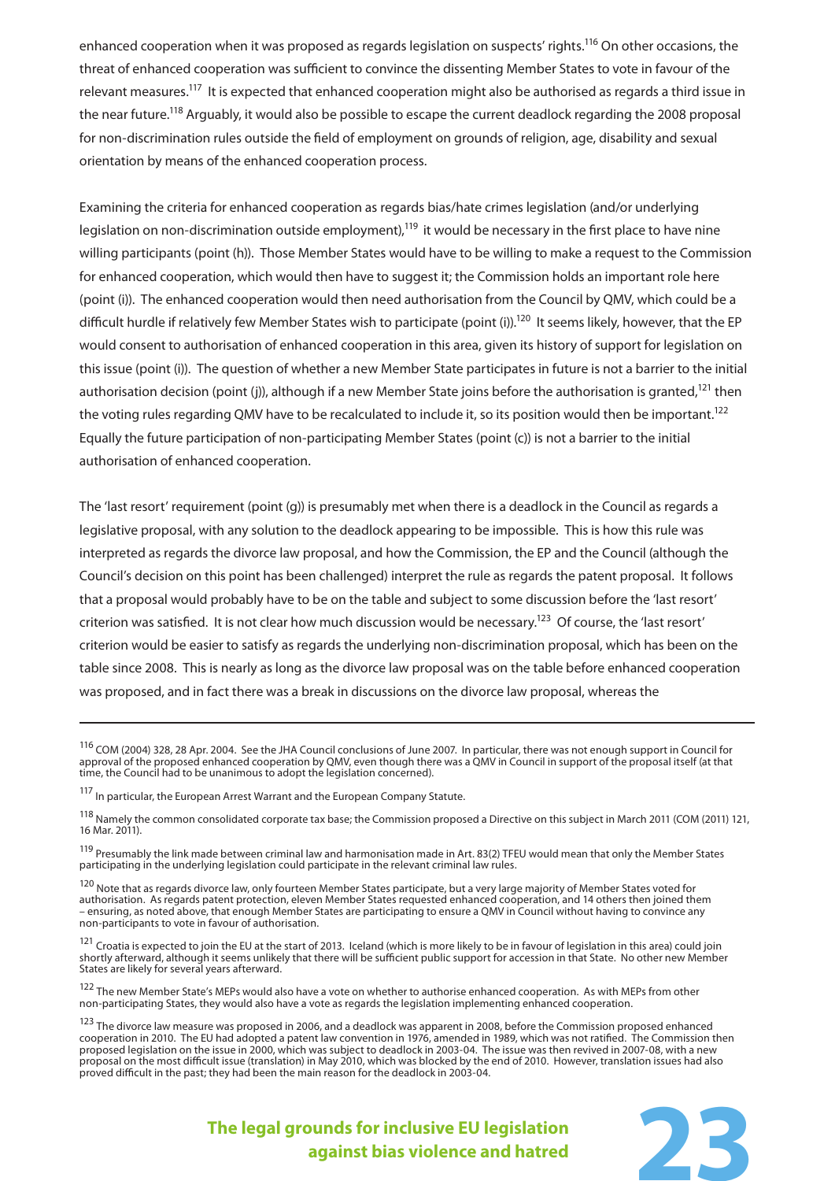enhanced cooperation when it was proposed as regards legislation on suspects' rights.[116] On other occasions, the threat of enhanced cooperation was sufficient to convince the dissenting Member States to vote in favour of the relevant measures.[117] It is expected that enhanced cooperation might also be authorised as regards a third issue in the near future.[118] Arguably, it would also be possible to escape the current deadlock regarding the 2008 proposal for non-discrimination rules outside the field of employment on grounds of religion, age, disability and sexual orientation by means of the enhanced cooperation process.

Examining the criteria for enhanced cooperation as regards bias/hate crimes legislation (and/or underlying legislation on non-discrimination outside employment),[119] it would be necessary in the first place to have nine willing participants (point (h)). Those Member States would have to be willing to make a request to the Commission for enhanced cooperation, which would then have to suggest it; the Commission holds an important role here (point (i)). The enhanced cooperation would then need authorisation from the Council by QMV, which could be a difficult hurdle if relatively few Member States wish to participate (point (i)).[120] It seems likely, however, that the EP would consent to authorisation of enhanced cooperation in this area, given its history of support for legislation on this issue (point (i)). The question of whether a new Member State participates in future is not a barrier to the initial authorisation decision (point (j)), although if a new Member State joins before the authorisation is granted,[121] then the voting rules regarding QMV have to be recalculated to include it, so its position would then be important.[122] Equally the future participation of non-participating Member States (point (c)) is not a barrier to the initial authorisation of enhanced cooperation.

The 'last resort' requirement (point (g)) is presumably met when there is a deadlock in the Council as regards a legislative proposal, with any solution to the deadlock appearing to be impossible. This is how this rule was interpreted as regards the divorce law proposal, and how the Commission, the EP and the Council (although the Council's decision on this point has been challenged) interpret the rule as regards the patent proposal. It follows that a proposal would probably have to be on the table and subject to some discussion before the 'last resort' criterion was satisfied. It is not clear how much discussion would be necessary.[123] Of course, the 'last resort' criterion would be easier to satisfy as regards the underlying non-discrimination proposal, which has been on the table since 2008. This is nearly as long as the divorce law proposal was on the table before enhanced cooperation was proposed, and in fact there was a break in discussions on the divorce law proposal, whereas the

---

[116] COM (2004) 328, 28 Apr. 2004. See the JHA Council conclusions of June 2007. In particular, there was not enough support in Council for approval of the proposed enhanced cooperation by QMV, even though there was a QMV in Council in support of the proposal itself (at that time, the Council had to be unanimous to adopt the legislation concerned).

[117] In particular, the European Arrest Warrant and the European Company Statute.

[118] Namely the common consolidated corporate tax base; the Commission proposed a Directive on this subject in March 2011 (COM (2011) 121, 16 Mar. 2011).

[119] Presumably the link made between criminal law and harmonisation made in Art. 83(2) TFEU would mean that only the Member States participating in the underlying legislation could participate in the relevant criminal law rules.

[120] Note that as regards divorce law, only fourteen Member States participate, but a very large majority of Member States voted for authorisation. As regards patent protection, eleven Member States requested enhanced cooperation, and 14 others then joined them – ensuring, as noted above, that enough Member States are participating to ensure a QMV in Council without having to convince any non-participants to vote in favour of authorisation.

[121] Croatia is expected to join the EU at the start of 2013. Iceland (which is more likely to be in favour of legislation in this area) could join shortly afterward, although it seems unlikely that there will be sufficient public support for accession in that State. No other new Member States are likely for several years afterward.

[122] The new Member State's MEPs would also have a vote on whether to authorise enhanced cooperation. As with MEPs from other non-participating States, they would also have a vote as regards the legislation implementing enhanced cooperation.

[123] The divorce law measure was proposed in 2006, and a deadlock was apparent in 2008, before the Commission proposed enhanced cooperation in 2010. The EU had adopted a patent law convention in 1976, amended in 1989, which was not ratified. The Commission then proposed legislation on the issue in 2000, which was subject to deadlock in 2003-04. The issue was then revived in 2007-08, with a new proposal on the most difficult issue (translation) in May 2010, which was blocked by the end of 2010. However, translation issues had also proved difficult in the past; they had been the main reason for the deadlock in 2003-04.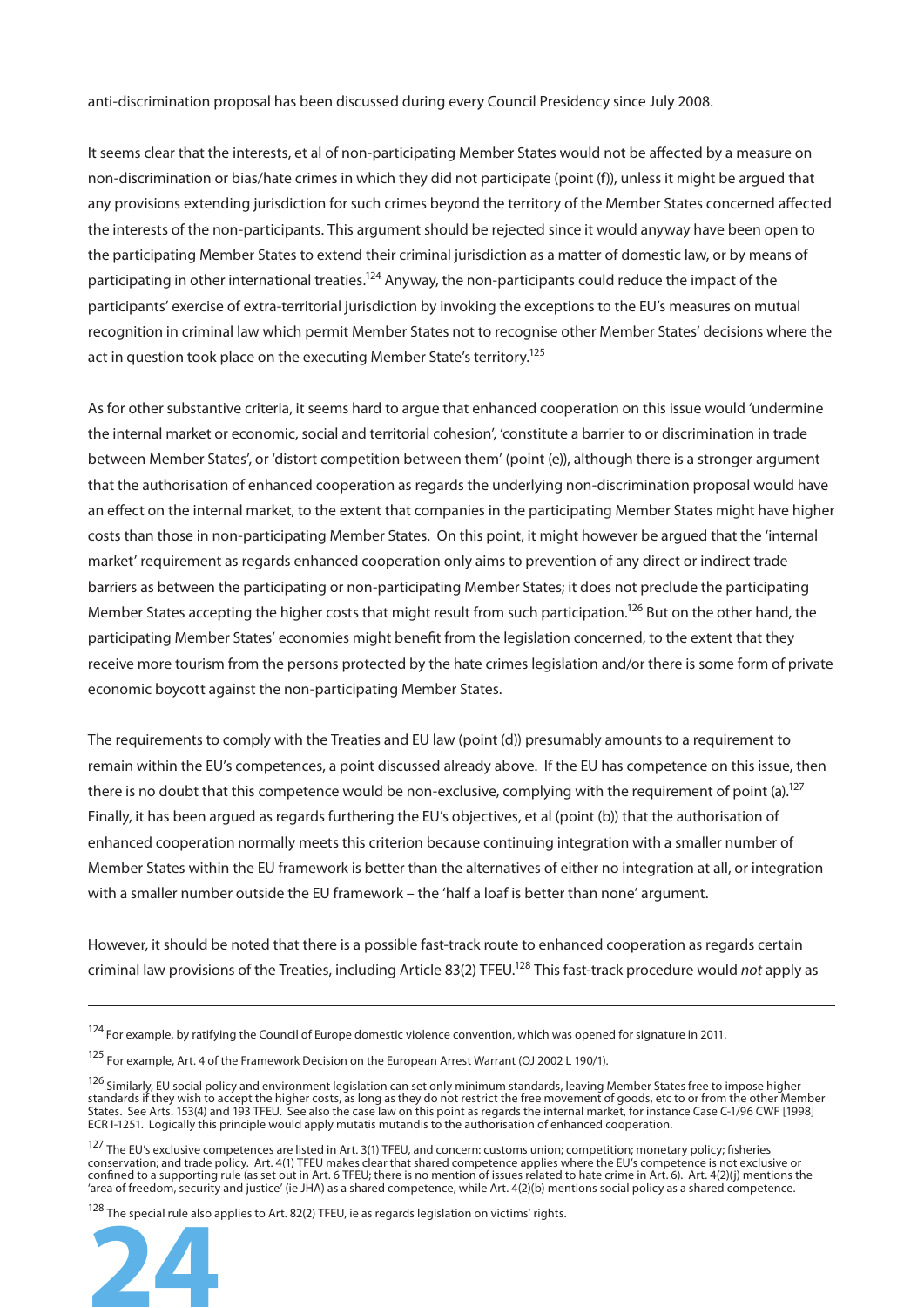anti-discrimination proposal has been discussed during every Council Presidency since July 2008.

It seems clear that the interests, et al of non-participating Member States would not be affected by a measure on non-discrimination or bias/hate crimes in which they did not participate (point (f)), unless it might be argued that any provisions extending jurisdiction for such crimes beyond the territory of the Member States concerned affected the interests of the non-participants. This argument should be rejected since it would anyway have been open to the participating Member States to extend their criminal jurisdiction as a matter of domestic law, or by means of participating in other international treaties.[124] Anyway, the non-participants could reduce the impact of the participants' exercise of extra-territorial jurisdiction by invoking the exceptions to the EU's measures on mutual recognition in criminal law which permit Member States not to recognise other Member States' decisions where the act in question took place on the executing Member State's territory.[125]

As for other substantive criteria, it seems hard to argue that enhanced cooperation on this issue would 'undermine the internal market or economic, social and territorial cohesion', 'constitute a barrier to or discrimination in trade between Member States', or 'distort competition between them' (point (e)), although there is a stronger argument that the authorisation of enhanced cooperation as regards the underlying non-discrimination proposal would have an effect on the internal market, to the extent that companies in the participating Member States might have higher costs than those in non-participating Member States. On this point, it might however be argued that the 'internal market' requirement as regards enhanced cooperation only aims to prevention of any direct or indirect trade barriers as between the participating or non-participating Member States; it does not preclude the participating Member States accepting the higher costs that might result from such participation.[126] But on the other hand, the participating Member States' economies might benefit from the legislation concerned, to the extent that they receive more tourism from the persons protected by the hate crimes legislation and/or there is some form of private economic boycott against the non-participating Member States.

The requirements to comply with the Treaties and EU law (point (d)) presumably amounts to a requirement to remain within the EU's competences, a point discussed already above. If the EU has competence on this issue, then there is no doubt that this competence would be non-exclusive, complying with the requirement of point (a).[127] Finally, it has been argued as regards furthering the EU's objectives, et al (point (b)) that the authorisation of enhanced cooperation normally meets this criterion because continuing integration with a smaller number of Member States within the EU framework is better than the alternatives of either no integration at all, or integration with a smaller number outside the EU framework – the 'half a loaf is better than none' argument.

However, it should be noted that there is a possible fast-track route to enhanced cooperation as regards certain criminal law provisions of the Treaties, including Article 83(2) TFEU.[128] This fast-track procedure would *not* apply as

---

[124] For example, by ratifying the Council of Europe domestic violence convention, which was opened for signature in 2011.

[125] For example, Art. 4 of the Framework Decision on the European Arrest Warrant (OJ 2002 L 190/1).

[126] Similarly, EU social policy and environment legislation can set only minimum standards, leaving Member States free to impose higher standards if they wish to accept the higher costs, as long as they do not restrict the free movement of goods, etc to or from the other Member States. See Arts. 153(4) and 193 TFEU. See also the case law on this point as regards the internal market, for instance Case C-1/96 CWF [1998] ECR I-1251. Logically this principle would apply mutatis mutandis to the authorisation of enhanced cooperation.

[127] The EU's exclusive competences are listed in Art. 3(1) TFEU, and concern: customs union; competition; monetary policy; fisheries conservation; and trade policy. Art. 4(1) TFEU makes clear that shared competence applies where the EU's competence is not exclusive or confined to a supporting rule (as set out in Art. 6 TFEU; there is no mention of issues related to hate crime in Art. 6). Art. 4(2)(j) mentions the 'area of freedom, security and justice' (ie JHA) as a shared competence, while Art. 4(2)(b) mentions social policy as a shared competence.

[128] The special rule also applies to Art. 82(2) TFEU, ie as regards legislation on victims' rights.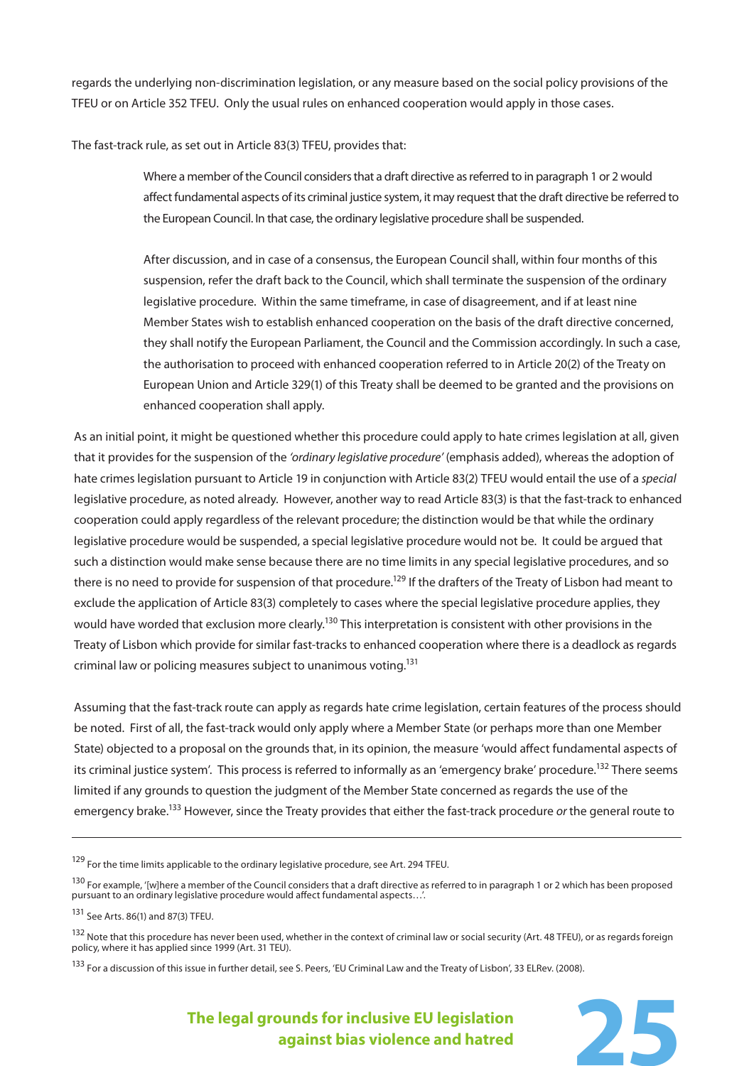regards the underlying non-discrimination legislation, or any measure based on the social policy provisions of the TFEU or on Article 352 TFEU. Only the usual rules on enhanced cooperation would apply in those cases.

The fast-track rule, as set out in Article 83(3) TFEU, provides that:

> Where a member of the Council considers that a draft directive as referred to in paragraph 1 or 2 would affect fundamental aspects of its criminal justice system, it may request that the draft directive be referred to the European Council. In that case, the ordinary legislative procedure shall be suspended.
>
> After discussion, and in case of a consensus, the European Council shall, within four months of this suspension, refer the draft back to the Council, which shall terminate the suspension of the ordinary legislative procedure. Within the same timeframe, in case of disagreement, and if at least nine Member States wish to establish enhanced cooperation on the basis of the draft directive concerned, they shall notify the European Parliament, the Council and the Commission accordingly. In such a case, the authorisation to proceed with enhanced cooperation referred to in Article 20(2) of the Treaty on European Union and Article 329(1) of this Treaty shall be deemed to be granted and the provisions on enhanced cooperation shall apply.

As an initial point, it might be questioned whether this procedure could apply to hate crimes legislation at all, given that it provides for the suspension of the *'ordinary legislative procedure'* (emphasis added), whereas the adoption of hate crimes legislation pursuant to Article 19 in conjunction with Article 83(2) TFEU would entail the use of a *special* legislative procedure, as noted already. However, another way to read Article 83(3) is that the fast-track to enhanced cooperation could apply regardless of the relevant procedure; the distinction would be that while the ordinary legislative procedure would be suspended, a special legislative procedure would not be. It could be argued that such a distinction would make sense because there are no time limits in any special legislative procedures, and so there is no need to provide for suspension of that procedure.[129] If the drafters of the Treaty of Lisbon had meant to exclude the application of Article 83(3) completely to cases where the special legislative procedure applies, they would have worded that exclusion more clearly.[130] This interpretation is consistent with other provisions in the Treaty of Lisbon which provide for similar fast-tracks to enhanced cooperation where there is a deadlock as regards criminal law or policing measures subject to unanimous voting.[131]

Assuming that the fast-track route can apply as regards hate crime legislation, certain features of the process should be noted. First of all, the fast-track would only apply where a Member State (or perhaps more than one Member State) objected to a proposal on the grounds that, in its opinion, the measure 'would affect fundamental aspects of its criminal justice system'. This process is referred to informally as an 'emergency brake' procedure.[132] There seems limited if any grounds to question the judgment of the Member State concerned as regards the use of the emergency brake.[133] However, since the Treaty provides that either the fast-track procedure *or* the general route to

---

[129] For the time limits applicable to the ordinary legislative procedure, see Art. 294 TFEU.

[130] For example, '[w]here a member of the Council considers that a draft directive as referred to in paragraph 1 or 2 which has been proposed pursuant to an ordinary legislative procedure would affect fundamental aspects…'.

[131] See Arts. 86(1) and 87(3) TFEU.

[132] Note that this procedure has never been used, whether in the context of criminal law or social security (Art. 48 TFEU), or as regards foreign policy, where it has applied since 1999 (Art. 31 TEU).

[133] For a discussion of this issue in further detail, see S. Peers, 'EU Criminal Law and the Treaty of Lisbon', 33 ELRev. (2008).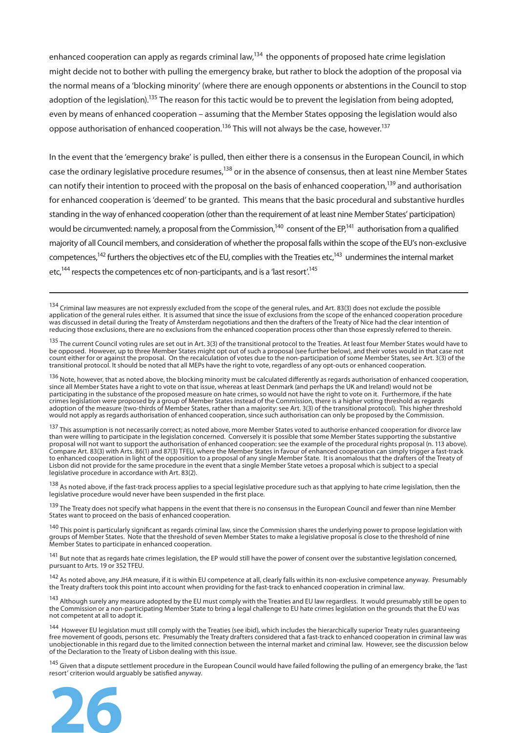enhanced cooperation can apply as regards criminal law,[134] the opponents of proposed hate crime legislation might decide not to bother with pulling the emergency brake, but rather to block the adoption of the proposal via the normal means of a 'blocking minority' (where there are enough opponents or abstentions in the Council to stop adoption of the legislation).[135] The reason for this tactic would be to prevent the legislation from being adopted, even by means of enhanced cooperation – assuming that the Member States opposing the legislation would also oppose authorisation of enhanced cooperation.[136] This will not always be the case, however.[137]

In the event that the 'emergency brake' is pulled, then either there is a consensus in the European Council, in which case the ordinary legislative procedure resumes,[138] or in the absence of consensus, then at least nine Member States can notify their intention to proceed with the proposal on the basis of enhanced cooperation,[139] and authorisation for enhanced cooperation is 'deemed' to be granted. This means that the basic procedural and substantive hurdles standing in the way of enhanced cooperation (other than the requirement of at least nine Member States' participation) would be circumvented: namely, a proposal from the Commission,[140] consent of the EP,[141] authorisation from a qualified majority of all Council members, and consideration of whether the proposal falls within the scope of the EU's non-exclusive competences,[142] furthers the objectives etc of the EU, complies with the Treaties etc,[143] undermines the internal market etc,[144] respects the competences etc of non-participants, and is a 'last resort'.[145]

---

[134] Criminal law measures are not expressly excluded from the scope of the general rules, and Art. 83(3) does not exclude the possible application of the general rules either. It is assumed that since the issue of exclusions from the scope of the enhanced cooperation procedure was discussed in detail during the Treaty of Amsterdam negotiations and then the drafters of the Treaty of Nice had the clear intention of reducing those exclusions, there are no exclusions from the enhanced cooperation process other than those expressly referred to therein.

[135] The current Council voting rules are set out in Art. 3(3) of the transitional protocol to the Treaties. At least four Member States would have to be opposed. However, up to three Member States might opt out of such a proposal (see further below), and their votes would in that case not count either for or against the proposal. On the recalculation of votes due to the non-participation of some Member States, see Art. 3(3) of the transitional protocol. It should be noted that all MEPs have the right to vote, regardless of any opt-outs or enhanced cooperation.

[136] Note, however, that as noted above, the blocking minority must be calculated differently as regards authorisation of enhanced cooperation, since all Member States have a right to vote on that issue, whereas at least Denmark (and perhaps the UK and Ireland) would not be participating in the substance of the proposed measure on hate crimes, so would not have the right to vote on it. Furthermore, if the hate crimes legislation were proposed by a group of Member States instead of the Commission, there is a higher voting threshold as regards adoption of the measure (two-thirds of Member States, rather than a majority: see Art. 3(3) of the transitional protocol). This higher threshold would not apply as regards authorisation of enhanced cooperation, since such authorisation can only be proposed by the Commission.

[137] This assumption is not necessarily correct; as noted above, more Member States voted to authorise enhanced cooperation for divorce law than were willing to participate in the legislation concerned. Conversely it is possible that some Member States supporting the substantive proposal will not want to support the authorisation of enhanced cooperation: see the example of the procedural rights proposal (n. 113 above). Compare Art. 83(3) with Arts. 86(1) and 87(3) TFEU, where the Member States in favour of enhanced cooperation can simply trigger a fast-track to enhanced cooperation in light of the opposition to a proposal of any single Member State. It is anomalous that the drafters of the Treaty of Lisbon did not provide for the same procedure in the event that a single Member State vetoes a proposal which is subject to a special legislative procedure in accordance with Art. 83(2).

[138] As noted above, if the fast-track process applies to a special legislative procedure such as that applying to hate crime legislation, then the legislative procedure would never have been suspended in the first place.

[139] The Treaty does not specify what happens in the event that there is no consensus in the European Council and fewer than nine Member States want to proceed on the basis of enhanced cooperation.

[140] This point is particularly significant as regards criminal law, since the Commission shares the underlying power to propose legislation with groups of Member States. Note that the threshold of seven Member States to make a legislative proposal is close to the threshold of nine Member States to participate in enhanced cooperation.

[141] But note that as regards hate crimes legislation, the EP would still have the power of consent over the substantive legislation concerned, pursuant to Arts. 19 or 352 TFEU.

[142] As noted above, any JHA measure, if it is within EU competence at all, clearly falls within its non-exclusive competence anyway. Presumably the Treaty drafters took this point into account when providing for the fast-track to enhanced cooperation in criminal law.

[143] Although surely any measure adopted by the EU must comply with the Treaties and EU law regardless. It would presumably still be open to the Commission or a non-participating Member State to bring a legal challenge to EU hate crimes legislation on the grounds that the EU was not competent at all to adopt it.

[144] However EU legislation must still comply with the Treaties (see ibid), which includes the hierarchically superior Treaty rules guaranteeing free movement of goods, persons etc. Presumably the Treaty drafters considered that a fast-track to enhanced cooperation in criminal law was unobjectionable in this regard due to the limited connection between the internal market and criminal law. However, see the discussion below of the Declaration to the Treaty of Lisbon dealing with this issue.

[145] Given that a dispute settlement procedure in the European Council would have failed following the pulling of an emergency brake, the 'last resort' criterion would arguably be satisfied anyway.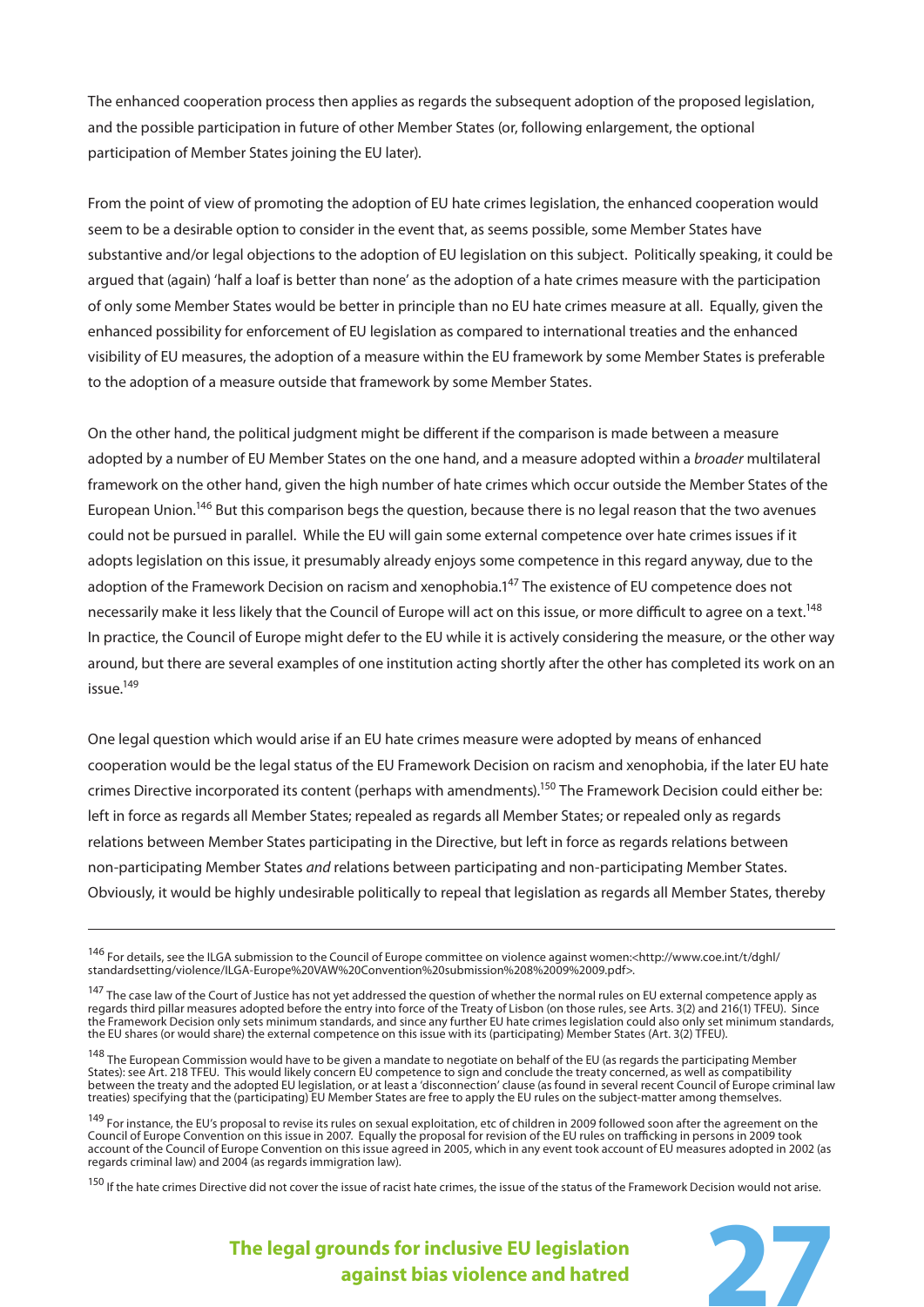The enhanced cooperation process then applies as regards the subsequent adoption of the proposed legislation, and the possible participation in future of other Member States (or, following enlargement, the optional participation of Member States joining the EU later).

From the point of view of promoting the adoption of EU hate crimes legislation, the enhanced cooperation would seem to be a desirable option to consider in the event that, as seems possible, some Member States have substantive and/or legal objections to the adoption of EU legislation on this subject. Politically speaking, it could be argued that (again) 'half a loaf is better than none' as the adoption of a hate crimes measure with the participation of only some Member States would be better in principle than no EU hate crimes measure at all. Equally, given the enhanced possibility for enforcement of EU legislation as compared to international treaties and the enhanced visibility of EU measures, the adoption of a measure within the EU framework by some Member States is preferable to the adoption of a measure outside that framework by some Member States.

On the other hand, the political judgment might be different if the comparison is made between a measure adopted by a number of EU Member States on the one hand, and a measure adopted within a *broader* multilateral framework on the other hand, given the high number of hate crimes which occur outside the Member States of the European Union.[146] But this comparison begs the question, because there is no legal reason that the two avenues could not be pursued in parallel. While the EU will gain some external competence over hate crimes issues if it adopts legislation on this issue, it presumably already enjoys some competence in this regard anyway, due to the adoption of the Framework Decision on racism and xenophobia.1[47] The existence of EU competence does not necessarily make it less likely that the Council of Europe will act on this issue, or more difficult to agree on a text.[148] In practice, the Council of Europe might defer to the EU while it is actively considering the measure, or the other way around, but there are several examples of one institution acting shortly after the other has completed its work on an issue.[149]

One legal question which would arise if an EU hate crimes measure were adopted by means of enhanced cooperation would be the legal status of the EU Framework Decision on racism and xenophobia, if the later EU hate crimes Directive incorporated its content (perhaps with amendments).[150] The Framework Decision could either be: left in force as regards all Member States; repealed as regards all Member States; or repealed only as regards relations between Member States participating in the Directive, but left in force as regards relations between non-participating Member States *and* relations between participating and non-participating Member States. Obviously, it would be highly undesirable politically to repeal that legislation as regards all Member States, thereby

---

[146] For details, see the ILGA submission to the Council of Europe committee on violence against women:<http://www.coe.int/t/dghl/standardsetting/violence/ILGA-Europe%20VAW%20Convention%20submission%208%2009%2009.pdf>.

[147] The case law of the Court of Justice has not yet addressed the question of whether the normal rules on EU external competence apply as regards third pillar measures adopted before the entry into force of the Treaty of Lisbon (on those rules, see Arts. 3(2) and 216(1) TFEU). Since the Framework Decision only sets minimum standards, and since any further EU hate crimes legislation could also only set minimum standards, the EU shares (or would share) the external competence on this issue with its (participating) Member States (Art. 3(2) TFEU).

[148] The European Commission would have to be given a mandate to negotiate on behalf of the EU (as regards the participating Member States): see Art. 218 TFEU. This would likely concern EU competence to sign and conclude the treaty concerned, as well as compatibility between the treaty and the adopted EU legislation, or at least a 'disconnection' clause (as found in several recent Council of Europe criminal law treaties) specifying that the (participating) EU Member States are free to apply the EU rules on the subject-matter among themselves.

[149] For instance, the EU's proposal to revise its rules on sexual exploitation, etc of children in 2009 followed soon after the agreement on the Council of Europe Convention on this issue in 2007. Equally the proposal for revision of the EU rules on trafficking in persons in 2009 took account of the Council of Europe Convention on this issue agreed in 2005, which in any event took account of EU measures adopted in 2002 (as regards criminal law) and 2004 (as regards immigration law).

[150] If the hate crimes Directive did not cover the issue of racist hate crimes, the issue of the status of the Framework Decision would not arise.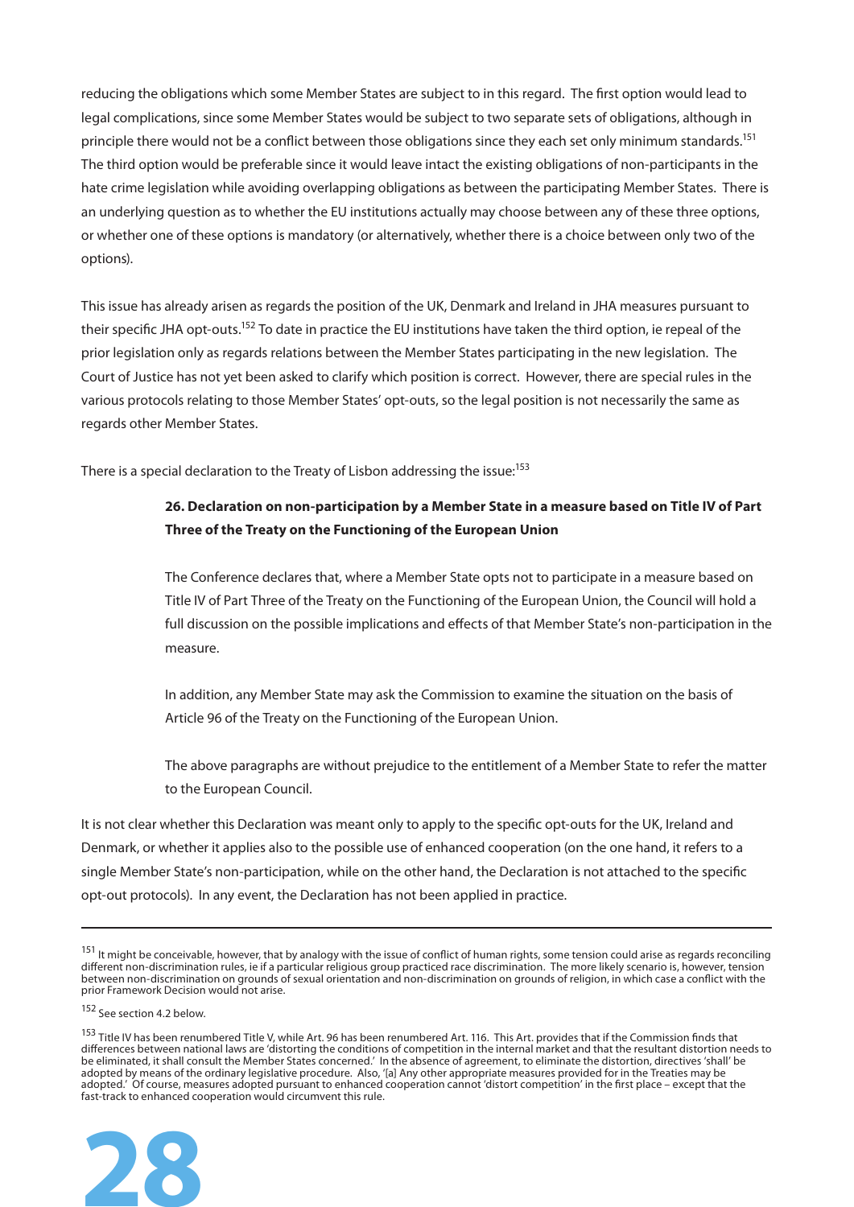reducing the obligations which some Member States are subject to in this regard. The first option would lead to legal complications, since some Member States would be subject to two separate sets of obligations, although in principle there would not be a conflict between those obligations since they each set only minimum standards.[151] The third option would be preferable since it would leave intact the existing obligations of non-participants in the hate crime legislation while avoiding overlapping obligations as between the participating Member States. There is an underlying question as to whether the EU institutions actually may choose between any of these three options, or whether one of these options is mandatory (or alternatively, whether there is a choice between only two of the options).

This issue has already arisen as regards the position of the UK, Denmark and Ireland in JHA measures pursuant to their specific JHA opt-outs.[152] To date in practice the EU institutions have taken the third option, ie repeal of the prior legislation only as regards relations between the Member States participating in the new legislation. The Court of Justice has not yet been asked to clarify which position is correct. However, there are special rules in the various protocols relating to those Member States' opt-outs, so the legal position is not necessarily the same as regards other Member States.

There is a special declaration to the Treaty of Lisbon addressing the issue:[153]

> **26. Declaration on non-participation by a Member State in a measure based on Title IV of Part Three of the Treaty on the Functioning of the European Union**
>
> The Conference declares that, where a Member State opts not to participate in a measure based on Title IV of Part Three of the Treaty on the Functioning of the European Union, the Council will hold a full discussion on the possible implications and effects of that Member State's non-participation in the measure.
>
> In addition, any Member State may ask the Commission to examine the situation on the basis of Article 96 of the Treaty on the Functioning of the European Union.
>
> The above paragraphs are without prejudice to the entitlement of a Member State to refer the matter to the European Council.

It is not clear whether this Declaration was meant only to apply to the specific opt-outs for the UK, Ireland and Denmark, or whether it applies also to the possible use of enhanced cooperation (on the one hand, it refers to a single Member State's non-participation, while on the other hand, the Declaration is not attached to the specific opt-out protocols). In any event, the Declaration has not been applied in practice.

---

[151] It might be conceivable, however, that by analogy with the issue of conflict of human rights, some tension could arise as regards reconciling different non-discrimination rules, ie if a particular religious group practiced race discrimination. The more likely scenario is, however, tension between non-discrimination on grounds of sexual orientation and non-discrimination on grounds of religion, in which case a conflict with the prior Framework Decision would not arise.

[152] See section 4.2 below.

[153] Title IV has been renumbered Title V, while Art. 96 has been renumbered Art. 116. This Art. provides that if the Commission finds that differences between national laws are 'distorting the conditions of competition in the internal market and that the resultant distortion needs to be eliminated, it shall consult the Member States concerned.' In the absence of agreement, to eliminate the distortion, directives 'shall' be adopted by means of the ordinary legislative procedure. Also, '[a] Any other appropriate measures provided for in the Treaties may be adopted.' Of course, measures adopted pursuant to enhanced cooperation cannot 'distort competition' in the first place – except that the fast-track to enhanced cooperation would circumvent this rule.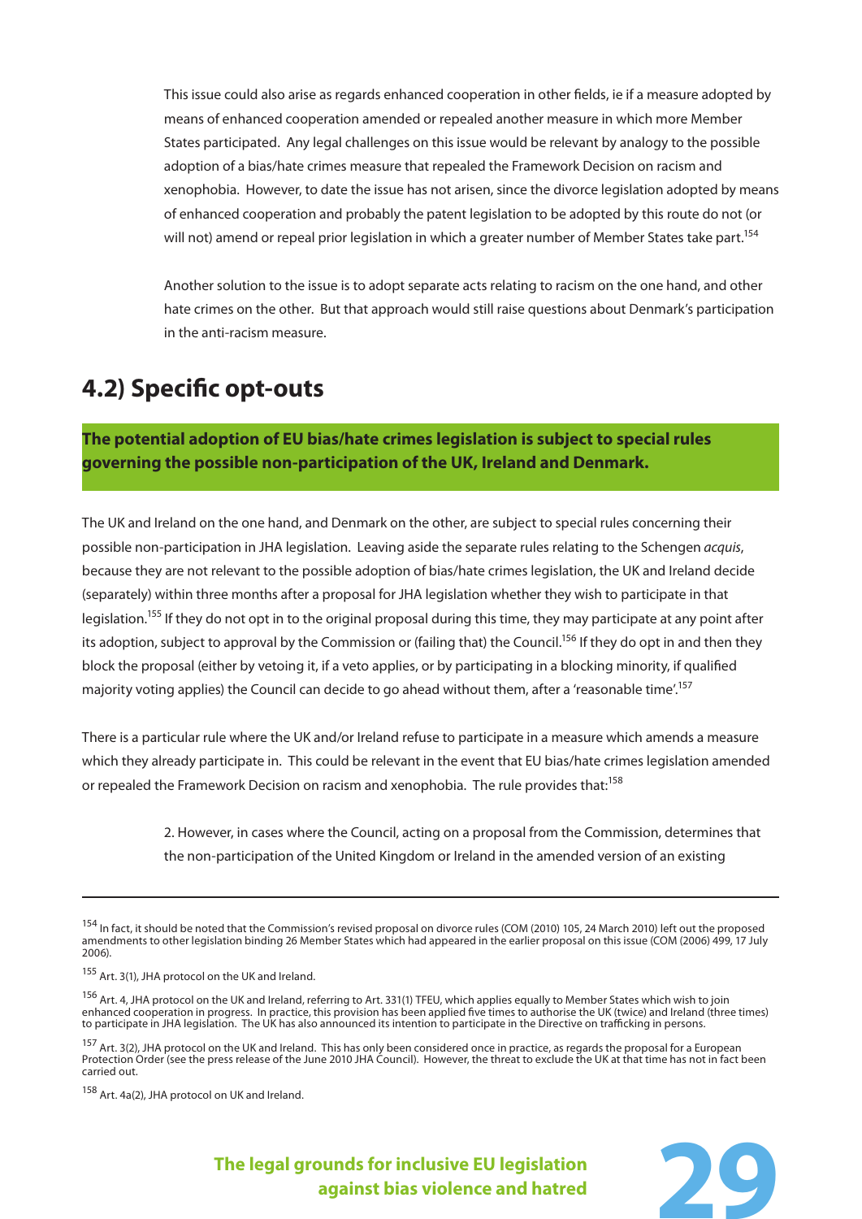This issue could also arise as regards enhanced cooperation in other fields, ie if a measure adopted by means of enhanced cooperation amended or repealed another measure in which more Member States participated. Any legal challenges on this issue would be relevant by analogy to the possible adoption of a bias/hate crimes measure that repealed the Framework Decision on racism and xenophobia. However, to date the issue has not arisen, since the divorce legislation adopted by means of enhanced cooperation and probably the patent legislation to be adopted by this route do not (or will not) amend or repeal prior legislation in which a greater number of Member States take part.[154]

Another solution to the issue is to adopt separate acts relating to racism on the one hand, and other hate crimes on the other. But that approach would still raise questions about Denmark's participation in the anti-racism measure.

## 4.2) Specific opt-outs

**The potential adoption of EU bias/hate crimes legislation is subject to special rules governing the possible non-participation of the UK, Ireland and Denmark.**

The UK and Ireland on the one hand, and Denmark on the other, are subject to special rules concerning their possible non-participation in JHA legislation. Leaving aside the separate rules relating to the Schengen *acquis*, because they are not relevant to the possible adoption of bias/hate crimes legislation, the UK and Ireland decide (separately) within three months after a proposal for JHA legislation whether they wish to participate in that legislation.[155] If they do not opt in to the original proposal during this time, they may participate at any point after its adoption, subject to approval by the Commission or (failing that) the Council.[156] If they do opt in and then they block the proposal (either by vetoing it, if a veto applies, or by participating in a blocking minority, if qualified majority voting applies) the Council can decide to go ahead without them, after a 'reasonable time'.[157]

There is a particular rule where the UK and/or Ireland refuse to participate in a measure which amends a measure which they already participate in. This could be relevant in the event that EU bias/hate crimes legislation amended or repealed the Framework Decision on racism and xenophobia. The rule provides that:[158]

> 2. However, in cases where the Council, acting on a proposal from the Commission, determines that the non-participation of the United Kingdom or Ireland in the amended version of an existing

---

[154] In fact, it should be noted that the Commission's revised proposal on divorce rules (COM (2010) 105, 24 March 2010) left out the proposed amendments to other legislation binding 26 Member States which had appeared in the earlier proposal on this issue (COM (2006) 499, 17 July 2006).

[155] Art. 3(1), JHA protocol on the UK and Ireland.

[156] Art. 4, JHA protocol on the UK and Ireland, referring to Art. 331(1) TFEU, which applies equally to Member States which wish to join enhanced cooperation in progress. In practice, this provision has been applied five times to authorise the UK (twice) and Ireland (three times) to participate in JHA legislation. The UK has also announced its intention to participate in the Directive on trafficking in persons.

[157] Art. 3(2), JHA protocol on the UK and Ireland. This has only been considered once in practice, as regards the proposal for a European Protection Order (see the press release of the June 2010 JHA Council). However, the threat to exclude the UK at that time has not in fact been carried out.

[158] Art. 4a(2), JHA protocol on UK and Ireland.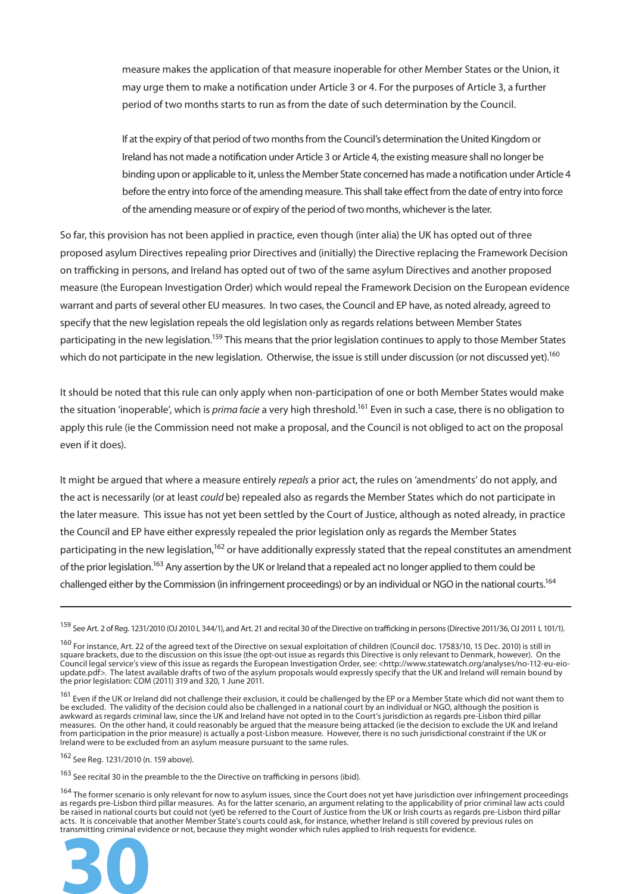> measure makes the application of that measure inoperable for other Member States or the Union, it may urge them to make a notification under Article 3 or 4. For the purposes of Article 3, a further period of two months starts to run as from the date of such determination by the Council.
>
> If at the expiry of that period of two months from the Council's determination the United Kingdom or Ireland has not made a notification under Article 3 or Article 4, the existing measure shall no longer be binding upon or applicable to it, unless the Member State concerned has made a notification under Article 4 before the entry into force of the amending measure. This shall take effect from the date of entry into force of the amending measure or of expiry of the period of two months, whichever is the later.

So far, this provision has not been applied in practice, even though (inter alia) the UK has opted out of three proposed asylum Directives repealing prior Directives and (initially) the Directive replacing the Framework Decision on trafficking in persons, and Ireland has opted out of two of the same asylum Directives and another proposed measure (the European Investigation Order) which would repeal the Framework Decision on the European evidence warrant and parts of several other EU measures. In two cases, the Council and EP have, as noted already, agreed to specify that the new legislation repeals the old legislation only as regards relations between Member States participating in the new legislation.[159] This means that the prior legislation continues to apply to those Member States which do not participate in the new legislation. Otherwise, the issue is still under discussion (or not discussed yet).[160]

It should be noted that this rule can only apply when non-participation of one or both Member States would make the situation 'inoperable', which is *prima facie* a very high threshold.[161] Even in such a case, there is no obligation to apply this rule (ie the Commission need not make a proposal, and the Council is not obliged to act on the proposal even if it does).

It might be argued that where a measure entirely *repeals* a prior act, the rules on 'amendments' do not apply, and the act is necessarily (or at least *could* be) repealed also as regards the Member States which do not participate in the later measure. This issue has not yet been settled by the Court of Justice, although as noted already, in practice the Council and EP have either expressly repealed the prior legislation only as regards the Member States participating in the new legislation,[162] or have additionally expressly stated that the repeal constitutes an amendment of the prior legislation.[163] Any assertion by the UK or Ireland that a repealed act no longer applied to them could be challenged either by the Commission (in infringement proceedings) or by an individual or NGO in the national courts.[164]

---

[159] See Art. 2 of Reg. 1231/2010 (OJ 2010 L 344/1), and Art. 21 and recital 30 of the Directive on trafficking in persons (Directive 2011/36, OJ 2011 L 101/1).

[160] For instance, Art. 22 of the agreed text of the Directive on sexual exploitation of children (Council doc. 17583/10, 15 Dec. 2010) is still in square brackets, due to the discussion on this issue (the opt-out issue as regards this Directive is only relevant to Denmark, however). On the Council legal service's view of this issue as regards the European Investigation Order, see: <http://www.statewatch.org/analyses/no-112-eu-eio-update.pdf>. The latest available drafts of two of the asylum proposals would expressly specify that the UK and Ireland will remain bound by the prior legislation: COM (2011) 319 and 320, 1 June 2011.

[161] Even if the UK or Ireland did not challenge their exclusion, it could be challenged by the EP or a Member State which did not want them to be excluded. The validity of the decision could also be challenged in a national court by an individual or NGO, although the position is awkward as regards criminal law, since the UK and Ireland have not opted in to the Court's jurisdiction as regards pre-Lisbon third pillar measures. On the other hand, it could reasonably be argued that the measure being attacked (ie the decision to exclude the UK and Ireland from participation in the prior measure) is actually a post-Lisbon measure. However, there is no such jurisdictional constraint if the UK or Ireland were to be excluded from an asylum measure pursuant to the same rules.

[162] See Reg. 1231/2010 (n. 159 above).

[163] See recital 30 in the preamble to the the Directive on trafficking in persons (ibid).

[164] The former scenario is only relevant for now to asylum issues, since the Court does not yet have jurisdiction over infringement proceedings as regards pre-Lisbon third pillar measures. As for the latter scenario, an argument relating to the applicability of prior criminal law acts could be raised in national courts but could not (yet) be referred to the Court of Justice from the UK or Irish courts as regards pre-Lisbon third pillar acts. It is conceivable that another Member State's courts could ask, for instance, whether Ireland is still covered by previous rules on transmitting criminal evidence or not, because they might wonder which rules applied to Irish requests for evidence.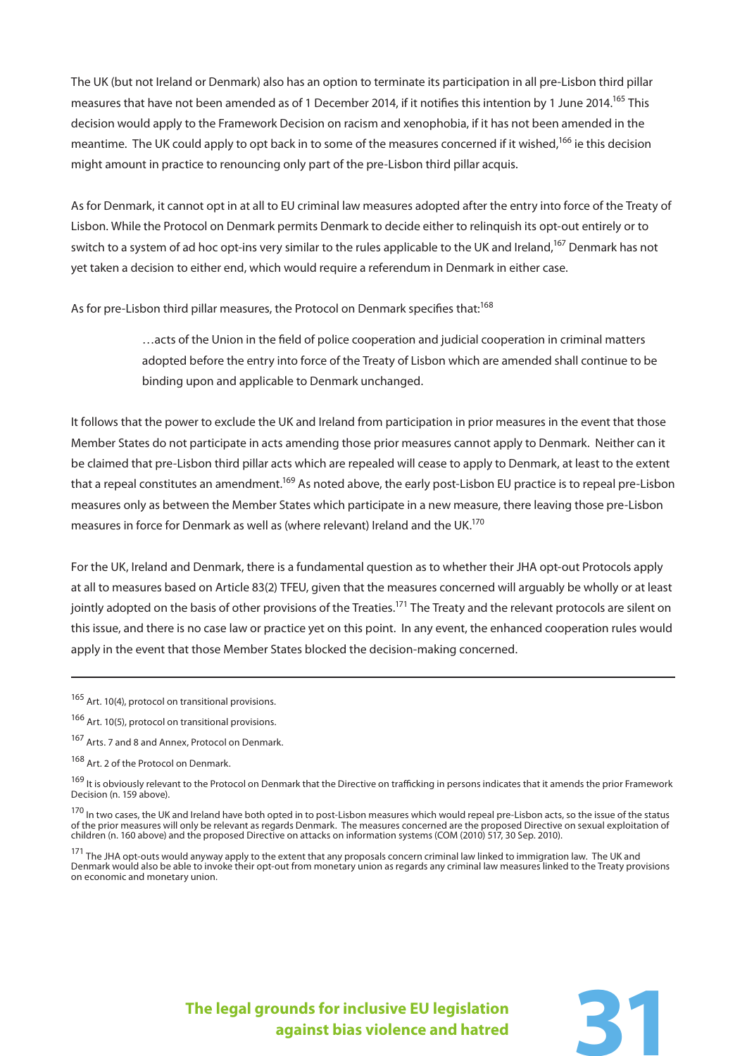The UK (but not Ireland or Denmark) also has an option to terminate its participation in all pre-Lisbon third pillar measures that have not been amended as of 1 December 2014, if it notifies this intention by 1 June 2014.[165] This decision would apply to the Framework Decision on racism and xenophobia, if it has not been amended in the meantime. The UK could apply to opt back in to some of the measures concerned if it wished,[166] ie this decision might amount in practice to renouncing only part of the pre-Lisbon third pillar acquis.

As for Denmark, it cannot opt in at all to EU criminal law measures adopted after the entry into force of the Treaty of Lisbon. While the Protocol on Denmark permits Denmark to decide either to relinquish its opt-out entirely or to switch to a system of ad hoc opt-ins very similar to the rules applicable to the UK and Ireland,[167] Denmark has not yet taken a decision to either end, which would require a referendum in Denmark in either case.

As for pre-Lisbon third pillar measures, the Protocol on Denmark specifies that:[168]

> …acts of the Union in the field of police cooperation and judicial cooperation in criminal matters adopted before the entry into force of the Treaty of Lisbon which are amended shall continue to be binding upon and applicable to Denmark unchanged.

It follows that the power to exclude the UK and Ireland from participation in prior measures in the event that those Member States do not participate in acts amending those prior measures cannot apply to Denmark. Neither can it be claimed that pre-Lisbon third pillar acts which are repealed will cease to apply to Denmark, at least to the extent that a repeal constitutes an amendment.[169] As noted above, the early post-Lisbon EU practice is to repeal pre-Lisbon measures only as between the Member States which participate in a new measure, there leaving those pre-Lisbon measures in force for Denmark as well as (where relevant) Ireland and the UK.[170]

For the UK, Ireland and Denmark, there is a fundamental question as to whether their JHA opt-out Protocols apply at all to measures based on Article 83(2) TFEU, given that the measures concerned will arguably be wholly or at least jointly adopted on the basis of other provisions of the Treaties.[171] The Treaty and the relevant protocols are silent on this issue, and there is no case law or practice yet on this point. In any event, the enhanced cooperation rules would apply in the event that those Member States blocked the decision-making concerned.

---

[165] Art. 10(4), protocol on transitional provisions.

[166] Art. 10(5), protocol on transitional provisions.

[167] Arts. 7 and 8 and Annex, Protocol on Denmark.

[168] Art. 2 of the Protocol on Denmark.

[169] It is obviously relevant to the Protocol on Denmark that the Directive on trafficking in persons indicates that it amends the prior Framework Decision (n. 159 above).

[170] In two cases, the UK and Ireland have both opted in to post-Lisbon measures which would repeal pre-Lisbon acts, so the issue of the status of the prior measures will only be relevant as regards Denmark. The measures concerned are the proposed Directive on sexual exploitation of children (n. 160 above) and the proposed Directive on attacks on information systems (COM (2010) 517, 30 Sep. 2010).

[171] The JHA opt-outs would anyway apply to the extent that any proposals concern criminal law linked to immigration law. The UK and Denmark would also be able to invoke their opt-out from monetary union as regards any criminal law measures linked to the Treaty provisions on economic and monetary union.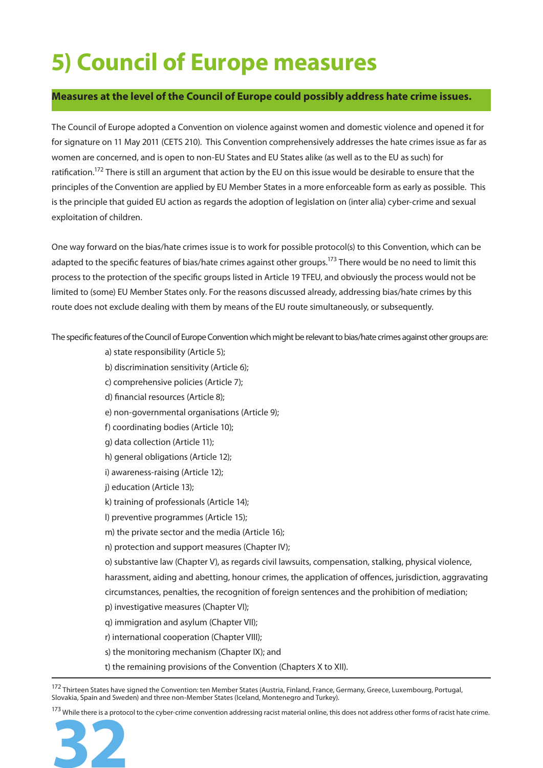# 5) Council of Europe measures

**Measures at the level of the Council of Europe could possibly address hate crime issues.**

The Council of Europe adopted a Convention on violence against women and domestic violence and opened it for for signature on 11 May 2011 (CETS 210). This Convention comprehensively addresses the hate crimes issue as far as women are concerned, and is open to non-EU States and EU States alike (as well as to the EU as such) for ratification.[172] There is still an argument that action by the EU on this issue would be desirable to ensure that the principles of the Convention are applied by EU Member States in a more enforceable form as early as possible. This is the principle that guided EU action as regards the adoption of legislation on (inter alia) cyber-crime and sexual exploitation of children.

One way forward on the bias/hate crimes issue is to work for possible protocol(s) to this Convention, which can be adapted to the specific features of bias/hate crimes against other groups.[173] There would be no need to limit this process to the protection of the specific groups listed in Article 19 TFEU, and obviously the process would not be limited to (some) EU Member States only. For the reasons discussed already, addressing bias/hate crimes by this route does not exclude dealing with them by means of the EU route simultaneously, or subsequently.

The specific features of the Council of Europe Convention which might be relevant to bias/hate crimes against other groups are:

a) state responsibility (Article 5);
b) discrimination sensitivity (Article 6);
c) comprehensive policies (Article 7);
d) financial resources (Article 8);
e) non-governmental organisations (Article 9);
f) coordinating bodies (Article 10);
g) data collection (Article 11);
h) general obligations (Article 12);
i) awareness-raising (Article 12);
j) education (Article 13);
k) training of professionals (Article 14);
l) preventive programmes (Article 15);
m) the private sector and the media (Article 16);
n) protection and support measures (Chapter IV);
o) substantive law (Chapter V), as regards civil lawsuits, compensation, stalking, physical violence, harassment, aiding and abetting, honour crimes, the application of offences, jurisdiction, aggravating circumstances, penalties, the recognition of foreign sentences and the prohibition of mediation;
p) investigative measures (Chapter VI);
q) immigration and asylum (Chapter VII);
r) international cooperation (Chapter VIII);
s) the monitoring mechanism (Chapter IX); and
t) the remaining provisions of the Convention (Chapters X to XII).

---

[172] Thirteen States have signed the Convention: ten Member States (Austria, Finland, France, Germany, Greece, Luxembourg, Portugal, Slovakia, Spain and Sweden) and three non-Member States (Iceland, Montenegro and Turkey).

[173] While there is a protocol to the cyber-crime convention addressing racist material online, this does not address other forms of racist hate crime.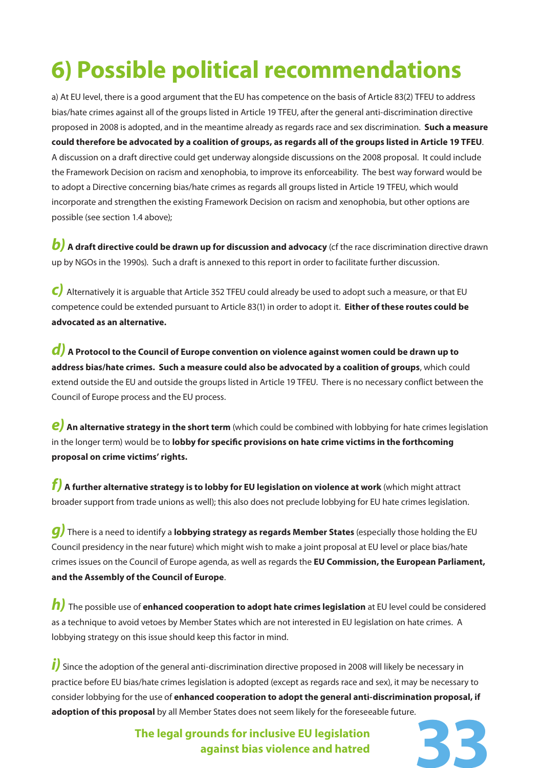# 6) Possible political recommendations

a) At EU level, there is a good argument that the EU has competence on the basis of Article 83(2) TFEU to address bias/hate crimes against all of the groups listed in Article 19 TFEU, after the general anti-discrimination directive proposed in 2008 is adopted, and in the meantime already as regards race and sex discrimination. **Such a measure could therefore be advocated by a coalition of groups, as regards all of the groups listed in Article 19 TFEU**. A discussion on a draft directive could get underway alongside discussions on the 2008 proposal. It could include the Framework Decision on racism and xenophobia, to improve its enforceability. The best way forward would be to adopt a Directive concerning bias/hate crimes as regards all groups listed in Article 19 TFEU, which would incorporate and strengthen the existing Framework Decision on racism and xenophobia, but other options are possible (see section 1.4 above);

***b)*** **A draft directive could be drawn up for discussion and advocacy** (cf the race discrimination directive drawn up by NGOs in the 1990s). Such a draft is annexed to this report in order to facilitate further discussion.

***c)*** Alternatively it is arguable that Article 352 TFEU could already be used to adopt such a measure, or that EU competence could be extended pursuant to Article 83(1) in order to adopt it. **Either of these routes could be advocated as an alternative.**

***d)*** **A Protocol to the Council of Europe convention on violence against women could be drawn up to address bias/hate crimes. Such a measure could also be advocated by a coalition of groups**, which could extend outside the EU and outside the groups listed in Article 19 TFEU. There is no necessary conflict between the Council of Europe process and the EU process.

***e)*** **An alternative strategy in the short term** (which could be combined with lobbying for hate crimes legislation in the longer term) would be to **lobby for specific provisions on hate crime victims in the forthcoming proposal on crime victims' rights.**

***f)*** **A further alternative strategy is to lobby for EU legislation on violence at work** (which might attract broader support from trade unions as well); this also does not preclude lobbying for EU hate crimes legislation.

***g)*** There is a need to identify a **lobbying strategy as regards Member States** (especially those holding the EU Council presidency in the near future) which might wish to make a joint proposal at EU level or place bias/hate crimes issues on the Council of Europe agenda, as well as regards the **EU Commission, the European Parliament, and the Assembly of the Council of Europe**.

***h)*** The possible use of **enhanced cooperation to adopt hate crimes legislation** at EU level could be considered as a technique to avoid vetoes by Member States which are not interested in EU legislation on hate crimes. A lobbying strategy on this issue should keep this factor in mind.

***i)*** Since the adoption of the general anti-discrimination directive proposed in 2008 will likely be necessary in practice before EU bias/hate crimes legislation is adopted (except as regards race and sex), it may be necessary to consider lobbying for the use of **enhanced cooperation to adopt the general anti-discrimination proposal, if adoption of this proposal** by all Member States does not seem likely for the foreseeable future.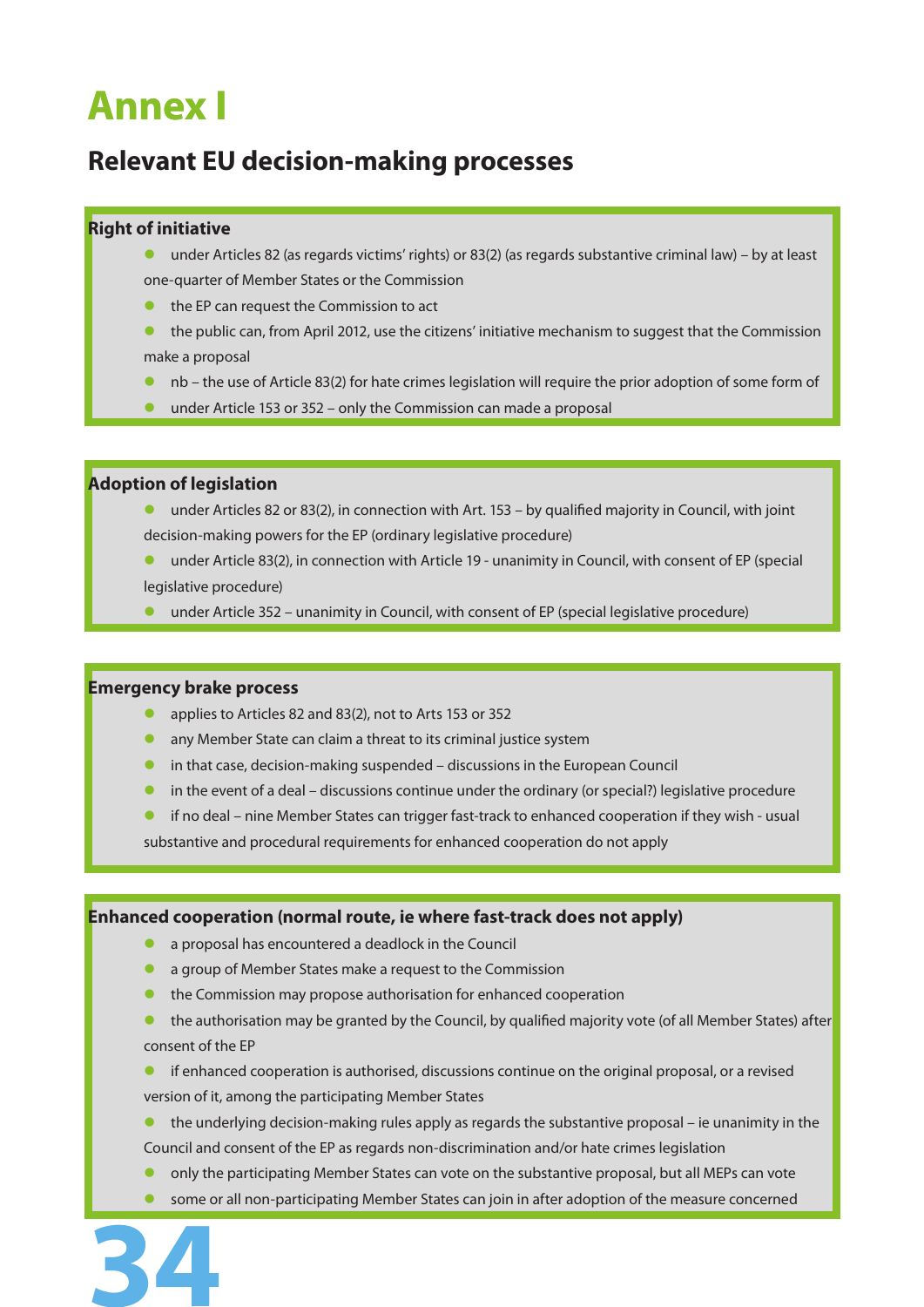# Annex I

## Relevant EU decision-making processes

**Right of initiative**

- under Articles 82 (as regards victims' rights) or 83(2) (as regards substantive criminal law) – by at least one-quarter of Member States or the Commission
- the EP can request the Commission to act
- the public can, from April 2012, use the citizens' initiative mechanism to suggest that the Commission make a proposal
- nb – the use of Article 83(2) for hate crimes legislation will require the prior adoption of some form of
- under Article 153 or 352 – only the Commission can made a proposal

**Adoption of legislation**

- under Articles 82 or 83(2), in connection with Art. 153 – by qualified majority in Council, with joint decision-making powers for the EP (ordinary legislative procedure)
- under Article 83(2), in connection with Article 19 - unanimity in Council, with consent of EP (special legislative procedure)
- under Article 352 – unanimity in Council, with consent of EP (special legislative procedure)

**Emergency brake process**

- applies to Articles 82 and 83(2), not to Arts 153 or 352
- any Member State can claim a threat to its criminal justice system
- in that case, decision-making suspended – discussions in the European Council
- in the event of a deal – discussions continue under the ordinary (or special?) legislative procedure
- if no deal – nine Member States can trigger fast-track to enhanced cooperation if they wish - usual substantive and procedural requirements for enhanced cooperation do not apply

**Enhanced cooperation (normal route, ie where fast-track does not apply)**

- a proposal has encountered a deadlock in the Council
- a group of Member States make a request to the Commission
- the Commission may propose authorisation for enhanced cooperation
- the authorisation may be granted by the Council, by qualified majority vote (of all Member States) after consent of the EP
- if enhanced cooperation is authorised, discussions continue on the original proposal, or a revised version of it, among the participating Member States
- the underlying decision-making rules apply as regards the substantive proposal – ie unanimity in the Council and consent of the EP as regards non-discrimination and/or hate crimes legislation
- only the participating Member States can vote on the substantive proposal, but all MEPs can vote
- some or all non-participating Member States can join in after adoption of the measure concerned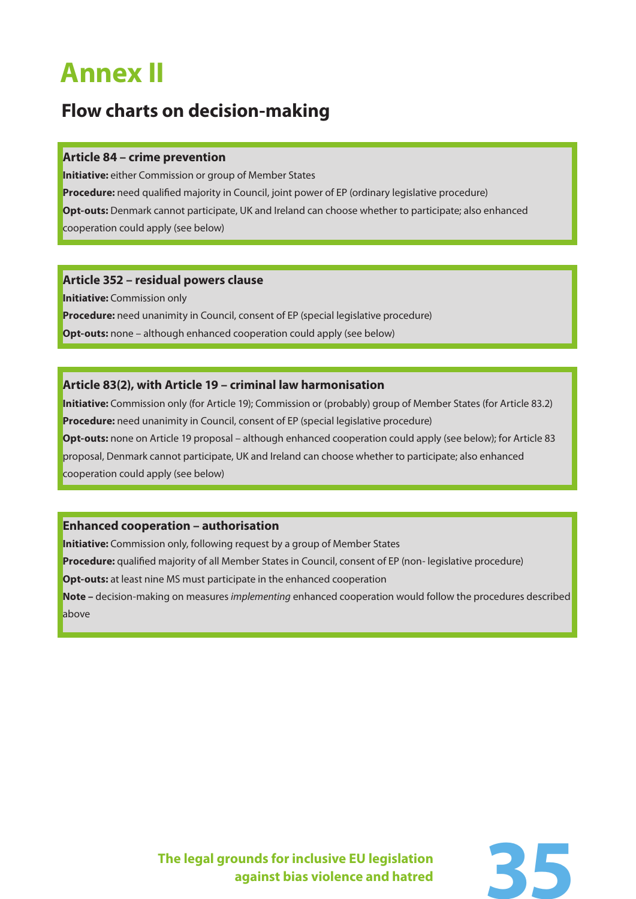# Annex II

## Flow charts on decision-making

**Article 84 – crime prevention**

**Initiative:** either Commission or group of Member States

**Procedure:** need qualified majority in Council, joint power of EP (ordinary legislative procedure)

**Opt-outs:** Denmark cannot participate, UK and Ireland can choose whether to participate; also enhanced cooperation could apply (see below)

**Article 352 – residual powers clause**

**Initiative:** Commission only

**Procedure:** need unanimity in Council, consent of EP (special legislative procedure)

**Opt-outs:** none – although enhanced cooperation could apply (see below)

**Article 83(2), with Article 19 – criminal law harmonisation**

**Initiative:** Commission only (for Article 19); Commission or (probably) group of Member States (for Article 83.2)

**Procedure:** need unanimity in Council, consent of EP (special legislative procedure)

**Opt-outs:** none on Article 19 proposal – although enhanced cooperation could apply (see below); for Article 83 proposal, Denmark cannot participate, UK and Ireland can choose whether to participate; also enhanced cooperation could apply (see below)

**Enhanced cooperation – authorisation**

**Initiative:** Commission only, following request by a group of Member States

**Procedure:** qualified majority of all Member States in Council, consent of EP (non- legislative procedure)

**Opt-outs:** at least nine MS must participate in the enhanced cooperation

**Note –** decision-making on measures *implementing* enhanced cooperation would follow the procedures described above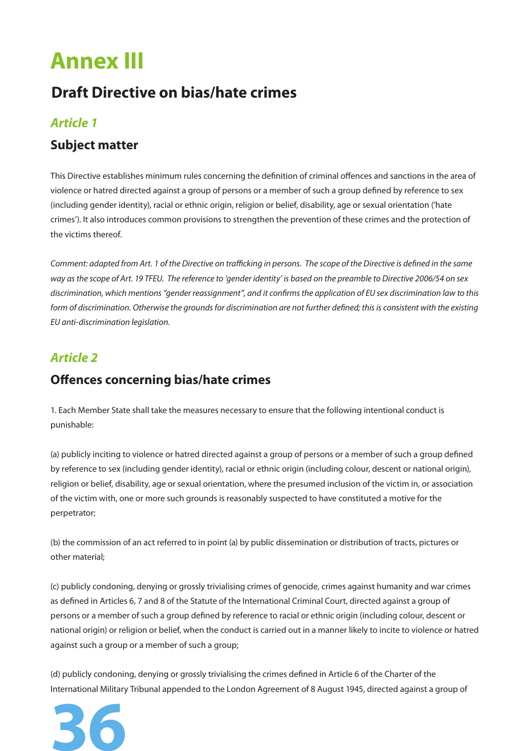# Annex III

## Draft Directive on bias/hate crimes

### *Article 1*

### Subject matter

This Directive establishes minimum rules concerning the definition of criminal offences and sanctions in the area of violence or hatred directed against a group of persons or a member of such a group defined by reference to sex (including gender identity), racial or ethnic origin, religion or belief, disability, age or sexual orientation ('hate crimes'). It also introduces common provisions to strengthen the prevention of these crimes and the protection of the victims thereof.

*Comment: adapted from Art. 1 of the Directive on trafficking in persons. The scope of the Directive is defined in the same way as the scope of Art. 19 TFEU. The reference to 'gender identity' is based on the preamble to Directive 2006/54 on sex discrimination, which mentions "gender reassignment", and it confirms the application of EU sex discrimination law to this form of discrimination. Otherwise the grounds for discrimination are not further defined; this is consistent with the existing EU anti-discrimination legislation.*

### *Article 2*

### Offences concerning bias/hate crimes

1. Each Member State shall take the measures necessary to ensure that the following intentional conduct is punishable:

(a) publicly inciting to violence or hatred directed against a group of persons or a member of such a group defined by reference to sex (including gender identity), racial or ethnic origin (including colour, descent or national origin), religion or belief, disability, age or sexual orientation, where the presumed inclusion of the victim in, or association of the victim with, one or more such grounds is reasonably suspected to have constituted a motive for the perpetrator;

(b) the commission of an act referred to in point (a) by public dissemination or distribution of tracts, pictures or other material;

(c) publicly condoning, denying or grossly trivialising crimes of genocide, crimes against humanity and war crimes as defined in Articles 6, 7 and 8 of the Statute of the International Criminal Court, directed against a group of persons or a member of such a group defined by reference to racial or ethnic origin (including colour, descent or national origin) or religion or belief, when the conduct is carried out in a manner likely to incite to violence or hatred against such a group or a member of such a group;

(d) publicly condoning, denying or grossly trivialising the crimes defined in Article 6 of the Charter of the International Military Tribunal appended to the London Agreement of 8 August 1945, directed against a group of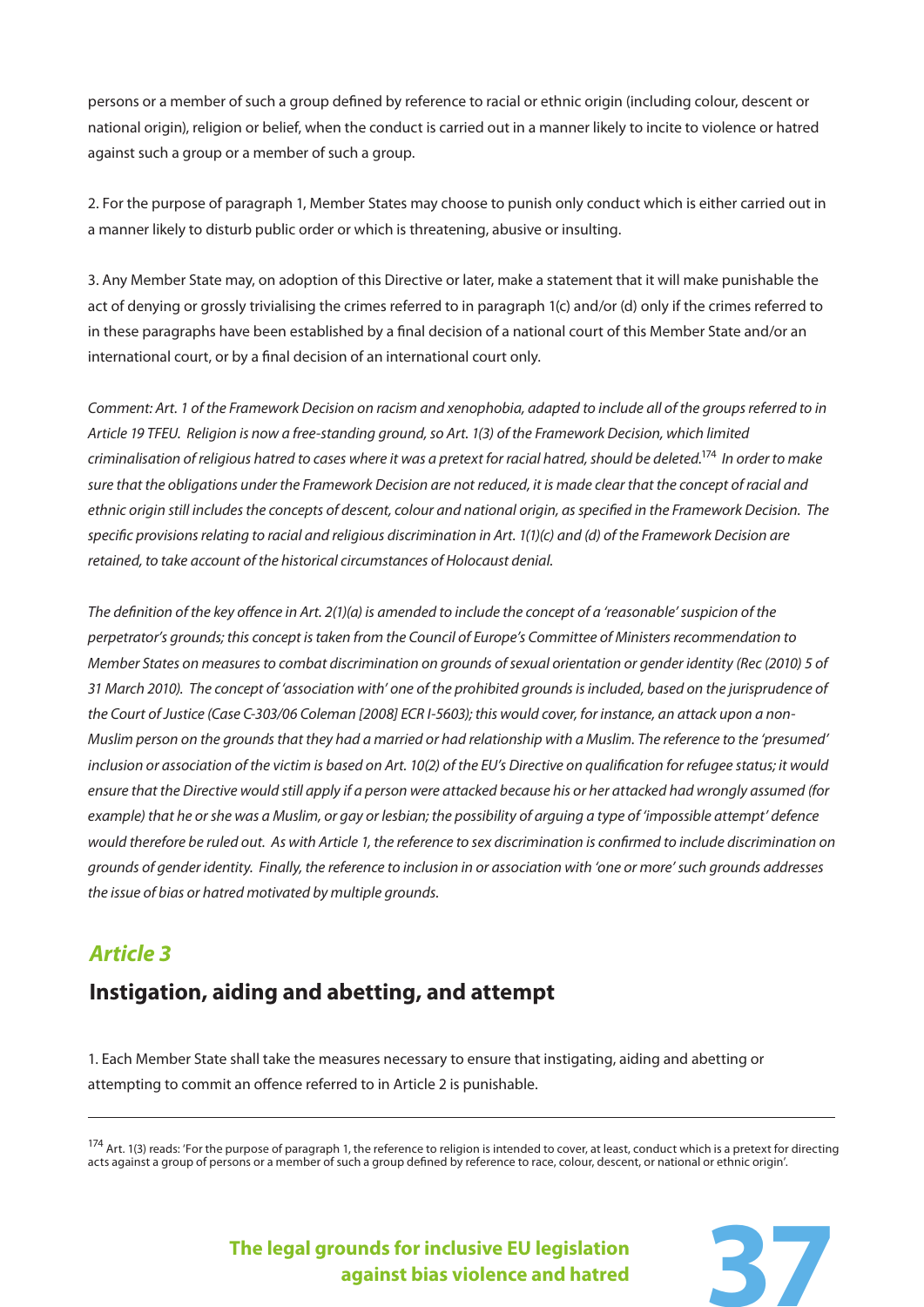persons or a member of such a group defined by reference to racial or ethnic origin (including colour, descent or national origin), religion or belief, when the conduct is carried out in a manner likely to incite to violence or hatred against such a group or a member of such a group.

2. For the purpose of paragraph 1, Member States may choose to punish only conduct which is either carried out in a manner likely to disturb public order or which is threatening, abusive or insulting.

3. Any Member State may, on adoption of this Directive or later, make a statement that it will make punishable the act of denying or grossly trivialising the crimes referred to in paragraph 1(c) and/or (d) only if the crimes referred to in these paragraphs have been established by a final decision of a national court of this Member State and/or an international court, or by a final decision of an international court only.

*Comment: Art. 1 of the Framework Decision on racism and xenophobia, adapted to include all of the groups referred to in Article 19 TFEU. Religion is now a free-standing ground, so Art. 1(3) of the Framework Decision, which limited criminalisation of religious hatred to cases where it was a pretext for racial hatred, should be deleted.*[174] *In order to make sure that the obligations under the Framework Decision are not reduced, it is made clear that the concept of racial and ethnic origin still includes the concepts of descent, colour and national origin, as specified in the Framework Decision. The specific provisions relating to racial and religious discrimination in Art. 1(1)(c) and (d) of the Framework Decision are retained, to take account of the historical circumstances of Holocaust denial.*

*The definition of the key offence in Art. 2(1)(a) is amended to include the concept of a 'reasonable' suspicion of the perpetrator's grounds; this concept is taken from the Council of Europe's Committee of Ministers recommendation to Member States on measures to combat discrimination on grounds of sexual orientation or gender identity (Rec (2010) 5 of 31 March 2010). The concept of 'association with' one of the prohibited grounds is included, based on the jurisprudence of the Court of Justice (Case C-303/06 Coleman [2008] ECR I-5603); this would cover, for instance, an attack upon a non-Muslim person on the grounds that they had a married or had relationship with a Muslim. The reference to the 'presumed' inclusion or association of the victim is based on Art. 10(2) of the EU's Directive on qualification for refugee status; it would ensure that the Directive would still apply if a person were attacked because his or her attacked had wrongly assumed (for example) that he or she was a Muslim, or gay or lesbian; the possibility of arguing a type of 'impossible attempt' defence would therefore be ruled out. As with Article 1, the reference to sex discrimination is confirmed to include discrimination on grounds of gender identity. Finally, the reference to inclusion in or association with 'one or more' such grounds addresses the issue of bias or hatred motivated by multiple grounds.*

## *Article 3*

### Instigation, aiding and abetting, and attempt

1. Each Member State shall take the measures necessary to ensure that instigating, aiding and abetting or attempting to commit an offence referred to in Article 2 is punishable.

---

[174] Art. 1(3) reads: 'For the purpose of paragraph 1, the reference to religion is intended to cover, at least, conduct which is a pretext for directing acts against a group of persons or a member of such a group defined by reference to race, colour, descent, or national or ethnic origin'.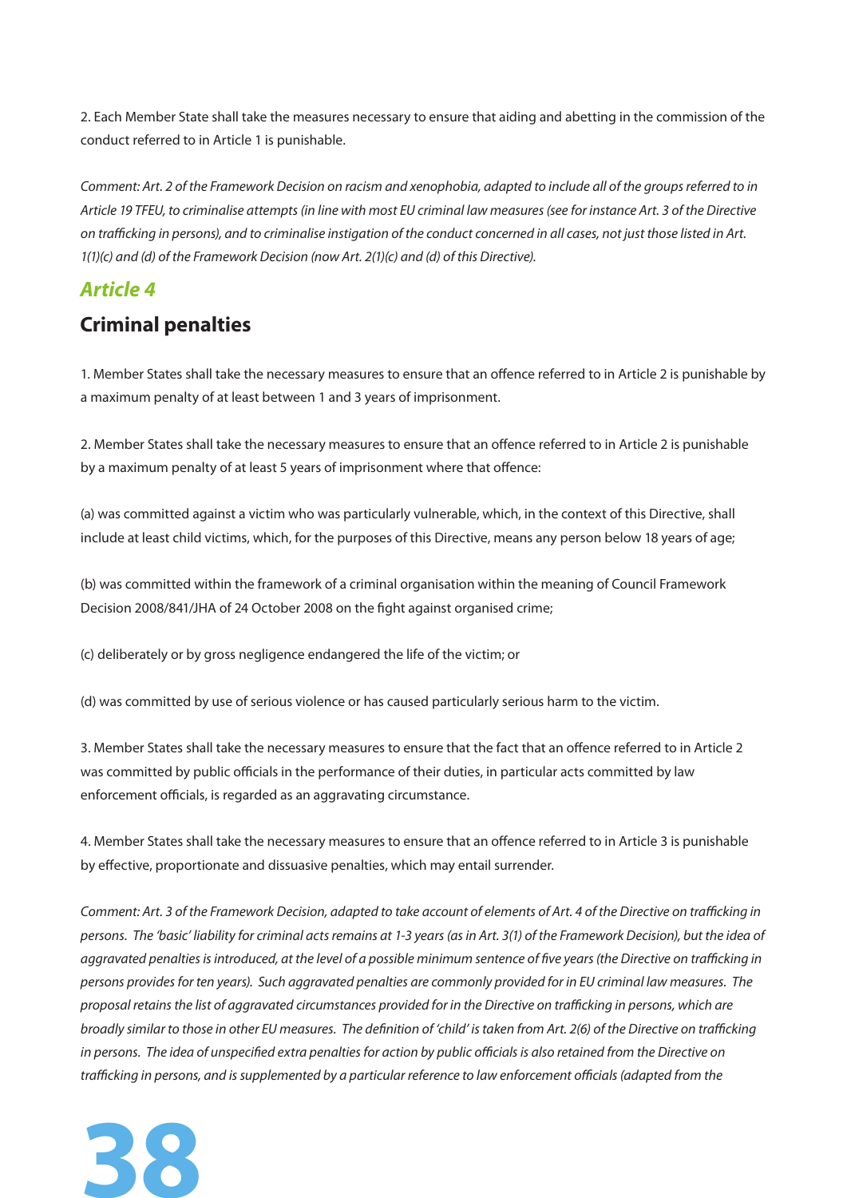2. Each Member State shall take the measures necessary to ensure that aiding and abetting in the commission of the conduct referred to in Article 1 is punishable.

*Comment: Art. 2 of the Framework Decision on racism and xenophobia, adapted to include all of the groups referred to in Article 19 TFEU, to criminalise attempts (in line with most EU criminal law measures (see for instance Art. 3 of the Directive on trafficking in persons), and to criminalise instigation of the conduct concerned in all cases, not just those listed in Art. 1(1)(c) and (d) of the Framework Decision (now Art. 2(1)(c) and (d) of this Directive).*

## *Article 4*

## Criminal penalties

1. Member States shall take the necessary measures to ensure that an offence referred to in Article 2 is punishable by a maximum penalty of at least between 1 and 3 years of imprisonment.

2. Member States shall take the necessary measures to ensure that an offence referred to in Article 2 is punishable by a maximum penalty of at least 5 years of imprisonment where that offence:

(a) was committed against a victim who was particularly vulnerable, which, in the context of this Directive, shall include at least child victims, which, for the purposes of this Directive, means any person below 18 years of age;

(b) was committed within the framework of a criminal organisation within the meaning of Council Framework Decision 2008/841/JHA of 24 October 2008 on the fight against organised crime;

(c) deliberately or by gross negligence endangered the life of the victim; or

(d) was committed by use of serious violence or has caused particularly serious harm to the victim.

3. Member States shall take the necessary measures to ensure that the fact that an offence referred to in Article 2 was committed by public officials in the performance of their duties, in particular acts committed by law enforcement officials, is regarded as an aggravating circumstance.

4. Member States shall take the necessary measures to ensure that an offence referred to in Article 3 is punishable by effective, proportionate and dissuasive penalties, which may entail surrender.

*Comment: Art. 3 of the Framework Decision, adapted to take account of elements of Art. 4 of the Directive on trafficking in persons. The 'basic' liability for criminal acts remains at 1-3 years (as in Art. 3(1) of the Framework Decision), but the idea of aggravated penalties is introduced, at the level of a possible minimum sentence of five years (the Directive on trafficking in persons provides for ten years). Such aggravated penalties are commonly provided for in EU criminal law measures. The proposal retains the list of aggravated circumstances provided for in the Directive on trafficking in persons, which are broadly similar to those in other EU measures. The definition of 'child' is taken from Art. 2(6) of the Directive on trafficking in persons. The idea of unspecified extra penalties for action by public officials is also retained from the Directive on trafficking in persons, and is supplemented by a particular reference to law enforcement officials (adapted from the*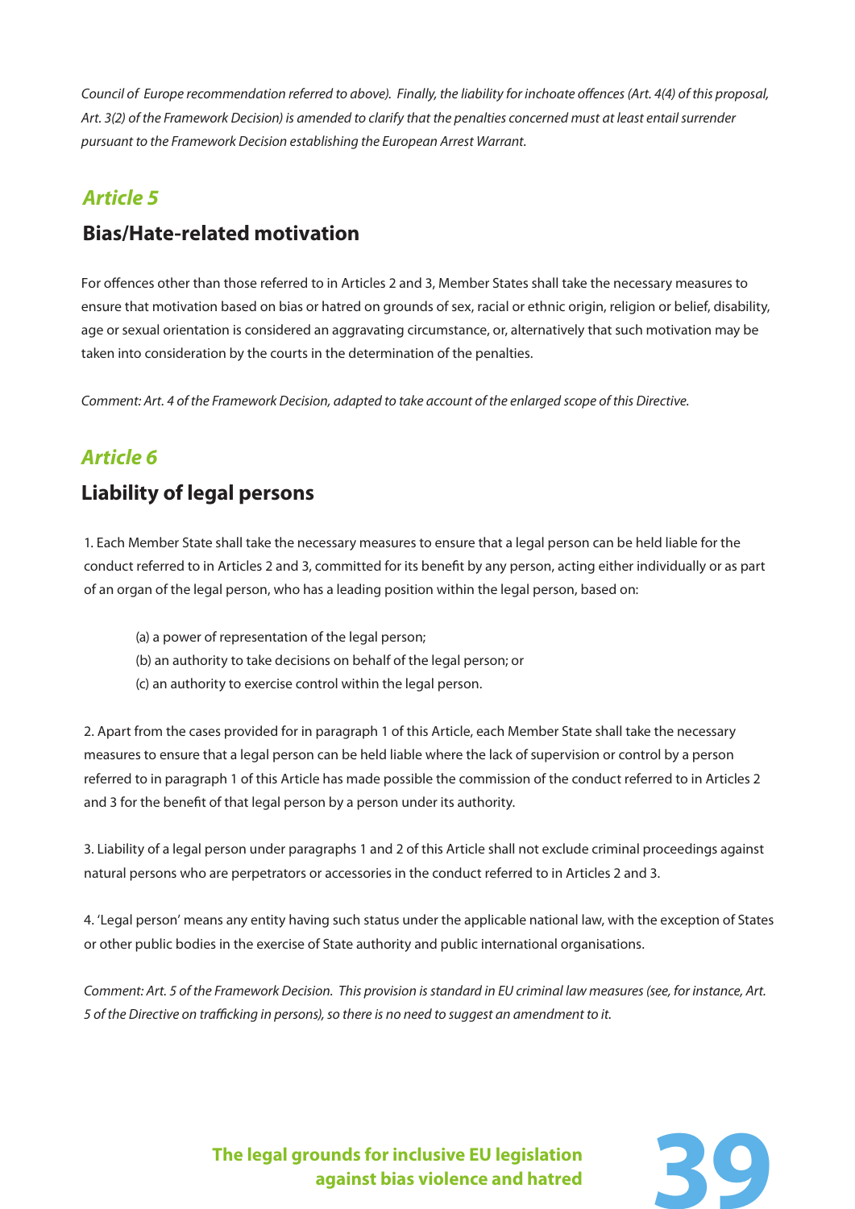*Council of Europe recommendation referred to above). Finally, the liability for inchoate offences (Art. 4(4) of this proposal, Art. 3(2) of the Framework Decision) is amended to clarify that the penalties concerned must at least entail surrender pursuant to the Framework Decision establishing the European Arrest Warrant.*

## *Article 5*

### Bias/Hate-related motivation

For offences other than those referred to in Articles 2 and 3, Member States shall take the necessary measures to ensure that motivation based on bias or hatred on grounds of sex, racial or ethnic origin, religion or belief, disability, age or sexual orientation is considered an aggravating circumstance, or, alternatively that such motivation may be taken into consideration by the courts in the determination of the penalties.

*Comment: Art. 4 of the Framework Decision, adapted to take account of the enlarged scope of this Directive.*

## *Article 6*

### Liability of legal persons

1. Each Member State shall take the necessary measures to ensure that a legal person can be held liable for the conduct referred to in Articles 2 and 3, committed for its benefit by any person, acting either individually or as part of an organ of the legal person, who has a leading position within the legal person, based on:

   (a) a power of representation of the legal person;
   (b) an authority to take decisions on behalf of the legal person; or
   (c) an authority to exercise control within the legal person.

2. Apart from the cases provided for in paragraph 1 of this Article, each Member State shall take the necessary measures to ensure that a legal person can be held liable where the lack of supervision or control by a person referred to in paragraph 1 of this Article has made possible the commission of the conduct referred to in Articles 2 and 3 for the benefit of that legal person by a person under its authority.

3. Liability of a legal person under paragraphs 1 and 2 of this Article shall not exclude criminal proceedings against natural persons who are perpetrators or accessories in the conduct referred to in Articles 2 and 3.

4. 'Legal person' means any entity having such status under the applicable national law, with the exception of States or other public bodies in the exercise of State authority and public international organisations.

*Comment: Art. 5 of the Framework Decision. This provision is standard in EU criminal law measures (see, for instance, Art. 5 of the Directive on trafficking in persons), so there is no need to suggest an amendment to it.*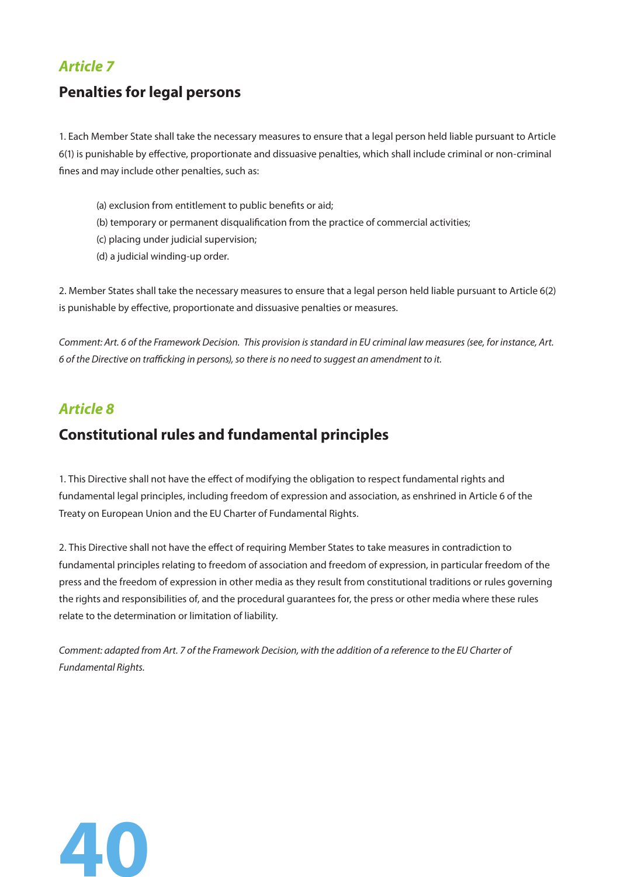## *Article 7*

## Penalties for legal persons

1. Each Member State shall take the necessary measures to ensure that a legal person held liable pursuant to Article 6(1) is punishable by effective, proportionate and dissuasive penalties, which shall include criminal or non-criminal fines and may include other penalties, such as:

   (a) exclusion from entitlement to public benefits or aid;
   (b) temporary or permanent disqualification from the practice of commercial activities;
   (c) placing under judicial supervision;
   (d) a judicial winding-up order.

2. Member States shall take the necessary measures to ensure that a legal person held liable pursuant to Article 6(2) is punishable by effective, proportionate and dissuasive penalties or measures.

*Comment: Art. 6 of the Framework Decision. This provision is standard in EU criminal law measures (see, for instance, Art. 6 of the Directive on trafficking in persons), so there is no need to suggest an amendment to it.*

## *Article 8*

## Constitutional rules and fundamental principles

1. This Directive shall not have the effect of modifying the obligation to respect fundamental rights and fundamental legal principles, including freedom of expression and association, as enshrined in Article 6 of the Treaty on European Union and the EU Charter of Fundamental Rights.

2. This Directive shall not have the effect of requiring Member States to take measures in contradiction to fundamental principles relating to freedom of association and freedom of expression, in particular freedom of the press and the freedom of expression in other media as they result from constitutional traditions or rules governing the rights and responsibilities of, and the procedural guarantees for, the press or other media where these rules relate to the determination or limitation of liability.

*Comment: adapted from Art. 7 of the Framework Decision, with the addition of a reference to the EU Charter of Fundamental Rights.*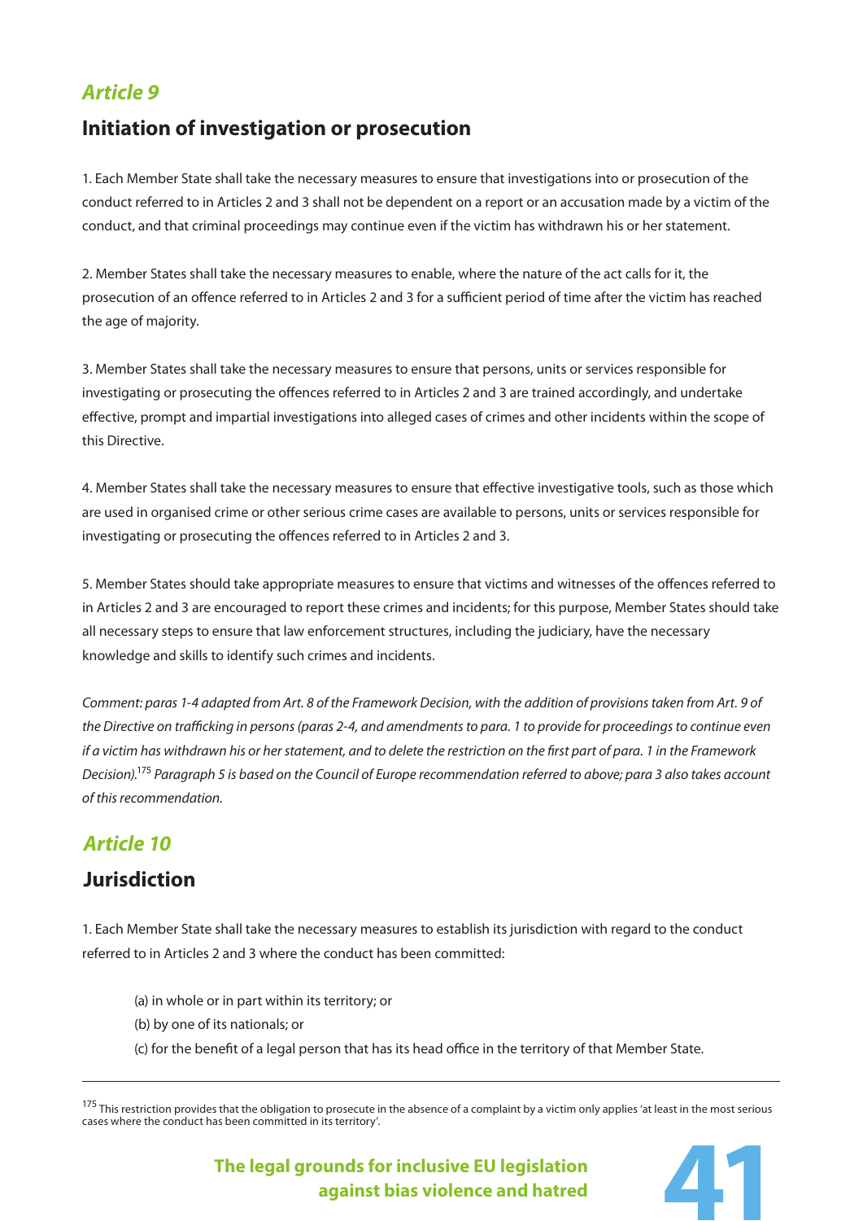## *Article 9*

## Initiation of investigation or prosecution

1. Each Member State shall take the necessary measures to ensure that investigations into or prosecution of the conduct referred to in Articles 2 and 3 shall not be dependent on a report or an accusation made by a victim of the conduct, and that criminal proceedings may continue even if the victim has withdrawn his or her statement.

2. Member States shall take the necessary measures to enable, where the nature of the act calls for it, the prosecution of an offence referred to in Articles 2 and 3 for a sufficient period of time after the victim has reached the age of majority.

3. Member States shall take the necessary measures to ensure that persons, units or services responsible for investigating or prosecuting the offences referred to in Articles 2 and 3 are trained accordingly, and undertake effective, prompt and impartial investigations into alleged cases of crimes and other incidents within the scope of this Directive.

4. Member States shall take the necessary measures to ensure that effective investigative tools, such as those which are used in organised crime or other serious crime cases are available to persons, units or services responsible for investigating or prosecuting the offences referred to in Articles 2 and 3.

5. Member States should take appropriate measures to ensure that victims and witnesses of the offences referred to in Articles 2 and 3 are encouraged to report these crimes and incidents; for this purpose, Member States should take all necessary steps to ensure that law enforcement structures, including the judiciary, have the necessary knowledge and skills to identify such crimes and incidents.

*Comment: paras 1-4 adapted from Art. 8 of the Framework Decision, with the addition of provisions taken from Art. 9 of the Directive on trafficking in persons (paras 2-4, and amendments to para. 1 to provide for proceedings to continue even if a victim has withdrawn his or her statement, and to delete the restriction on the first part of para. 1 in the Framework Decision).*[175] *Paragraph 5 is based on the Council of Europe recommendation referred to above; para 3 also takes account of this recommendation.*

## *Article 10*

## Jurisdiction

1. Each Member State shall take the necessary measures to establish its jurisdiction with regard to the conduct referred to in Articles 2 and 3 where the conduct has been committed:

(a) in whole or in part within its territory; or
(b) by one of its nationals; or
(c) for the benefit of a legal person that has its head office in the territory of that Member State.

---

[175] This restriction provides that the obligation to prosecute in the absence of a complaint by a victim only applies 'at least in the most serious cases where the conduct has been committed in its territory'.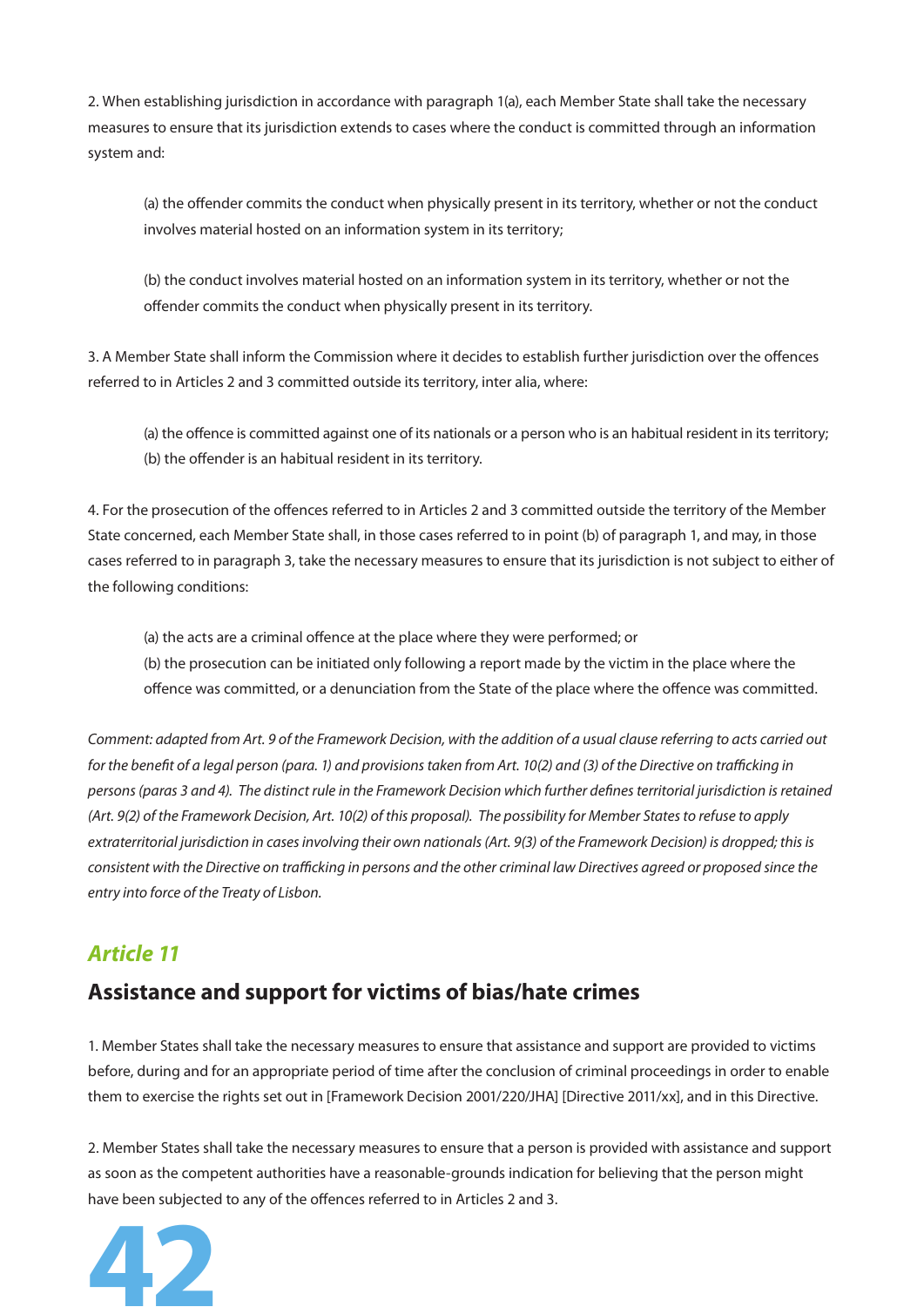2. When establishing jurisdiction in accordance with paragraph 1(a), each Member State shall take the necessary measures to ensure that its jurisdiction extends to cases where the conduct is committed through an information system and:

> (a) the offender commits the conduct when physically present in its territory, whether or not the conduct involves material hosted on an information system in its territory;
>
> (b) the conduct involves material hosted on an information system in its territory, whether or not the offender commits the conduct when physically present in its territory.

3. A Member State shall inform the Commission where it decides to establish further jurisdiction over the offences referred to in Articles 2 and 3 committed outside its territory, inter alia, where:

> (a) the offence is committed against one of its nationals or a person who is an habitual resident in its territory;
> (b) the offender is an habitual resident in its territory.

4. For the prosecution of the offences referred to in Articles 2 and 3 committed outside the territory of the Member State concerned, each Member State shall, in those cases referred to in point (b) of paragraph 1, and may, in those cases referred to in paragraph 3, take the necessary measures to ensure that its jurisdiction is not subject to either of the following conditions:

> (a) the acts are a criminal offence at the place where they were performed; or
> (b) the prosecution can be initiated only following a report made by the victim in the place where the offence was committed, or a denunciation from the State of the place where the offence was committed.

*Comment: adapted from Art. 9 of the Framework Decision, with the addition of a usual clause referring to acts carried out for the benefit of a legal person (para. 1) and provisions taken from Art. 10(2) and (3) of the Directive on trafficking in persons (paras 3 and 4). The distinct rule in the Framework Decision which further defines territorial jurisdiction is retained (Art. 9(2) of the Framework Decision, Art. 10(2) of this proposal). The possibility for Member States to refuse to apply extraterritorial jurisdiction in cases involving their own nationals (Art. 9(3) of the Framework Decision) is dropped; this is consistent with the Directive on trafficking in persons and the other criminal law Directives agreed or proposed since the entry into force of the Treaty of Lisbon.*

## *Article 11*

## Assistance and support for victims of bias/hate crimes

1. Member States shall take the necessary measures to ensure that assistance and support are provided to victims before, during and for an appropriate period of time after the conclusion of criminal proceedings in order to enable them to exercise the rights set out in [Framework Decision 2001/220/JHA] [Directive 2011/xx], and in this Directive.

2. Member States shall take the necessary measures to ensure that a person is provided with assistance and support as soon as the competent authorities have a reasonable-grounds indication for believing that the person might have been subjected to any of the offences referred to in Articles 2 and 3.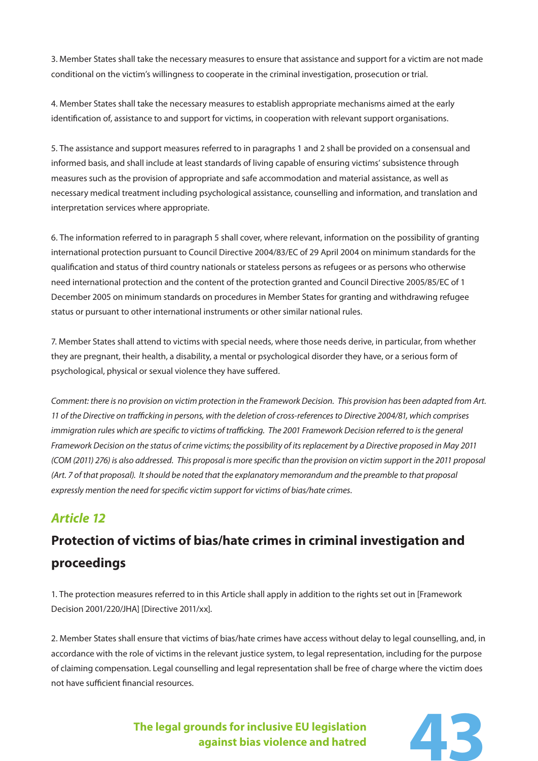3. Member States shall take the necessary measures to ensure that assistance and support for a victim are not made conditional on the victim's willingness to cooperate in the criminal investigation, prosecution or trial.

4. Member States shall take the necessary measures to establish appropriate mechanisms aimed at the early identification of, assistance to and support for victims, in cooperation with relevant support organisations.

5. The assistance and support measures referred to in paragraphs 1 and 2 shall be provided on a consensual and informed basis, and shall include at least standards of living capable of ensuring victims' subsistence through measures such as the provision of appropriate and safe accommodation and material assistance, as well as necessary medical treatment including psychological assistance, counselling and information, and translation and interpretation services where appropriate.

6. The information referred to in paragraph 5 shall cover, where relevant, information on the possibility of granting international protection pursuant to Council Directive 2004/83/EC of 29 April 2004 on minimum standards for the qualification and status of third country nationals or stateless persons as refugees or as persons who otherwise need international protection and the content of the protection granted and Council Directive 2005/85/EC of 1 December 2005 on minimum standards on procedures in Member States for granting and withdrawing refugee status or pursuant to other international instruments or other similar national rules.

7. Member States shall attend to victims with special needs, where those needs derive, in particular, from whether they are pregnant, their health, a disability, a mental or psychological disorder they have, or a serious form of psychological, physical or sexual violence they have suffered.

*Comment: there is no provision on victim protection in the Framework Decision. This provision has been adapted from Art. 11 of the Directive on trafficking in persons, with the deletion of cross-references to Directive 2004/81, which comprises immigration rules which are specific to victims of trafficking. The 2001 Framework Decision referred to is the general Framework Decision on the status of crime victims; the possibility of its replacement by a Directive proposed in May 2011 (COM (2011) 276) is also addressed. This proposal is more specific than the provision on victim support in the 2011 proposal (Art. 7 of that proposal). It should be noted that the explanatory memorandum and the preamble to that proposal expressly mention the need for specific victim support for victims of bias/hate crimes.*

## *Article 12*

## Protection of victims of bias/hate crimes in criminal investigation and proceedings

1. The protection measures referred to in this Article shall apply in addition to the rights set out in [Framework Decision 2001/220/JHA] [Directive 2011/xx].

2. Member States shall ensure that victims of bias/hate crimes have access without delay to legal counselling, and, in accordance with the role of victims in the relevant justice system, to legal representation, including for the purpose of claiming compensation. Legal counselling and legal representation shall be free of charge where the victim does not have sufficient financial resources.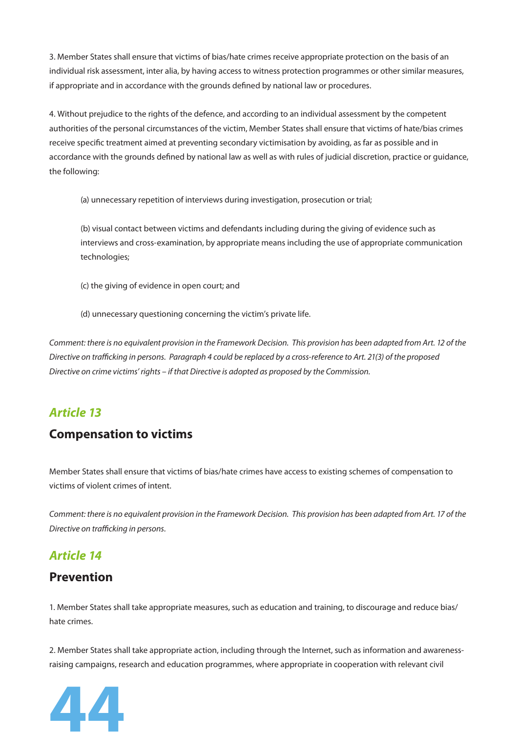3. Member States shall ensure that victims of bias/hate crimes receive appropriate protection on the basis of an individual risk assessment, inter alia, by having access to witness protection programmes or other similar measures, if appropriate and in accordance with the grounds defined by national law or procedures.

4. Without prejudice to the rights of the defence, and according to an individual assessment by the competent authorities of the personal circumstances of the victim, Member States shall ensure that victims of hate/bias crimes receive specific treatment aimed at preventing secondary victimisation by avoiding, as far as possible and in accordance with the grounds defined by national law as well as with rules of judicial discretion, practice or guidance, the following:

> (a) unnecessary repetition of interviews during investigation, prosecution or trial;
>
> (b) visual contact between victims and defendants including during the giving of evidence such as interviews and cross-examination, by appropriate means including the use of appropriate communication technologies;
>
> (c) the giving of evidence in open court; and
>
> (d) unnecessary questioning concerning the victim's private life.

*Comment: there is no equivalent provision in the Framework Decision. This provision has been adapted from Art. 12 of the Directive on trafficking in persons. Paragraph 4 could be replaced by a cross-reference to Art. 21(3) of the proposed Directive on crime victims' rights – if that Directive is adopted as proposed by the Commission.*

## *Article 13*

## Compensation to victims

Member States shall ensure that victims of bias/hate crimes have access to existing schemes of compensation to victims of violent crimes of intent.

*Comment: there is no equivalent provision in the Framework Decision. This provision has been adapted from Art. 17 of the Directive on trafficking in persons.*

## *Article 14*

## Prevention

1. Member States shall take appropriate measures, such as education and training, to discourage and reduce bias/hate crimes.

2. Member States shall take appropriate action, including through the Internet, such as information and awareness-raising campaigns, research and education programmes, where appropriate in cooperation with relevant civil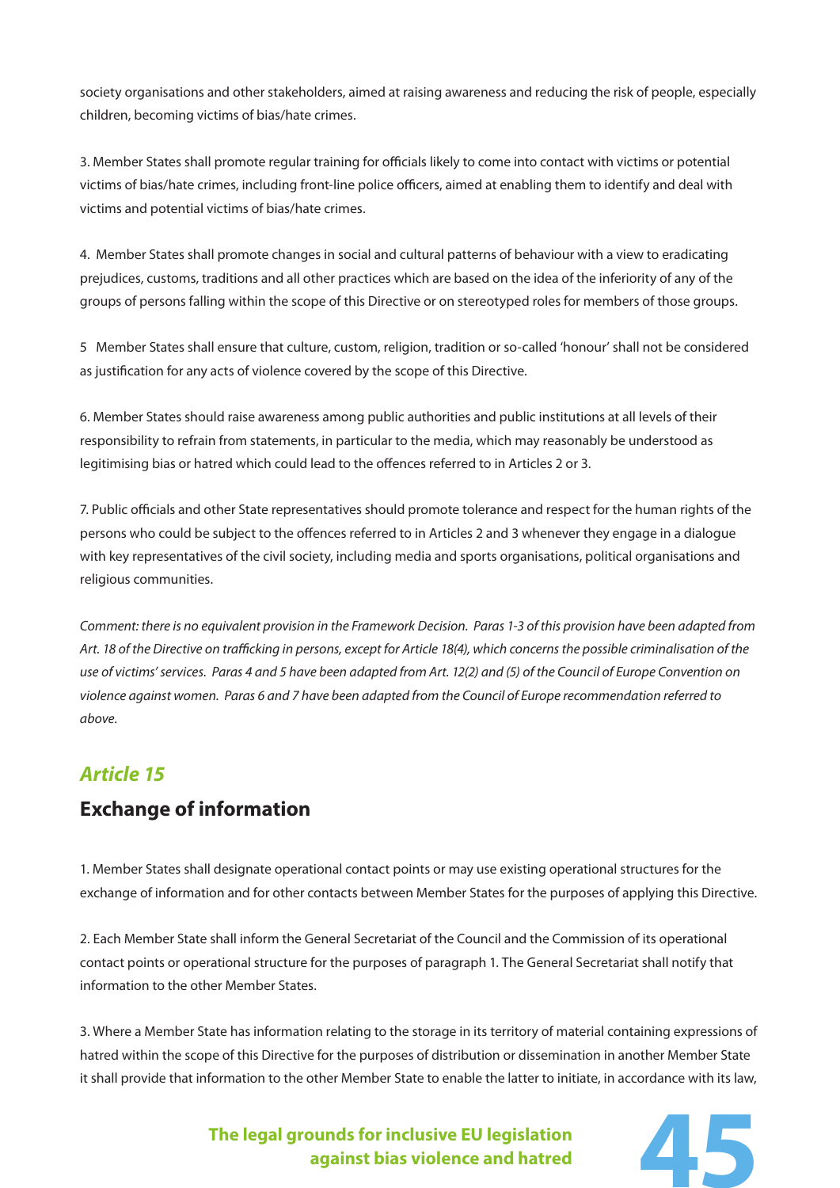society organisations and other stakeholders, aimed at raising awareness and reducing the risk of people, especially children, becoming victims of bias/hate crimes.

3. Member States shall promote regular training for officials likely to come into contact with victims or potential victims of bias/hate crimes, including front-line police officers, aimed at enabling them to identify and deal with victims and potential victims of bias/hate crimes.

4. Member States shall promote changes in social and cultural patterns of behaviour with a view to eradicating prejudices, customs, traditions and all other practices which are based on the idea of the inferiority of any of the groups of persons falling within the scope of this Directive or on stereotyped roles for members of those groups.

5 Member States shall ensure that culture, custom, religion, tradition or so-called 'honour' shall not be considered as justification for any acts of violence covered by the scope of this Directive.

6. Member States should raise awareness among public authorities and public institutions at all levels of their responsibility to refrain from statements, in particular to the media, which may reasonably be understood as legitimising bias or hatred which could lead to the offences referred to in Articles 2 or 3.

7. Public officials and other State representatives should promote tolerance and respect for the human rights of the persons who could be subject to the offences referred to in Articles 2 and 3 whenever they engage in a dialogue with key representatives of the civil society, including media and sports organisations, political organisations and religious communities.

*Comment: there is no equivalent provision in the Framework Decision. Paras 1-3 of this provision have been adapted from Art. 18 of the Directive on trafficking in persons, except for Article 18(4), which concerns the possible criminalisation of the use of victims' services. Paras 4 and 5 have been adapted from Art. 12(2) and (5) of the Council of Europe Convention on violence against women. Paras 6 and 7 have been adapted from the Council of Europe recommendation referred to above.*

## *Article 15*

## Exchange of information

1. Member States shall designate operational contact points or may use existing operational structures for the exchange of information and for other contacts between Member States for the purposes of applying this Directive.

2. Each Member State shall inform the General Secretariat of the Council and the Commission of its operational contact points or operational structure for the purposes of paragraph 1. The General Secretariat shall notify that information to the other Member States.

3. Where a Member State has information relating to the storage in its territory of material containing expressions of hatred within the scope of this Directive for the purposes of distribution or dissemination in another Member State it shall provide that information to the other Member State to enable the latter to initiate, in accordance with its law,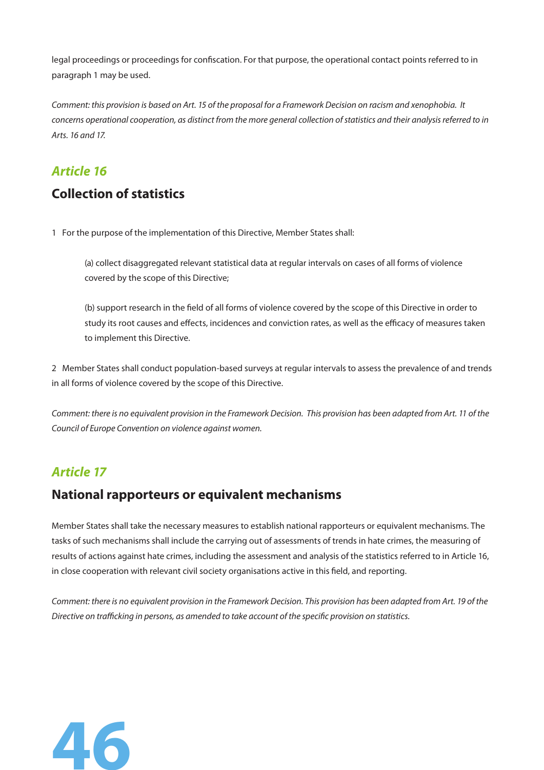legal proceedings or proceedings for confiscation. For that purpose, the operational contact points referred to in paragraph 1 may be used.

*Comment: this provision is based on Art. 15 of the proposal for a Framework Decision on racism and xenophobia. It concerns operational cooperation, as distinct from the more general collection of statistics and their analysis referred to in Arts. 16 and 17.*

## Article 16

### Collection of statistics

1 For the purpose of the implementation of this Directive, Member States shall:

(a) collect disaggregated relevant statistical data at regular intervals on cases of all forms of violence covered by the scope of this Directive;

(b) support research in the field of all forms of violence covered by the scope of this Directive in order to study its root causes and effects, incidences and conviction rates, as well as the efficacy of measures taken to implement this Directive.

2 Member States shall conduct population-based surveys at regular intervals to assess the prevalence of and trends in all forms of violence covered by the scope of this Directive.

*Comment: there is no equivalent provision in the Framework Decision. This provision has been adapted from Art. 11 of the Council of Europe Convention on violence against women.*

## Article 17

### National rapporteurs or equivalent mechanisms

Member States shall take the necessary measures to establish national rapporteurs or equivalent mechanisms. The tasks of such mechanisms shall include the carrying out of assessments of trends in hate crimes, the measuring of results of actions against hate crimes, including the assessment and analysis of the statistics referred to in Article 16, in close cooperation with relevant civil society organisations active in this field, and reporting.

*Comment: there is no equivalent provision in the Framework Decision. This provision has been adapted from Art. 19 of the Directive on trafficking in persons, as amended to take account of the specific provision on statistics.*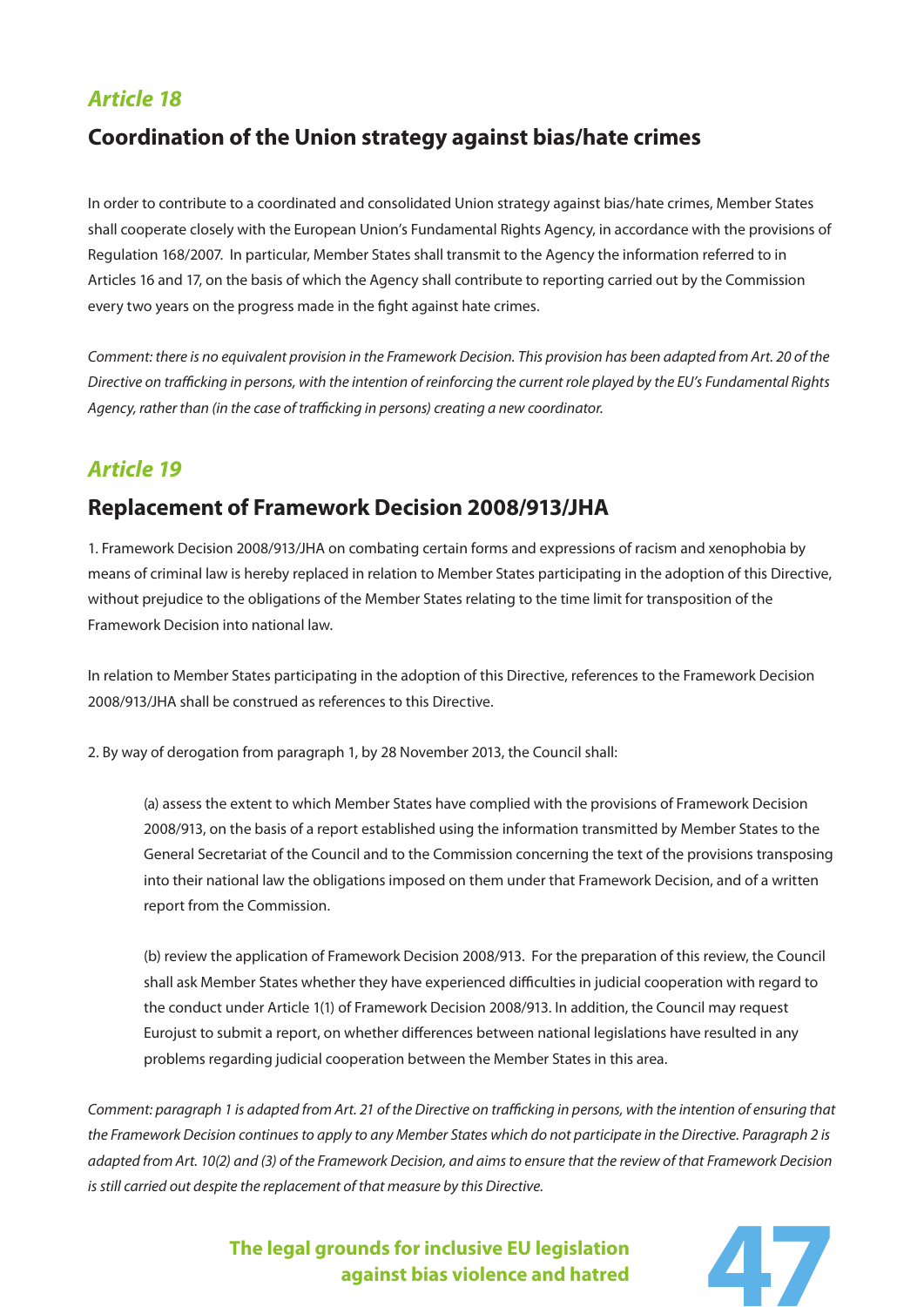## *Article 18*

## Coordination of the Union strategy against bias/hate crimes

In order to contribute to a coordinated and consolidated Union strategy against bias/hate crimes, Member States shall cooperate closely with the European Union's Fundamental Rights Agency, in accordance with the provisions of Regulation 168/2007. In particular, Member States shall transmit to the Agency the information referred to in Articles 16 and 17, on the basis of which the Agency shall contribute to reporting carried out by the Commission every two years on the progress made in the fight against hate crimes.

*Comment: there is no equivalent provision in the Framework Decision. This provision has been adapted from Art. 20 of the Directive on trafficking in persons, with the intention of reinforcing the current role played by the EU's Fundamental Rights Agency, rather than (in the case of trafficking in persons) creating a new coordinator.*

## *Article 19*

## Replacement of Framework Decision 2008/913/JHA

1. Framework Decision 2008/913/JHA on combating certain forms and expressions of racism and xenophobia by means of criminal law is hereby replaced in relation to Member States participating in the adoption of this Directive, without prejudice to the obligations of the Member States relating to the time limit for transposition of the Framework Decision into national law.

In relation to Member States participating in the adoption of this Directive, references to the Framework Decision 2008/913/JHA shall be construed as references to this Directive.

2. By way of derogation from paragraph 1, by 28 November 2013, the Council shall:

> (a) assess the extent to which Member States have complied with the provisions of Framework Decision 2008/913, on the basis of a report established using the information transmitted by Member States to the General Secretariat of the Council and to the Commission concerning the text of the provisions transposing into their national law the obligations imposed on them under that Framework Decision, and of a written report from the Commission.
>
> (b) review the application of Framework Decision 2008/913. For the preparation of this review, the Council shall ask Member States whether they have experienced difficulties in judicial cooperation with regard to the conduct under Article 1(1) of Framework Decision 2008/913. In addition, the Council may request Eurojust to submit a report, on whether differences between national legislations have resulted in any problems regarding judicial cooperation between the Member States in this area.

*Comment: paragraph 1 is adapted from Art. 21 of the Directive on trafficking in persons, with the intention of ensuring that the Framework Decision continues to apply to any Member States which do not participate in the Directive. Paragraph 2 is adapted from Art. 10(2) and (3) of the Framework Decision, and aims to ensure that the review of that Framework Decision is still carried out despite the replacement of that measure by this Directive.*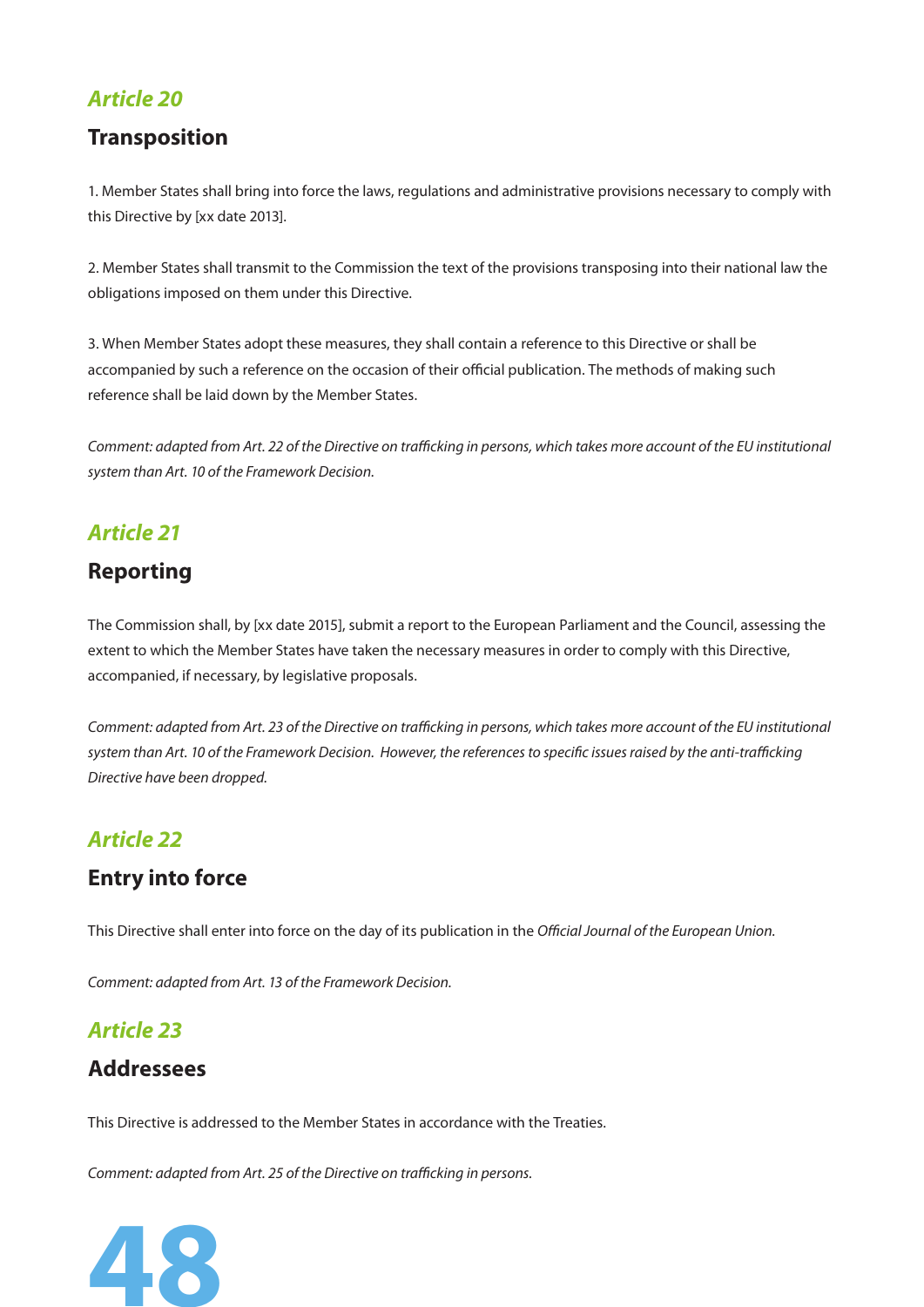## *Article 20*

### Transposition

1. Member States shall bring into force the laws, regulations and administrative provisions necessary to comply with this Directive by [xx date 2013].

2. Member States shall transmit to the Commission the text of the provisions transposing into their national law the obligations imposed on them under this Directive.

3. When Member States adopt these measures, they shall contain a reference to this Directive or shall be accompanied by such a reference on the occasion of their official publication. The methods of making such reference shall be laid down by the Member States.

*Comment: adapted from Art. 22 of the Directive on trafficking in persons, which takes more account of the EU institutional system than Art. 10 of the Framework Decision.*

## *Article 21*

### Reporting

The Commission shall, by [xx date 2015], submit a report to the European Parliament and the Council, assessing the extent to which the Member States have taken the necessary measures in order to comply with this Directive, accompanied, if necessary, by legislative proposals.

*Comment: adapted from Art. 23 of the Directive on trafficking in persons, which takes more account of the EU institutional system than Art. 10 of the Framework Decision. However, the references to specific issues raised by the anti-trafficking Directive have been dropped.*

## *Article 22*

### Entry into force

This Directive shall enter into force on the day of its publication in the *Official Journal of the European Union.*

*Comment: adapted from Art. 13 of the Framework Decision.*

## *Article 23*

### Addressees

This Directive is addressed to the Member States in accordance with the Treaties.

*Comment: adapted from Art. 25 of the Directive on trafficking in persons.*